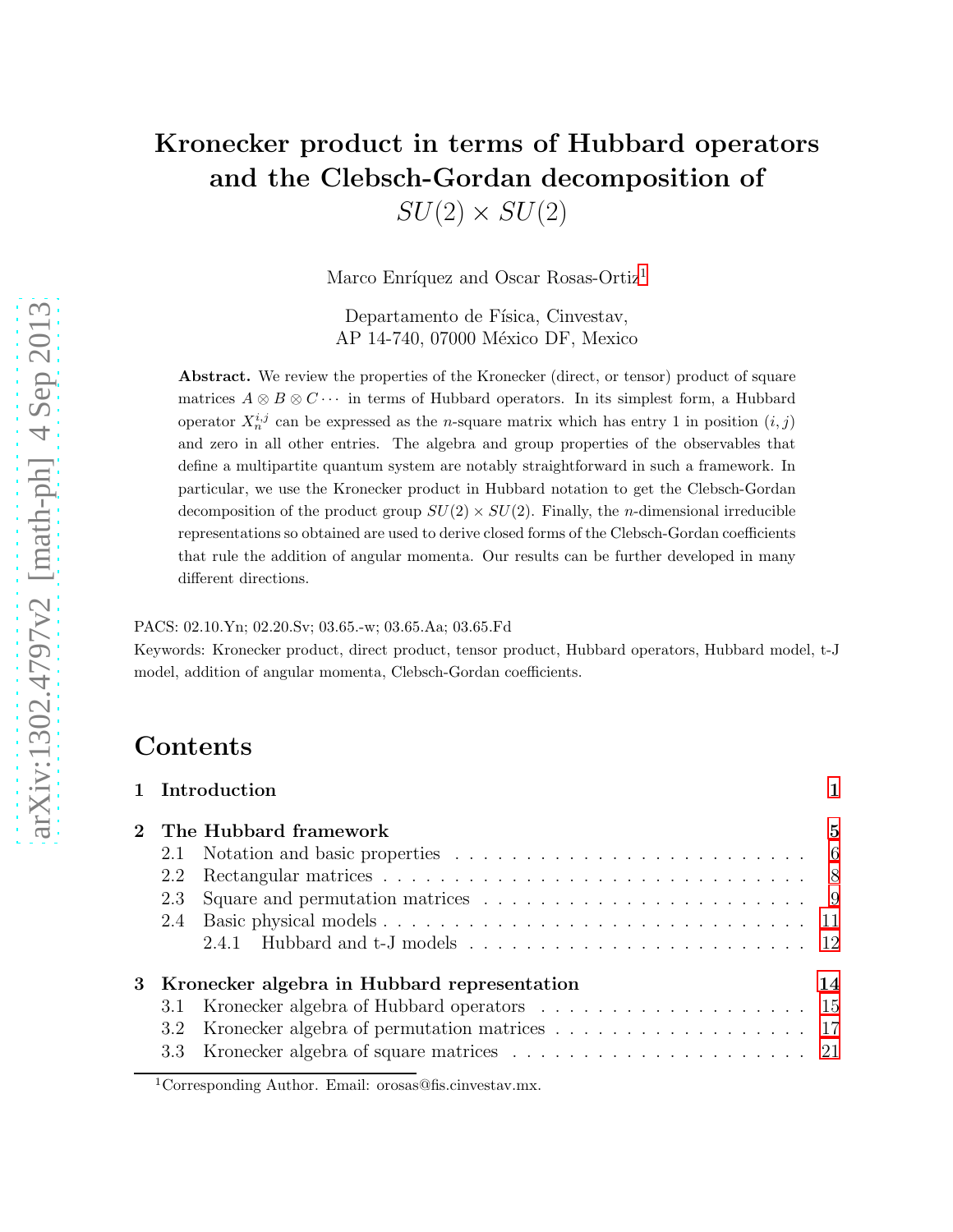# Kronecker product in terms of Hubbard operators and the Clebsch-Gordan decomposition of $SU(2) \times SU(2)$

Marco Enríquez and Oscar Rosas-Ortiz[1]

Departamento de Física, Cinvestav,
AP 14-740, 07000 México DF, Mexico

**Abstract.** We review the properties of the Kronecker (direct, or tensor) product of square matrices $A \otimes B \otimes C \cdots$ in terms of Hubbard operators. In its simplest form, a Hubbard operator $X_n^{i,j}$ can be expressed as the $n$-square matrix which has entry 1 in position $(i,j)$ and zero in all other entries. The algebra and group properties of the observables that define a multipartite quantum system are notably straightforward in such a framework. In particular, we use the Kronecker product in Hubbard notation to get the Clebsch-Gordan decomposition of the product group $SU(2) \times SU(2)$. Finally, the $n$-dimensional irreducible representations so obtained are used to derive closed forms of the Clebsch-Gordan coefficients that rule the addition of angular momenta. Our results can be further developed in many different directions.

PACS: 02.10.Yn; 02.20.Sv; 03.65.-w; 03.65.Aa; 03.65.Fd

Keywords: Kronecker product, direct product, tensor product, Hubbard operators, Hubbard model, t-J model, addition of angular momenta, Clebsch-Gordan coefficients.

## Contents

- **1 Introduction** — 1
- **2 The Hubbard framework** — 5
  - 2.1 Notation and basic properties — 6
  - 2.2 Rectangular matrices — 8
  - 2.3 Square and permutation matrices — 9
  - 2.4 Basic physical models — 11
    - 2.4.1 Hubbard and t-J models — 12
- **3 Kronecker algebra in Hubbard representation** — 14
  - 3.1 Kronecker algebra of Hubbard operators — 15
  - 3.2 Kronecker algebra of permutation matrices — 17
  - 3.3 Kronecker algebra of square matrices — 21

[1] Corresponding Author. Email: orosas@fis.cinvestav.mx.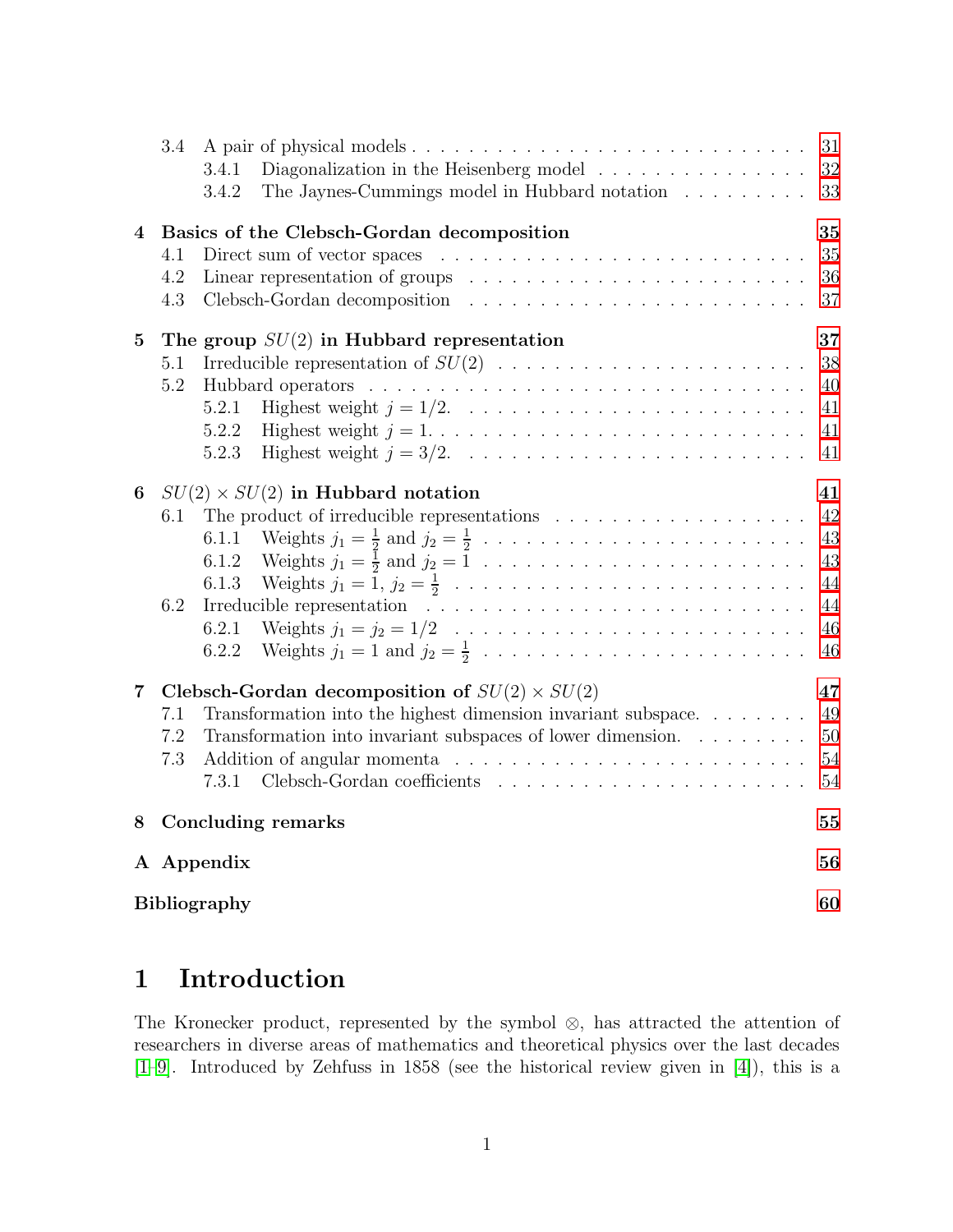3.4 A pair of physical models . . . . . . . . . . . . . . . . . . . . . . . . . . . . . 31
  3.4.1 Diagonalization in the Heisenberg model . . . . . . . . . . . . . . . . 32
  3.4.2 The Jaynes-Cummings model in Hubbard notation . . . . . . . . . . 33

**4 Basics of the Clebsch-Gordan decomposition** **35**
4.1 Direct sum of vector spaces . . . . . . . . . . . . . . . . . . . . . . . . . . . 35
4.2 Linear representation of groups . . . . . . . . . . . . . . . . . . . . . . . . . 36
4.3 Clebsch-Gordan decomposition . . . . . . . . . . . . . . . . . . . . . . . . . 37

**5 The group $SU(2)$ in Hubbard representation** **37**
5.1 Irreducible representation of $SU(2)$ . . . . . . . . . . . . . . . . . . . . . . . 38
5.2 Hubbard operators . . . . . . . . . . . . . . . . . . . . . . . . . . . . . . . . 40
  5.2.1 Highest weight $j = 1/2$. . . . . . . . . . . . . . . . . . . . . . . . . . 41
  5.2.2 Highest weight $j = 1$. . . . . . . . . . . . . . . . . . . . . . . . . . . 41
  5.2.3 Highest weight $j = 3/2$. . . . . . . . . . . . . . . . . . . . . . . . . . 41

**6 $SU(2) \times SU(2)$ in Hubbard notation** **41**
6.1 The product of irreducible representations . . . . . . . . . . . . . . . . . . . 42
  6.1.1 Weights $j_1 = \frac{1}{2}$ and $j_2 = \frac{1}{2}$ . . . . . . . . . . . . . . . . . . . . . . 43
  6.1.2 Weights $j_1 = \frac{1}{2}$ and $j_2 = 1$ . . . . . . . . . . . . . . . . . . . . . . 43
  6.1.3 Weights $j_1 = 1$, $j_2 = \frac{1}{2}$ . . . . . . . . . . . . . . . . . . . . . . . . 44
6.2 Irreducible representation . . . . . . . . . . . . . . . . . . . . . . . . . . . . 44
  6.2.1 Weights $j_1 = j_2 = 1/2$ . . . . . . . . . . . . . . . . . . . . . . . . . 46
  6.2.2 Weights $j_1 = 1$ and $j_2 = \frac{1}{2}$ . . . . . . . . . . . . . . . . . . . . . . 46

**7 Clebsch-Gordan decomposition of $SU(2) \times SU(2)$** **47**
7.1 Transformation into the highest dimension invariant subspace. . . . . . . . . 49
7.2 Transformation into invariant subspaces of lower dimension. . . . . . . . . . 50
7.3 Addition of angular momenta . . . . . . . . . . . . . . . . . . . . . . . . . . 54
  7.3.1 Clebsch-Gordan coefficients . . . . . . . . . . . . . . . . . . . . . . . 54

**8 Concluding remarks** **55**

**A Appendix** **56**

**Bibliography** **60**

# 1 Introduction

The Kronecker product, represented by the symbol $\otimes$, has attracted the attention of researchers in diverse areas of mathematics and theoretical physics over the last decades [1–9]. Introduced by Zehfuss in 1858 (see the historical review given in [4]), this is a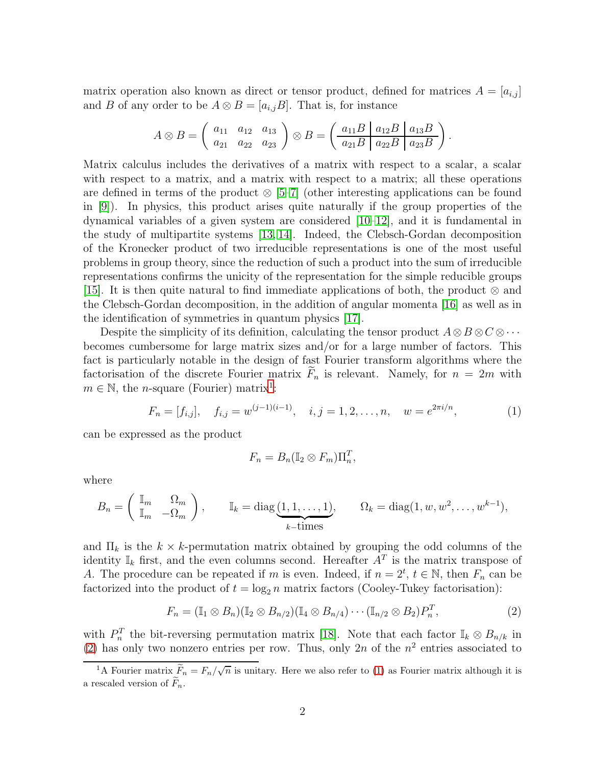matrix operation also known as direct or tensor product, defined for matrices $A = [a_{i,j}]$ and $B$ of any order to be $A \otimes B = [a_{i,j} B]$. That is, for instance

$$A \otimes B = \left( \begin{array}{ccc} a_{11} & a_{12} & a_{13} \\ a_{21} & a_{22} & a_{23} \end{array} \right) \otimes B = \left( \begin{array}{c|c|c} a_{11}B & a_{12}B & a_{13}B \\ \hline a_{21}B & a_{22}B & a_{23}B \end{array} \right).$$

Matrix calculus includes the derivatives of a matrix with respect to a scalar, a scalar with respect to a matrix, and a matrix with respect to a matrix; all these operations are defined in terms of the product $\otimes$ [5–7] (other interesting applications can be found in [9]). In physics, this product arises quite naturally if the group properties of the dynamical variables of a given system are considered [10–12], and it is fundamental in the study of multipartite systems [13, 14]. Indeed, the Clebsch-Gordan decomposition of the Kronecker product of two irreducible representations is one of the most useful problems in group theory, since the reduction of such a product into the sum of irreducible representations confirms the unicity of the representation for the simple reducible groups [15]. It is then quite natural to find immediate applications of both, the product $\otimes$ and the Clebsch-Gordan decomposition, in the addition of angular momenta [16] as well as in the identification of symmetries in quantum physics [17].

Despite the simplicity of its definition, calculating the tensor product $A \otimes B \otimes C \otimes \cdots$ becomes cumbersome for large matrix sizes and/or for a large number of factors. This fact is particularly notable in the design of fast Fourier transform algorithms where the factorisation of the discrete Fourier matrix $\widetilde{F}_n$ is relevant. Namely, for $n = 2m$ with $m \in \mathbb{N}$, the $n$-square (Fourier) matrix[1]:

$$F_n = [f_{i,j}], \quad f_{i,j} = w^{(j-1)(i-1)}, \quad i, j = 1, 2, \ldots, n, \quad w = e^{2\pi i/n}, \tag{1}$$

can be expressed as the product

$$F_n = B_n(\mathbb{I}_2 \otimes F_m)\Pi_n^T,$$

where

$$B_n = \left( \begin{array}{cc} \mathbb{I}_m & \Omega_m \\ \mathbb{I}_m & -\Omega_m \end{array} \right), \qquad \mathbb{I}_k = \operatorname{diag}\underbrace{(1, 1, \ldots, 1)}_{k\text{–times}}, \qquad \Omega_k = \operatorname{diag}(1, w, w^2, \ldots, w^{k-1}),$$

and $\Pi_k$ is the $k \times k$-permutation matrix obtained by grouping the odd columns of the identity $\mathbb{I}_k$ first, and the even columns second. Hereafter $A^T$ is the matrix transpose of $A$. The procedure can be repeated if $m$ is even. Indeed, if $n = 2^t$, $t \in \mathbb{N}$, then $F_n$ can be factorized into the product of $t = \log_2 n$ matrix factors (Cooley-Tukey factorisation):

$$F_n = (\mathbb{I}_1 \otimes B_n)(\mathbb{I}_2 \otimes B_{n/2})(\mathbb{I}_4 \otimes B_{n/4}) \cdots (\mathbb{I}_{n/2} \otimes B_2)P_n^T, \tag{2}$$

with $P_n^T$ the bit-reversing permutation matrix [18]. Note that each factor $\mathbb{I}_k \otimes B_{n/k}$ in (2) has only two nonzero entries per row. Thus, only $2n$ of the $n^2$ entries associated to

[1] A Fourier matrix $\widetilde{F}_n = F_n/\sqrt{n}$ is unitary. Here we also refer to (1) as Fourier matrix although it is a rescaled version of $\widetilde{F}_n$.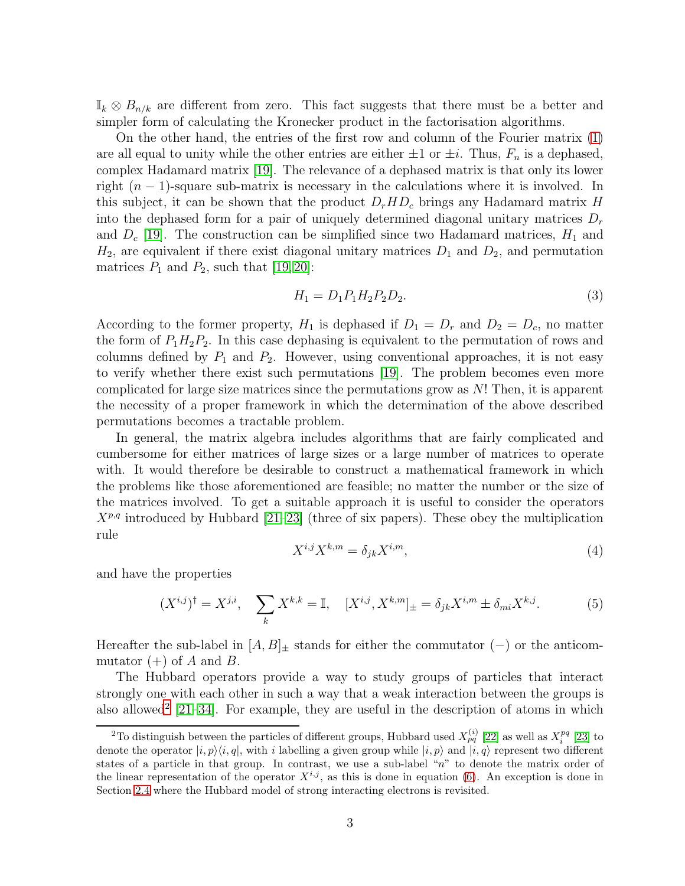$\mathbb{I}_k \otimes B_{n/k}$ are different from zero. This fact suggests that there must be a better and simpler form of calculating the Kronecker product in the factorisation algorithms.

On the other hand, the entries of the first row and column of the Fourier matrix (1) are all equal to unity while the other entries are either $\pm 1$ or $\pm i$. Thus, $F_n$ is a dephased, complex Hadamard matrix [19]. The relevance of a dephased matrix is that only its lower right $(n-1)$-square sub-matrix is necessary in the calculations where it is involved. In this subject, it can be shown that the product $D_r H D_c$ brings any Hadamard matrix $H$ into the dephased form for a pair of uniquely determined diagonal unitary matrices $D_r$ and $D_c$ [19]. The construction can be simplified since two Hadamard matrices, $H_1$ and $H_2$, are equivalent if there exist diagonal unitary matrices $D_1$ and $D_2$, and permutation matrices $P_1$ and $P_2$, such that [19, 20]:

$$H_1 = D_1 P_1 H_2 P_2 D_2. \tag{3}$$

According to the former property, $H_1$ is dephased if $D_1 = D_r$ and $D_2 = D_c$, no matter the form of $P_1 H_2 P_2$. In this case dephasing is equivalent to the permutation of rows and columns defined by $P_1$ and $P_2$. However, using conventional approaches, it is not easy to verify whether there exist such permutations [19]. The problem becomes even more complicated for large size matrices since the permutations grow as $N!$ Then, it is apparent the necessity of a proper framework in which the determination of the above described permutations becomes a tractable problem.

In general, the matrix algebra includes algorithms that are fairly complicated and cumbersome for either matrices of large sizes or a large number of matrices to operate with. It would therefore be desirable to construct a mathematical framework in which the problems like those aforementioned are feasible; no matter the number or the size of the matrices involved. To get a suitable approach it is useful to consider the operators $X^{p,q}$ introduced by Hubbard [21–23] (three of six papers). These obey the multiplication rule

$$X^{i,j} X^{k,m} = \delta_{jk} X^{i,m}, \tag{4}$$

and have the properties

$$(X^{i,j})^\dagger = X^{j,i}, \quad \sum_k X^{k,k} = \mathbb{I}, \quad [X^{i,j}, X^{k,m}]_\pm = \delta_{jk} X^{i,m} \pm \delta_{mi} X^{k,j}. \tag{5}$$

Hereafter the sub-label in $[A, B]_\pm$ stands for either the commutator $(-)$ or the anticommutator $(+)$ of $A$ and $B$.

The Hubbard operators provide a way to study groups of particles that interact strongly one with each other in such a way that a weak interaction between the groups is also allowed[2] [21–34]. For example, they are useful in the description of atoms in which

[2] To distinguish between the particles of different groups, Hubbard used $X_{pq}^{(i)}$ [22] as well as $X_i^{pq}$ [23] to denote the operator $|i,p\rangle\langle i,q|$, with $i$ labelling a given group while $|i,p\rangle$ and $|i,q\rangle$ represent two different states of a particle in that group. In contrast, we use a sub-label "$n$" to denote the matrix order of the linear representation of the operator $X^{i,j}$, as this is done in equation (6). An exception is done in Section 2.4 where the Hubbard model of strong interacting electrons is revisited.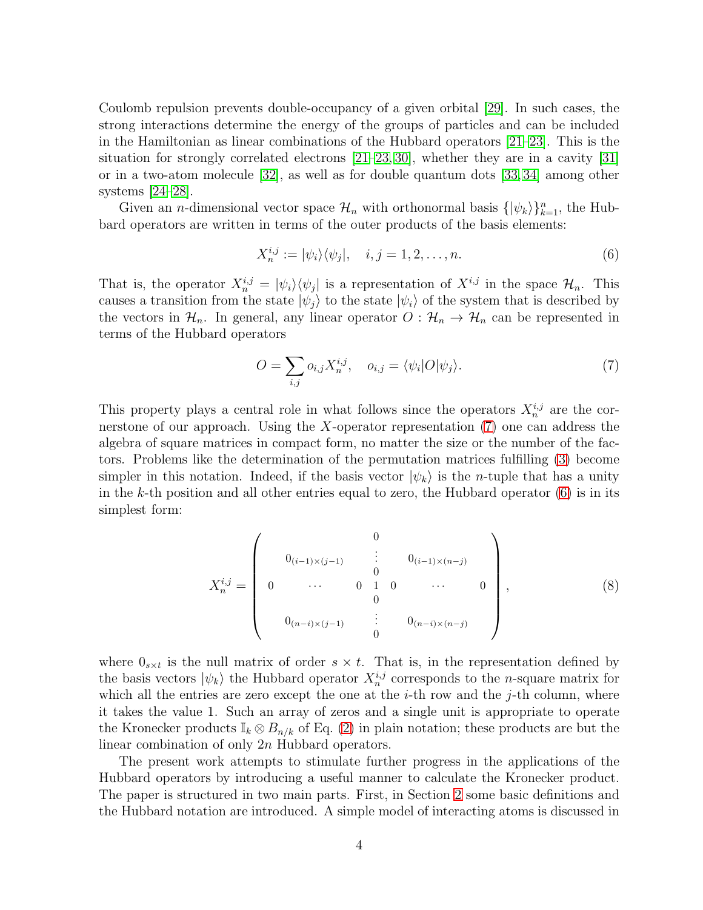Coulomb repulsion prevents double-occupancy of a given orbital [29]. In such cases, the strong interactions determine the energy of the groups of particles and can be included in the Hamiltonian as linear combinations of the Hubbard operators [21–23]. This is the situation for strongly correlated electrons [21–23, 30], whether they are in a cavity [31] or in a two-atom molecule [32], as well as for double quantum dots [33, 34] among other systems [24–28].

Given an $n$-dimensional vector space $\mathcal{H}_n$ with orthonormal basis $\{|\psi_k\rangle\}_{k=1}^n$, the Hubbard operators are written in terms of the outer products of the basis elements:

$$X_n^{i,j} := |\psi_i\rangle\langle\psi_j|, \quad i, j = 1, 2, \ldots, n. \tag{6}$$

That is, the operator $X_n^{i,j} = |\psi_i\rangle\langle\psi_j|$ is a representation of $X^{i,j}$ in the space $\mathcal{H}_n$. This causes a transition from the state $|\psi_j\rangle$ to the state $|\psi_i\rangle$ of the system that is described by the vectors in $\mathcal{H}_n$. In general, any linear operator $O : \mathcal{H}_n \to \mathcal{H}_n$ can be represented in terms of the Hubbard operators

$$O = \sum_{i,j} o_{i,j} X_n^{i,j}, \quad o_{i,j} = \langle\psi_i|O|\psi_j\rangle. \tag{7}$$

This property plays a central role in what follows since the operators $X_n^{i,j}$ are the cornerstone of our approach. Using the $X$-operator representation (7) one can address the algebra of square matrices in compact form, no matter the size or the number of the factors. Problems like the determination of the permutation matrices fulfilling (3) become simpler in this notation. Indeed, if the basis vector $|\psi_k\rangle$ is the $n$-tuple that has a unity in the $k$-th position and all other entries equal to zero, the Hubbard operator (6) is in its simplest form:

$$X_n^{i,j} = \left( \begin{array}{ccccccc} & 0_{(i-1)\times(j-1)} & & \begin{array}{c} 0 \\ \vdots \\ 0 \end{array} & & 0_{(i-1)\times(n-j)} & \\ 0 & \cdots & 0 & 1 & 0 & \cdots & 0 \\ & 0_{(n-i)\times(j-1)} & & \begin{array}{c} 0 \\ \vdots \\ 0 \end{array} & & 0_{(n-i)\times(n-j)} & \end{array} \right), \tag{8}$$

where $0_{s\times t}$ is the null matrix of order $s \times t$. That is, in the representation defined by the basis vectors $|\psi_k\rangle$ the Hubbard operator $X_n^{i,j}$ corresponds to the $n$-square matrix for which all the entries are zero except the one at the $i$-th row and the $j$-th column, where it takes the value 1. Such an array of zeros and a single unit is appropriate to operate the Kronecker products $\mathbb{I}_k \otimes B_{n/k}$ of Eq. (2) in plain notation; these products are but the linear combination of only $2n$ Hubbard operators.

The present work attempts to stimulate further progress in the applications of the Hubbard operators by introducing a useful manner to calculate the Kronecker product. The paper is structured in two main parts. First, in Section 2 some basic definitions and the Hubbard notation are introduced. A simple model of interacting atoms is discussed in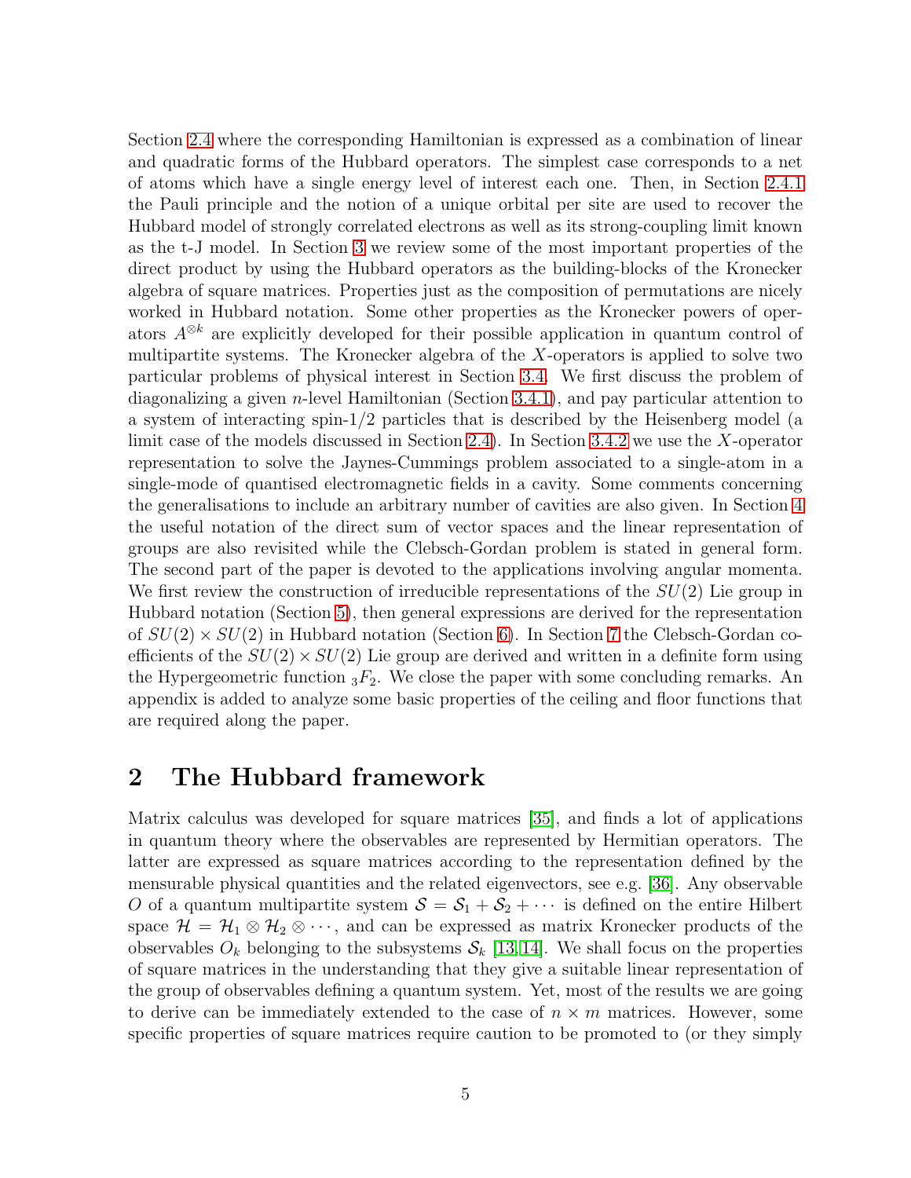Section 2.4 where the corresponding Hamiltonian is expressed as a combination of linear and quadratic forms of the Hubbard operators. The simplest case corresponds to a net of atoms which have a single energy level of interest each one. Then, in Section 2.4.1 the Pauli principle and the notion of a unique orbital per site are used to recover the Hubbard model of strongly correlated electrons as well as its strong-coupling limit known as the t-J model. In Section 3 we review some of the most important properties of the direct product by using the Hubbard operators as the building-blocks of the Kronecker algebra of square matrices. Properties just as the composition of permutations are nicely worked in Hubbard notation. Some other properties as the Kronecker powers of operators $A^{\otimes k}$ are explicitly developed for their possible application in quantum control of multipartite systems. The Kronecker algebra of the $X$-operators is applied to solve two particular problems of physical interest in Section 3.4. We first discuss the problem of diagonalizing a given $n$-level Hamiltonian (Section 3.4.1), and pay particular attention to a system of interacting spin-1/2 particles that is described by the Heisenberg model (a limit case of the models discussed in Section 2.4). In Section 3.4.2 we use the $X$-operator representation to solve the Jaynes-Cummings problem associated to a single-atom in a single-mode of quantised electromagnetic fields in a cavity. Some comments concerning the generalisations to include an arbitrary number of cavities are also given. In Section 4 the useful notation of the direct sum of vector spaces and the linear representation of groups are also revisited while the Clebsch-Gordan problem is stated in general form. The second part of the paper is devoted to the applications involving angular momenta. We first review the construction of irreducible representations of the $SU(2)$ Lie group in Hubbard notation (Section 5), then general expressions are derived for the representation of $SU(2) \times SU(2)$ in Hubbard notation (Section 6). In Section 7 the Clebsch-Gordan coefficients of the $SU(2) \times SU(2)$ Lie group are derived and written in a definite form using the Hypergeometric function ${}_3F_2$. We close the paper with some concluding remarks. An appendix is added to analyze some basic properties of the ceiling and floor functions that are required along the paper.

## 2 The Hubbard framework

Matrix calculus was developed for square matrices [35], and finds a lot of applications in quantum theory where the observables are represented by Hermitian operators. The latter are expressed as square matrices according to the representation defined by the mensurable physical quantities and the related eigenvectors, see e.g. [36]. Any observable $O$ of a quantum multipartite system $\mathcal{S} = \mathcal{S}_1 + \mathcal{S}_2 + \cdots$ is defined on the entire Hilbert space $\mathcal{H} = \mathcal{H}_1 \otimes \mathcal{H}_2 \otimes \cdots$, and can be expressed as matrix Kronecker products of the observables $O_k$ belonging to the subsystems $\mathcal{S}_k$ [13, 14]. We shall focus on the properties of square matrices in the understanding that they give a suitable linear representation of the group of observables defining a quantum system. Yet, most of the results we are going to derive can be immediately extended to the case of $n \times m$ matrices. However, some specific properties of square matrices require caution to be promoted to (or they simply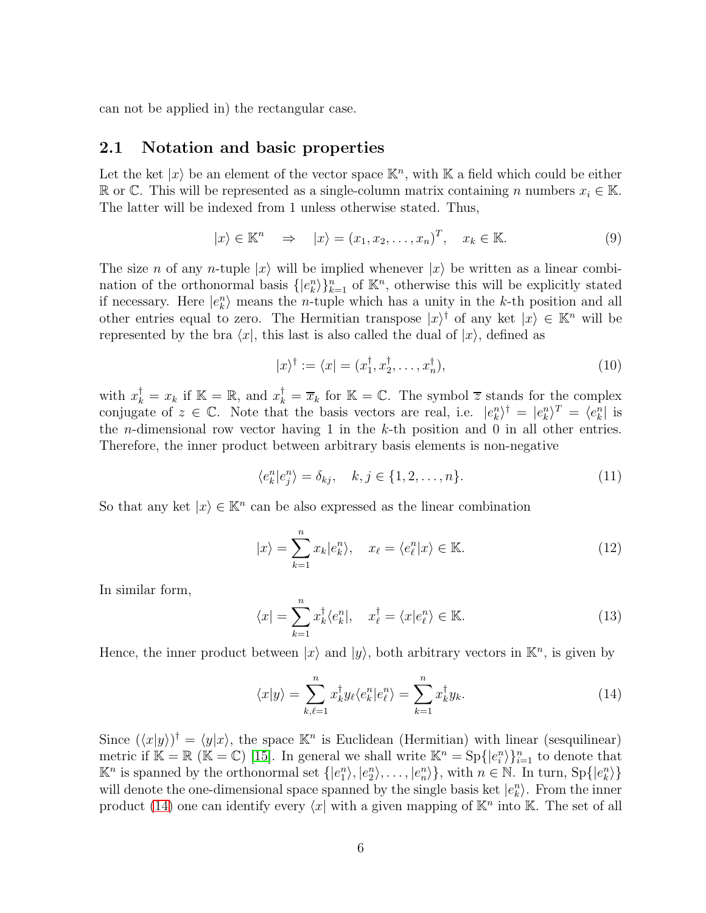can not be applied in) the rectangular case.

## 2.1 Notation and basic properties

Let the ket $|x\rangle$ be an element of the vector space $\mathbb{K}^n$, with $\mathbb{K}$ a field which could be either $\mathbb{R}$ or $\mathbb{C}$. This will be represented as a single-column matrix containing $n$ numbers $x_i \in \mathbb{K}$. The latter will be indexed from 1 unless otherwise stated. Thus,

$$|x\rangle \in \mathbb{K}^n \quad \Rightarrow \quad |x\rangle = (x_1, x_2, \ldots, x_n)^T, \quad x_k \in \mathbb{K}. \tag{9}$$

The size $n$ of any $n$-tuple $|x\rangle$ will be implied whenever $|x\rangle$ be written as a linear combination of the orthonormal basis $\{|e_k^n\rangle\}_{k=1}^n$ of $\mathbb{K}^n$, otherwise this will be explicitly stated if necessary. Here $|e_k^n\rangle$ means the $n$-tuple which has a unity in the $k$-th position and all other entries equal to zero. The Hermitian transpose $|x\rangle^\dagger$ of any ket $|x\rangle \in \mathbb{K}^n$ will be represented by the bra $\langle x|$, this last is also called the dual of $|x\rangle$, defined as

$$|x\rangle^\dagger := \langle x| = (x_1^\dagger, x_2^\dagger, \ldots, x_n^\dagger), \tag{10}$$

with $x_k^\dagger = x_k$ if $\mathbb{K} = \mathbb{R}$, and $x_k^\dagger = \overline{x}_k$ for $\mathbb{K} = \mathbb{C}$. The symbol $\overline{z}$ stands for the complex conjugate of $z \in \mathbb{C}$. Note that the basis vectors are real, i.e. $|e_k^n\rangle^\dagger = |e_k^n\rangle^T = \langle e_k^n|$ is the $n$-dimensional row vector having 1 in the $k$-th position and 0 in all other entries. Therefore, the inner product between arbitrary basis elements is non-negative

$$\langle e_k^n | e_j^n \rangle = \delta_{kj}, \quad k, j \in \{1, 2, \ldots, n\}. \tag{11}$$

So that any ket $|x\rangle \in \mathbb{K}^n$ can be also expressed as the linear combination

$$|x\rangle = \sum_{k=1}^n x_k |e_k^n\rangle, \quad x_\ell = \langle e_\ell^n | x \rangle \in \mathbb{K}. \tag{12}$$

In similar form,

$$\langle x| = \sum_{k=1}^n x_k^\dagger \langle e_k^n|, \quad x_\ell^\dagger = \langle x | e_\ell^n \rangle \in \mathbb{K}. \tag{13}$$

Hence, the inner product between $|x\rangle$ and $|y\rangle$, both arbitrary vectors in $\mathbb{K}^n$, is given by

$$\langle x|y\rangle = \sum_{k,\ell=1}^n x_k^\dagger y_\ell \langle e_k^n | e_\ell^n \rangle = \sum_{k=1}^n x_k^\dagger y_k. \tag{14}$$

Since $(\langle x|y\rangle)^\dagger = \langle y|x\rangle$, the space $\mathbb{K}^n$ is Euclidean (Hermitian) with linear (sesquilinear) metric if $\mathbb{K} = \mathbb{R}$ ($\mathbb{K} = \mathbb{C}$) [15]. In general we shall write $\mathbb{K}^n = \mathrm{Sp}\{|e_i^n\rangle\}_{i=1}^n$ to denote that $\mathbb{K}^n$ is spanned by the orthonormal set $\{|e_1^n\rangle, |e_2^n\rangle, \ldots, |e_n^n\rangle\}$, with $n \in \mathbb{N}$. In turn, $\mathrm{Sp}\{|e_k^n\rangle\}$ will denote the one-dimensional space spanned by the single basis ket $|e_k^n\rangle$. From the inner product (14) one can identify every $\langle x|$ with a given mapping of $\mathbb{K}^n$ into $\mathbb{K}$. The set of all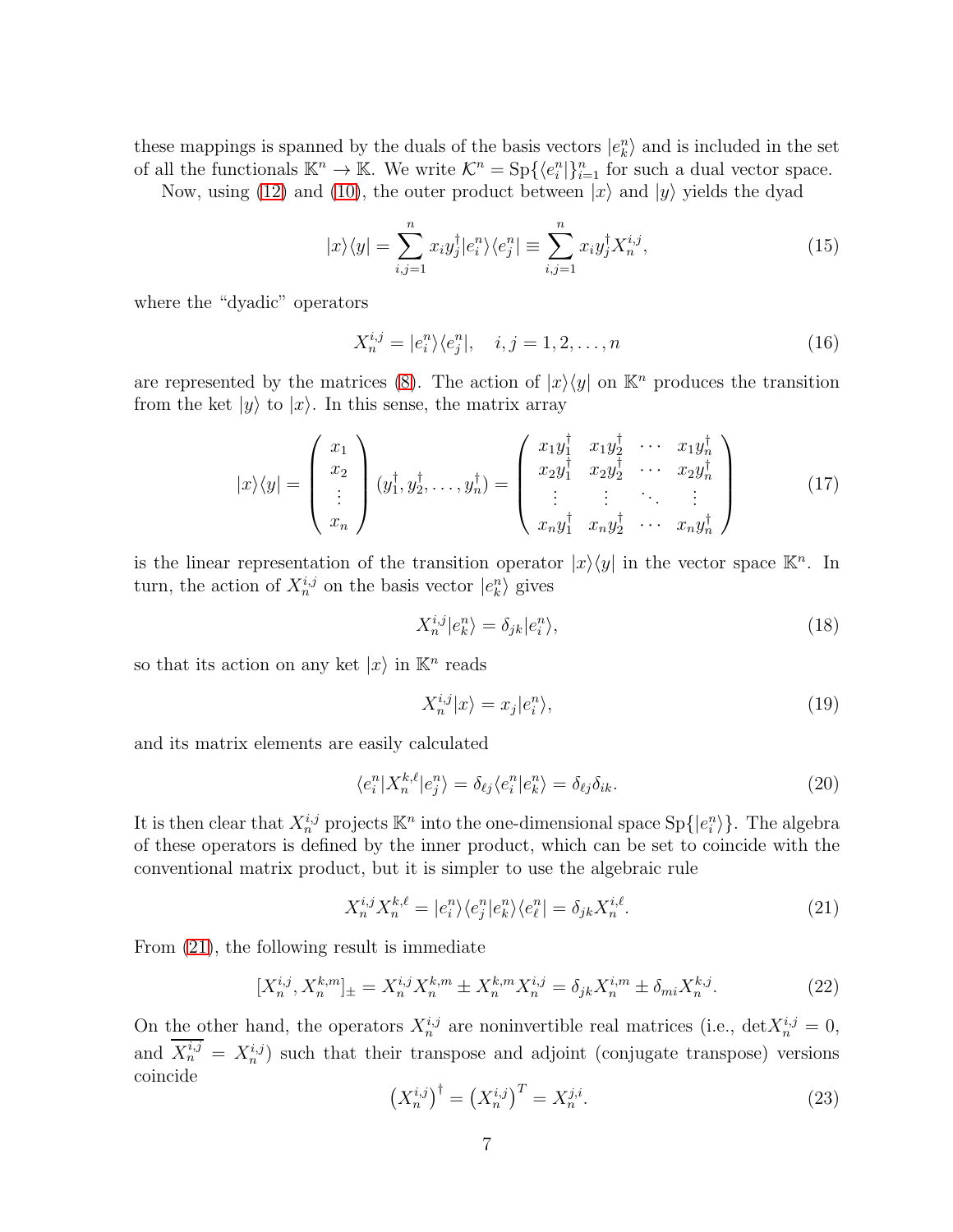these mappings is spanned by the duals of the basis vectors $|e_k^n\rangle$ and is included in the set of all the functionals $\mathbb{K}^n \to \mathbb{K}$. We write $\mathcal{K}^n = \text{Sp}\{\langle e_i^n|\}_{i=1}^n$ for such a dual vector space.

Now, using (12) and (10), the outer product between $|x\rangle$ and $|y\rangle$ yields the dyad

$$
|x\rangle\langle y| = \sum_{i,j=1}^{n} x_i y_j^\dagger |e_i^n\rangle\langle e_j^n| \equiv \sum_{i,j=1}^{n} x_i y_j^\dagger X_n^{i,j}, \tag{15}
$$

where the "dyadic" operators

$$
X_n^{i,j} = |e_i^n\rangle\langle e_j^n|, \quad i,j = 1,2,\ldots,n \tag{16}
$$

are represented by the matrices (8). The action of $|x\rangle\langle y|$ on $\mathbb{K}^n$ produces the transition from the ket $|y\rangle$ to $|x\rangle$. In this sense, the matrix array

$$
|x\rangle\langle y| = \begin{pmatrix} x_1 \\ x_2 \\ \vdots \\ x_n \end{pmatrix} (y_1^\dagger, y_2^\dagger, \ldots, y_n^\dagger) = \begin{pmatrix} x_1 y_1^\dagger & x_1 y_2^\dagger & \cdots & x_1 y_n^\dagger \\ x_2 y_1^\dagger & x_2 y_2^\dagger & \cdots & x_2 y_n^\dagger \\ \vdots & \vdots & \ddots & \vdots \\ x_n y_1^\dagger & x_n y_2^\dagger & \cdots & x_n y_n^\dagger \end{pmatrix} \tag{17}
$$

is the linear representation of the transition operator $|x\rangle\langle y|$ in the vector space $\mathbb{K}^n$. In turn, the action of $X_n^{i,j}$ on the basis vector $|e_k^n\rangle$ gives

$$
X_n^{i,j}|e_k^n\rangle = \delta_{jk}|e_i^n\rangle, \tag{18}
$$

so that its action on any ket $|x\rangle$ in $\mathbb{K}^n$ reads

$$
X_n^{i,j}|x\rangle = x_j|e_i^n\rangle, \tag{19}
$$

and its matrix elements are easily calculated

$$
\langle e_i^n|X_n^{k,\ell}|e_j^n\rangle = \delta_{\ell j}\langle e_i^n|e_k^n\rangle = \delta_{\ell j}\delta_{ik}. \tag{20}
$$

It is then clear that $X_n^{i,j}$ projects $\mathbb{K}^n$ into the one-dimensional space $\text{Sp}\{|e_i^n\rangle\}$. The algebra of these operators is defined by the inner product, which can be set to coincide with the conventional matrix product, but it is simpler to use the algebraic rule

$$
X_n^{i,j}X_n^{k,\ell} = |e_i^n\rangle\langle e_j^n|e_k^n\rangle\langle e_\ell^n| = \delta_{jk}X_n^{i,\ell}. \tag{21}
$$

From (21), the following result is immediate

$$
[X_n^{i,j}, X_n^{k,m}]_\pm = X_n^{i,j}X_n^{k,m} \pm X_n^{k,m}X_n^{i,j} = \delta_{jk}X_n^{i,m} \pm \delta_{mi}X_n^{k,j}. \tag{22}
$$

On the other hand, the operators $X_n^{i,j}$ are noninvertible real matrices (i.e., $\det X_n^{i,j} = 0$, and $\overline{X_n^{i,j}} = X_n^{i,j}$) such that their transpose and adjoint (conjugate transpose) versions coincide

$$
\left(X_n^{i,j}\right)^\dagger = \left(X_n^{i,j}\right)^T = X_n^{j,i}. \tag{23}
$$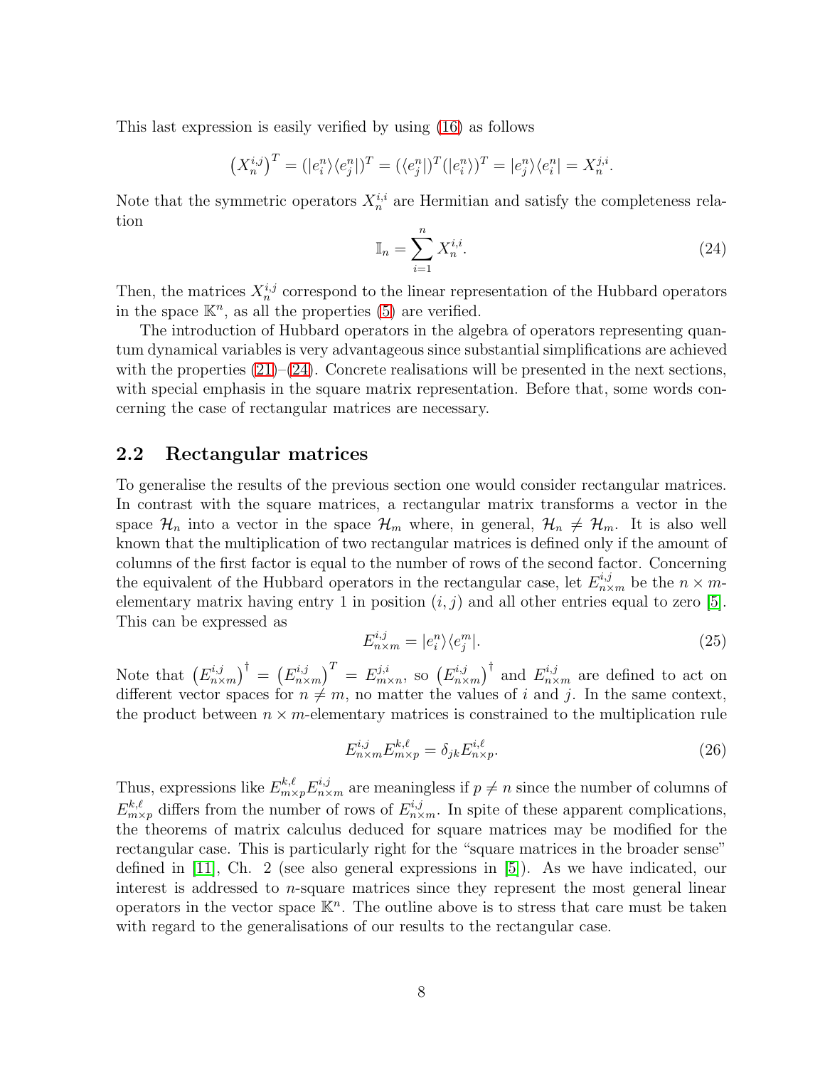This last expression is easily verified by using (16) as follows

$$\left(X_n^{i,j}\right)^T = (|e_i^n\rangle\langle e_j^n|)^T = (\langle e_j^n|)^T(|e_i^n\rangle)^T = |e_j^n\rangle\langle e_i^n| = X_n^{j,i}.$$

Note that the symmetric operators $X_n^{i,i}$ are Hermitian and satisfy the completeness relation

$$\mathbb{I}_n = \sum_{i=1}^{n} X_n^{i,i}. \tag{24}$$

Then, the matrices $X_n^{i,j}$ correspond to the linear representation of the Hubbard operators in the space $\mathbb{K}^n$, as all the properties (5) are verified.

The introduction of Hubbard operators in the algebra of operators representing quantum dynamical variables is very advantageous since substantial simplifications are achieved with the properties (21)–(24). Concrete realisations will be presented in the next sections, with special emphasis in the square matrix representation. Before that, some words concerning the case of rectangular matrices are necessary.

## 2.2 Rectangular matrices

To generalise the results of the previous section one would consider rectangular matrices. In contrast with the square matrices, a rectangular matrix transforms a vector in the space $\mathcal{H}_n$ into a vector in the space $\mathcal{H}_m$ where, in general, $\mathcal{H}_n \neq \mathcal{H}_m$. It is also well known that the multiplication of two rectangular matrices is defined only if the amount of columns of the first factor is equal to the number of rows of the second factor. Concerning the equivalent of the Hubbard operators in the rectangular case, let $E_{n\times m}^{i,j}$ be the $n \times m$-elementary matrix having entry 1 in position $(i,j)$ and all other entries equal to zero [5]. This can be expressed as

$$E_{n\times m}^{i,j} = |e_i^n\rangle\langle e_j^m|. \tag{25}$$

Note that $\left(E_{n\times m}^{i,j}\right)^\dagger = \left(E_{n\times m}^{i,j}\right)^T = E_{m\times n}^{j,i}$, so $\left(E_{n\times m}^{i,j}\right)^\dagger$ and $E_{n\times m}^{i,j}$ are defined to act on different vector spaces for $n \neq m$, no matter the values of $i$ and $j$. In the same context, the product between $n \times m$-elementary matrices is constrained to the multiplication rule

$$E_{n\times m}^{i,j} E_{m\times p}^{k,\ell} = \delta_{jk} E_{n\times p}^{i,\ell}. \tag{26}$$

Thus, expressions like $E_{m\times p}^{k,\ell} E_{n\times m}^{i,j}$ are meaningless if $p \neq n$ since the number of columns of $E_{m\times p}^{k,\ell}$ differs from the number of rows of $E_{n\times m}^{i,j}$. In spite of these apparent complications, the theorems of matrix calculus deduced for square matrices may be modified for the rectangular case. This is particularly right for the "square matrices in the broader sense" defined in [11], Ch. 2 (see also general expressions in [5]). As we have indicated, our interest is addressed to $n$-square matrices since they represent the most general linear operators in the vector space $\mathbb{K}^n$. The outline above is to stress that care must be taken with regard to the generalisations of our results to the rectangular case.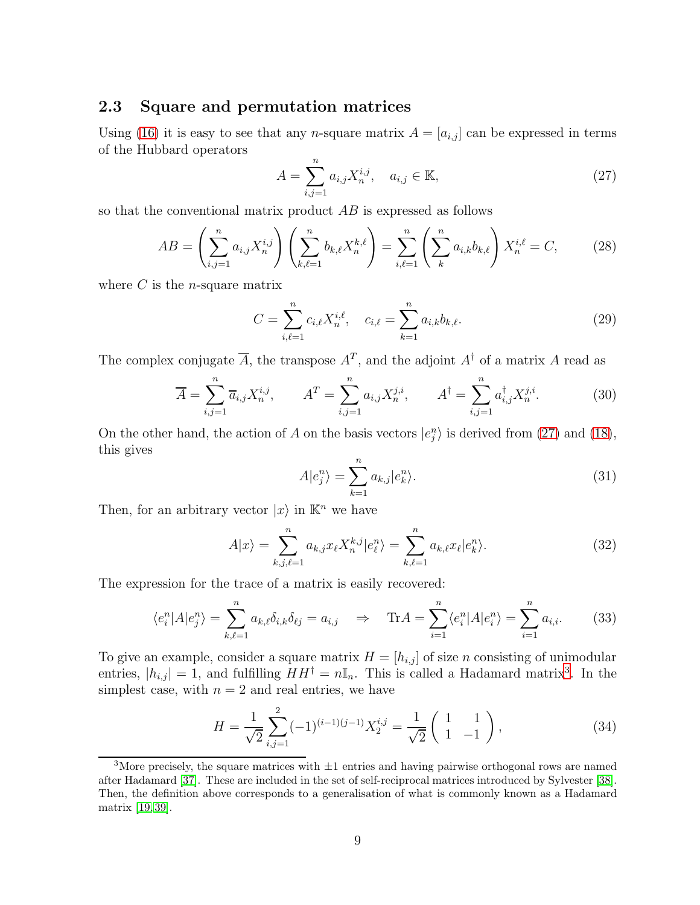### 2.3 Square and permutation matrices

Using (16) it is easy to see that any $n$-square matrix $A = [a_{i,j}]$ can be expressed in terms of the Hubbard operators

$$A = \sum_{i,j=1}^{n} a_{i,j} X_n^{i,j}, \quad a_{i,j} \in \mathbb{K}, \tag{27}$$

so that the conventional matrix product $AB$ is expressed as follows

$$AB = \left( \sum_{i,j=1}^{n} a_{i,j} X_n^{i,j} \right) \left( \sum_{k,\ell=1}^{n} b_{k,\ell} X_n^{k,\ell} \right) = \sum_{i,\ell=1}^{n} \left( \sum_{k}^{n} a_{i,k} b_{k,\ell} \right) X_n^{i,\ell} = C, \tag{28}$$

where $C$ is the $n$-square matrix

$$C = \sum_{i,\ell=1}^{n} c_{i,\ell} X_n^{i,\ell}, \quad c_{i,\ell} = \sum_{k=1}^{n} a_{i,k} b_{k,\ell}. \tag{29}$$

The complex conjugate $\overline{A}$, the transpose $A^T$, and the adjoint $A^\dagger$ of a matrix $A$ read as

$$\overline{A} = \sum_{i,j=1}^{n} \overline{a}_{i,j} X_n^{i,j}, \qquad A^T = \sum_{i,j=1}^{n} a_{i,j} X_n^{j,i}, \qquad A^\dagger = \sum_{i,j=1}^{n} a_{i,j}^\dagger X_n^{j,i}. \tag{30}$$

On the other hand, the action of $A$ on the basis vectors $|e_j^n\rangle$ is derived from (27) and (18), this gives

$$A|e_j^n\rangle = \sum_{k=1}^{n} a_{k,j} |e_k^n\rangle. \tag{31}$$

Then, for an arbitrary vector $|x\rangle$ in $\mathbb{K}^n$ we have

$$A|x\rangle = \sum_{k,j,\ell=1}^{n} a_{k,j} x_\ell X_n^{k,j} |e_\ell^n\rangle = \sum_{k,\ell=1}^{n} a_{k,\ell} x_\ell |e_k^n\rangle. \tag{32}$$

The expression for the trace of a matrix is easily recovered:

$$\langle e_i^n | A | e_j^n \rangle = \sum_{k,\ell=1}^{n} a_{k,\ell} \delta_{i,k} \delta_{\ell j} = a_{i,j} \quad \Rightarrow \quad \mathrm{Tr} A = \sum_{i=1}^{n} \langle e_i^n | A | e_i^n \rangle = \sum_{i=1}^{n} a_{i,i}. \tag{33}$$

To give an example, consider a square matrix $H = [h_{i,j}]$ of size $n$ consisting of unimodular entries, $|h_{i,j}| = 1$, and fulfilling $HH^\dagger = n\mathbb{I}_n$. This is called a Hadamard matrix[3]. In the simplest case, with $n = 2$ and real entries, we have

$$H = \frac{1}{\sqrt{2}} \sum_{i,j=1}^{2} (-1)^{(i-1)(j-1)} X_2^{i,j} = \frac{1}{\sqrt{2}} \begin{pmatrix} 1 & 1 \\ 1 & -1 \end{pmatrix}, \tag{34}$$

[3] More precisely, the square matrices with $\pm 1$ entries and having pairwise orthogonal rows are named after Hadamard [37]. These are included in the set of self-reciprocal matrices introduced by Sylvester [38]. Then, the definition above corresponds to a generalisation of what is commonly known as a Hadamard matrix [19, 39].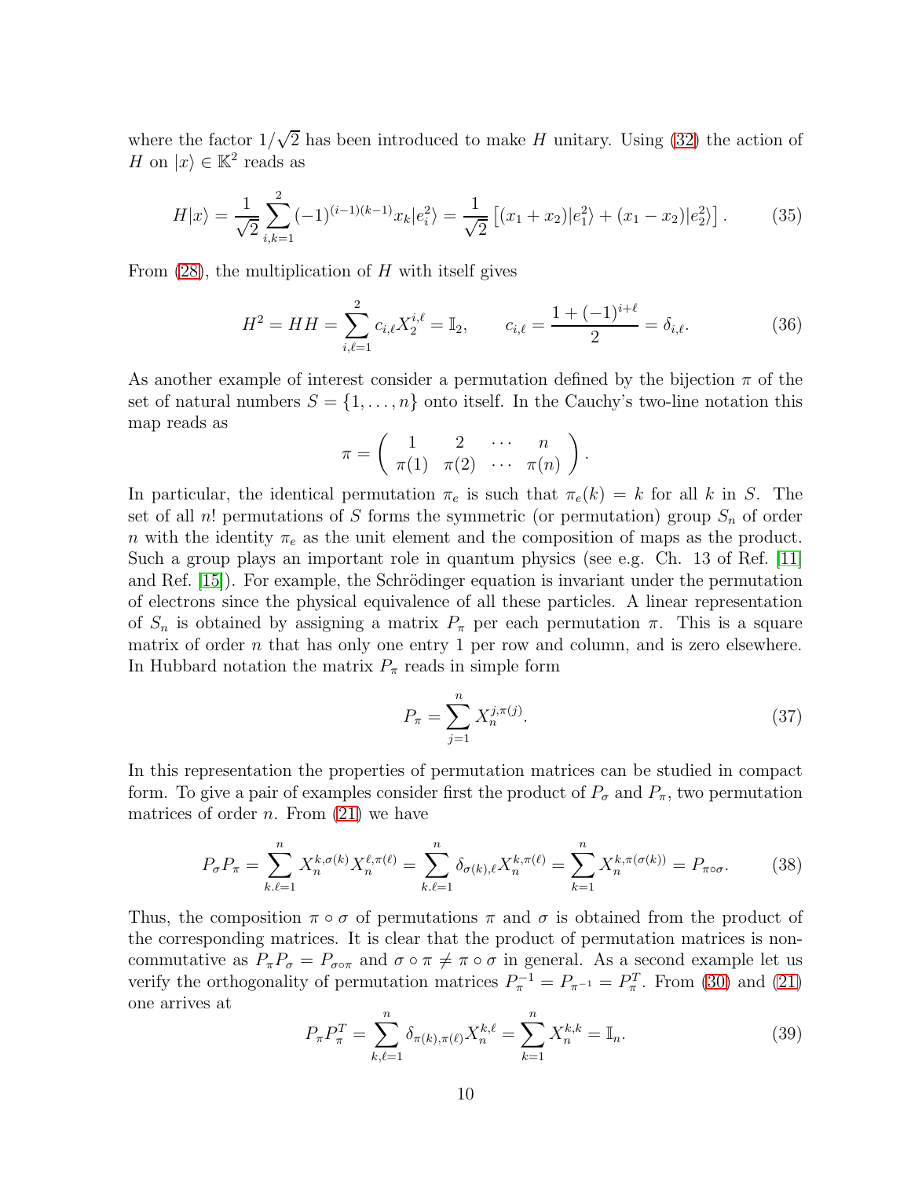where the factor $1/\sqrt{2}$ has been introduced to make $H$ unitary. Using (32) the action of $H$ on $|x\rangle \in \mathbb{K}^2$ reads as

$$H|x\rangle = \frac{1}{\sqrt{2}} \sum_{i,k=1}^{2} (-1)^{(i-1)(k-1)} x_k |e_i^2\rangle = \frac{1}{\sqrt{2}} \left[ (x_1 + x_2)|e_1^2\rangle + (x_1 - x_2)|e_2^2\rangle \right]. \tag{35}$$

From (28), the multiplication of $H$ with itself gives

$$H^2 = HH = \sum_{i,\ell=1}^{2} c_{i,\ell} X_2^{i,\ell} = \mathbb{I}_2, \qquad c_{i,\ell} = \frac{1 + (-1)^{i+\ell}}{2} = \delta_{i,\ell}. \tag{36}$$

As another example of interest consider a permutation defined by the bijection $\pi$ of the set of natural numbers $S = \{1, \ldots, n\}$ onto itself. In the Cauchy's two-line notation this map reads as

$$\pi = \begin{pmatrix} 1 & 2 & \cdots & n \\ \pi(1) & \pi(2) & \cdots & \pi(n) \end{pmatrix}.$$

In particular, the identical permutation $\pi_e$ is such that $\pi_e(k) = k$ for all $k$ in $S$. The set of all $n!$ permutations of $S$ forms the symmetric (or permutation) group $S_n$ of order $n$ with the identity $\pi_e$ as the unit element and the composition of maps as the product. Such a group plays an important role in quantum physics (see e.g. Ch. 13 of Ref. [11] and Ref. [15]). For example, the Schrödinger equation is invariant under the permutation of electrons since the physical equivalence of all these particles. A linear representation of $S_n$ is obtained by assigning a matrix $P_\pi$ per each permutation $\pi$. This is a square matrix of order $n$ that has only one entry 1 per row and column, and is zero elsewhere. In Hubbard notation the matrix $P_\pi$ reads in simple form

$$P_\pi = \sum_{j=1}^{n} X_n^{j,\pi(j)}. \tag{37}$$

In this representation the properties of permutation matrices can be studied in compact form. To give a pair of examples consider first the product of $P_\sigma$ and $P_\pi$, two permutation matrices of order $n$. From (21) we have

$$P_\sigma P_\pi = \sum_{k.\ell=1}^{n} X_n^{k,\sigma(k)} X_n^{\ell,\pi(\ell)} = \sum_{k.\ell=1}^{n} \delta_{\sigma(k),\ell} X_n^{k,\pi(\ell)} = \sum_{k=1}^{n} X_n^{k,\pi(\sigma(k))} = P_{\pi\circ\sigma}. \tag{38}$$

Thus, the composition $\pi \circ \sigma$ of permutations $\pi$ and $\sigma$ is obtained from the product of the corresponding matrices. It is clear that the product of permutation matrices is non-commutative as $P_\pi P_\sigma = P_{\sigma\circ\pi}$ and $\sigma \circ \pi \neq \pi \circ \sigma$ in general. As a second example let us verify the orthogonality of permutation matrices $P_\pi^{-1} = P_{\pi^{-1}} = P_\pi^T$. From (30) and (21) one arrives at

$$P_\pi P_\pi^T = \sum_{k,\ell=1}^{n} \delta_{\pi(k),\pi(\ell)} X_n^{k,\ell} = \sum_{k=1}^{n} X_n^{k,k} = \mathbb{I}_n. \tag{39}$$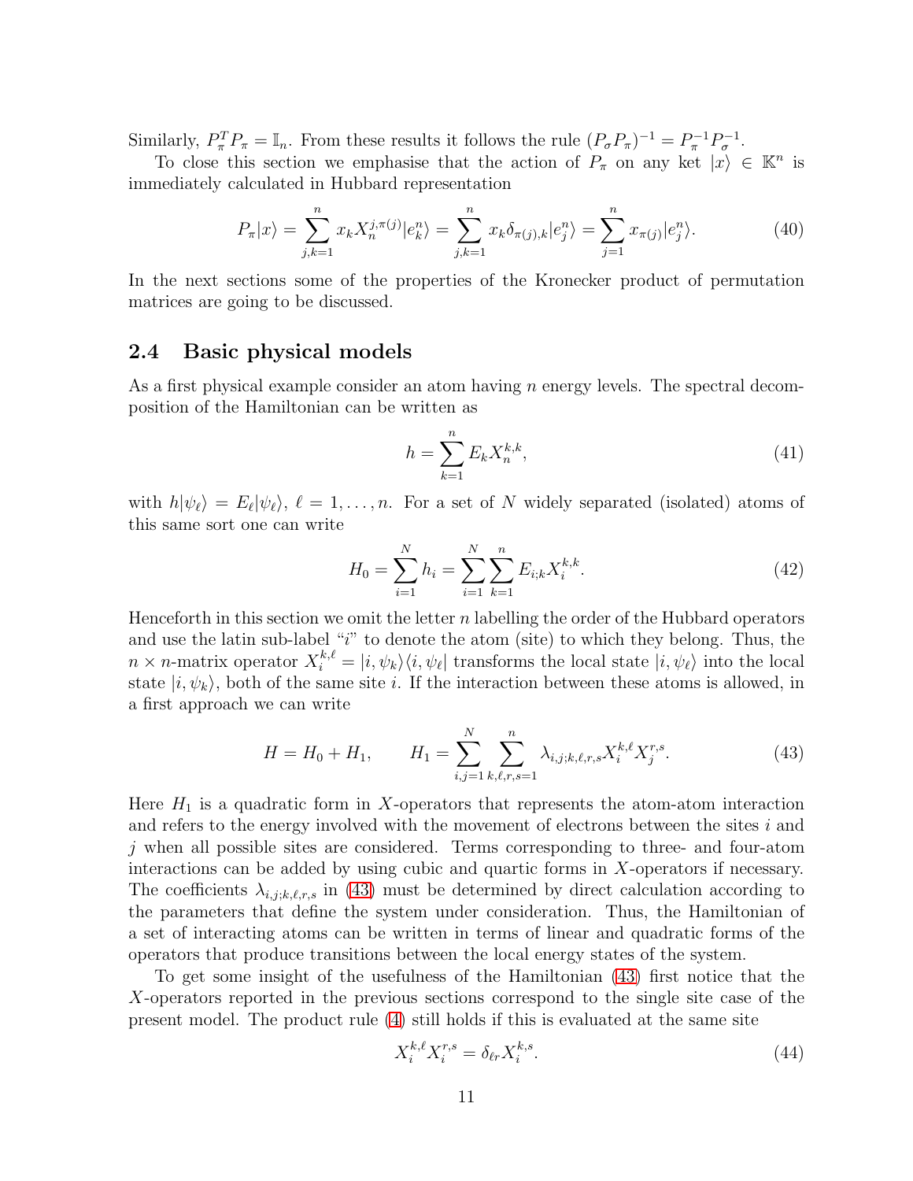Similarly, $P_\pi^T P_\pi = \mathbb{I}_n$. From these results it follows the rule $(P_\sigma P_\pi)^{-1} = P_\pi^{-1} P_\sigma^{-1}$.

To close this section we emphasise that the action of $P_\pi$ on any ket $|x\rangle \in \mathbb{K}^n$ is immediately calculated in Hubbard representation

$$P_\pi|x\rangle = \sum_{j,k=1}^{n} x_k X_n^{j,\pi(j)}|e_k^n\rangle = \sum_{j,k=1}^{n} x_k \delta_{\pi(j),k}|e_j^n\rangle = \sum_{j=1}^{n} x_{\pi(j)}|e_j^n\rangle. \tag{40}$$

In the next sections some of the properties of the Kronecker product of permutation matrices are going to be discussed.

## 2.4 Basic physical models

As a first physical example consider an atom having $n$ energy levels. The spectral decomposition of the Hamiltonian can be written as

$$h = \sum_{k=1}^{n} E_k X_n^{k,k}, \tag{41}$$

with $h|\psi_\ell\rangle = E_\ell|\psi_\ell\rangle$, $\ell = 1, \ldots, n$. For a set of $N$ widely separated (isolated) atoms of this same sort one can write

$$H_0 = \sum_{i=1}^{N} h_i = \sum_{i=1}^{N}\sum_{k=1}^{n} E_{i;k} X_i^{k,k}. \tag{42}$$

Henceforth in this section we omit the letter $n$ labelling the order of the Hubbard operators and use the latin sub-label "$i$" to denote the atom (site) to which they belong. Thus, the $n \times n$-matrix operator $X_i^{k,\ell} = |i, \psi_k\rangle\langle i, \psi_\ell|$ transforms the local state $|i, \psi_\ell\rangle$ into the local state $|i, \psi_k\rangle$, both of the same site $i$. If the interaction between these atoms is allowed, in a first approach we can write

$$H = H_0 + H_1, \qquad H_1 = \sum_{i,j=1}^{N} \sum_{k,\ell,r,s=1}^{n} \lambda_{i,j;k,\ell,r,s} X_i^{k,\ell} X_j^{r,s}. \tag{43}$$

Here $H_1$ is a quadratic form in $X$-operators that represents the atom-atom interaction and refers to the energy involved with the movement of electrons between the sites $i$ and $j$ when all possible sites are considered. Terms corresponding to three- and four-atom interactions can be added by using cubic and quartic forms in $X$-operators if necessary. The coefficients $\lambda_{i,j;k,\ell,r,s}$ in (43) must be determined by direct calculation according to the parameters that define the system under consideration. Thus, the Hamiltonian of a set of interacting atoms can be written in terms of linear and quadratic forms of the operators that produce transitions between the local energy states of the system.

To get some insight of the usefulness of the Hamiltonian (43) first notice that the $X$-operators reported in the previous sections correspond to the single site case of the present model. The product rule (4) still holds if this is evaluated at the same site

$$X_i^{k,\ell} X_i^{r,s} = \delta_{\ell r} X_i^{k,s}. \tag{44}$$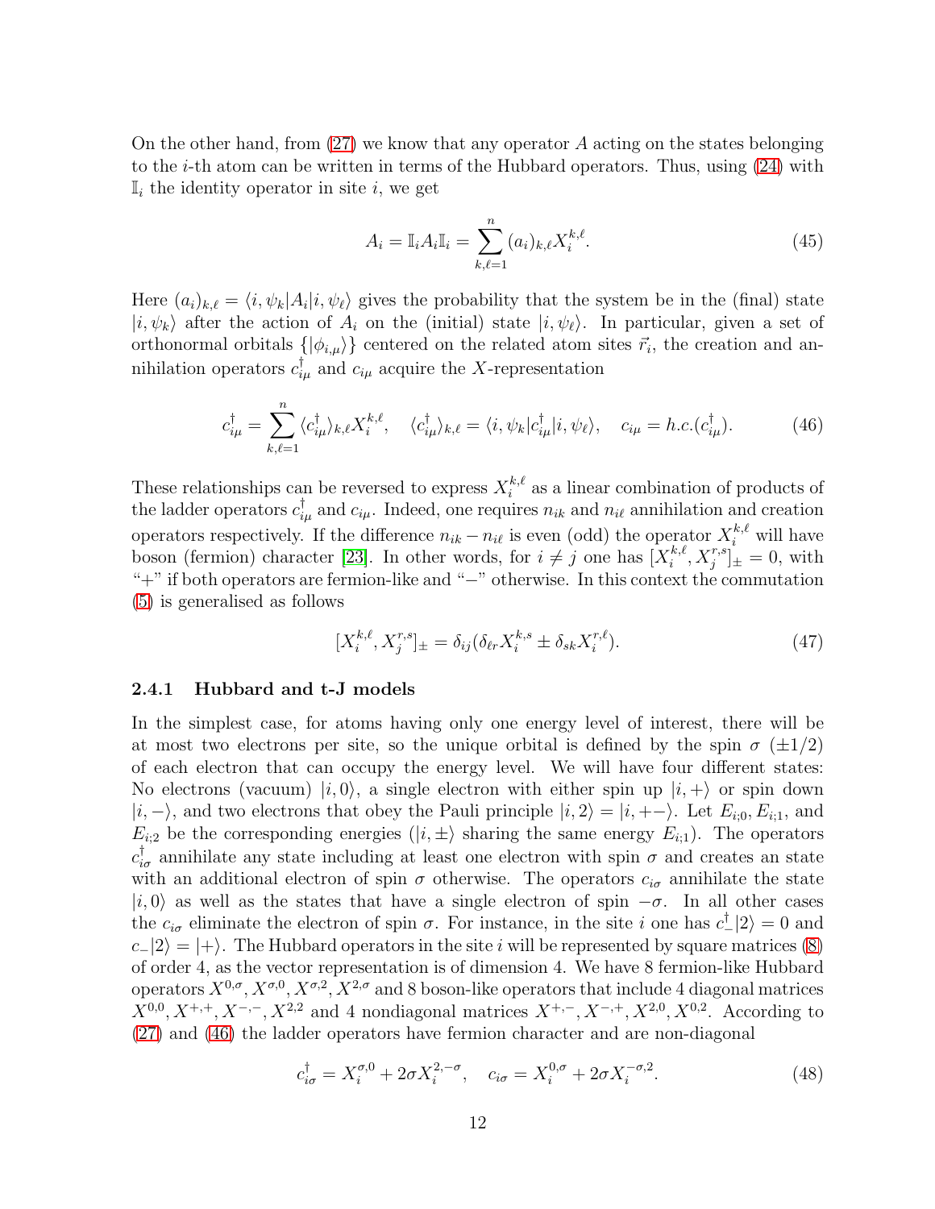On the other hand, from (27) we know that any operator $A$ acting on the states belonging to the $i$-th atom can be written in terms of the Hubbard operators. Thus, using (24) with $\mathbb{I}_i$ the identity operator in site $i$, we get

$$A_i = \mathbb{I}_i A_i \mathbb{I}_i = \sum_{k,\ell=1}^{n} (a_i)_{k,\ell} X_i^{k,\ell}. \tag{45}$$

Here $(a_i)_{k,\ell} = \langle i, \psi_k | A_i | i, \psi_\ell \rangle$ gives the probability that the system be in the (final) state $|i, \psi_k\rangle$ after the action of $A_i$ on the (initial) state $|i, \psi_\ell\rangle$. In particular, given a set of orthonormal orbitals $\{|\phi_{i,\mu}\rangle\}$ centered on the related atom sites $\vec{r}_i$, the creation and annihilation operators $c_{i\mu}^\dagger$ and $c_{i\mu}$ acquire the $X$-representation

$$c_{i\mu}^\dagger = \sum_{k,\ell=1}^{n} \langle c_{i\mu}^\dagger \rangle_{k,\ell} X_i^{k,\ell}, \quad \langle c_{i\mu}^\dagger \rangle_{k,\ell} = \langle i, \psi_k | c_{i\mu}^\dagger | i, \psi_\ell \rangle, \quad c_{i\mu} = h.c.(c_{i\mu}^\dagger). \tag{46}$$

These relationships can be reversed to express $X_i^{k,\ell}$ as a linear combination of products of the ladder operators $c_{i\mu}^\dagger$ and $c_{i\mu}$. Indeed, one requires $n_{ik}$ and $n_{i\ell}$ annihilation and creation operators respectively. If the difference $n_{ik} - n_{i\ell}$ is even (odd) the operator $X_i^{k,\ell}$ will have boson (fermion) character [23]. In other words, for $i \neq j$ one has $[X_i^{k,\ell}, X_j^{r,s}]_\pm = 0$, with "+" if both operators are fermion-like and "−" otherwise. In this context the commutation (5) is generalised as follows

$$[X_i^{k,\ell}, X_j^{r,s}]_\pm = \delta_{ij}(\delta_{\ell r} X_i^{k,s} \pm \delta_{sk} X_i^{r,\ell}). \tag{47}$$

### 2.4.1 Hubbard and t-J models

In the simplest case, for atoms having only one energy level of interest, there will be at most two electrons per site, so the unique orbital is defined by the spin $\sigma$ $(\pm 1/2)$ of each electron that can occupy the energy level. We will have four different states: No electrons (vacuum) $|i, 0\rangle$, a single electron with either spin up $|i, +\rangle$ or spin down $|i, -\rangle$, and two electrons that obey the Pauli principle $|i, 2\rangle = |i, +-\rangle$. Let $E_{i;0}, E_{i;1}$, and $E_{i;2}$ be the corresponding energies ($|i, \pm\rangle$ sharing the same energy $E_{i;1}$). The operators $c_{i\sigma}^\dagger$ annihilate any state including at least one electron with spin $\sigma$ and creates an state with an additional electron of spin $\sigma$ otherwise. The operators $c_{i\sigma}$ annihilate the state $|i, 0\rangle$ as well as the states that have a single electron of spin $-\sigma$. In all other cases the $c_{i\sigma}$ eliminate the electron of spin $\sigma$. For instance, in the site $i$ one has $c_-^\dagger |2\rangle = 0$ and $c_- |2\rangle = |+\rangle$. The Hubbard operators in the site $i$ will be represented by square matrices (8) of order 4, as the vector representation is of dimension 4. We have 8 fermion-like Hubbard operators $X^{0,\sigma}, X^{\sigma,0}, X^{\sigma,2}, X^{2,\sigma}$ and 8 boson-like operators that include 4 diagonal matrices $X^{0,0}, X^{+,+}, X^{-,-}, X^{2,2}$ and 4 nondiagonal matrices $X^{+,-}, X^{-,+}, X^{2,0}, X^{0,2}$. According to (27) and (46) the ladder operators have fermion character and are non-diagonal

$$c_{i\sigma}^\dagger = X_i^{\sigma,0} + 2\sigma X_i^{2,-\sigma}, \quad c_{i\sigma} = X_i^{0,\sigma} + 2\sigma X_i^{-\sigma,2}. \tag{48}$$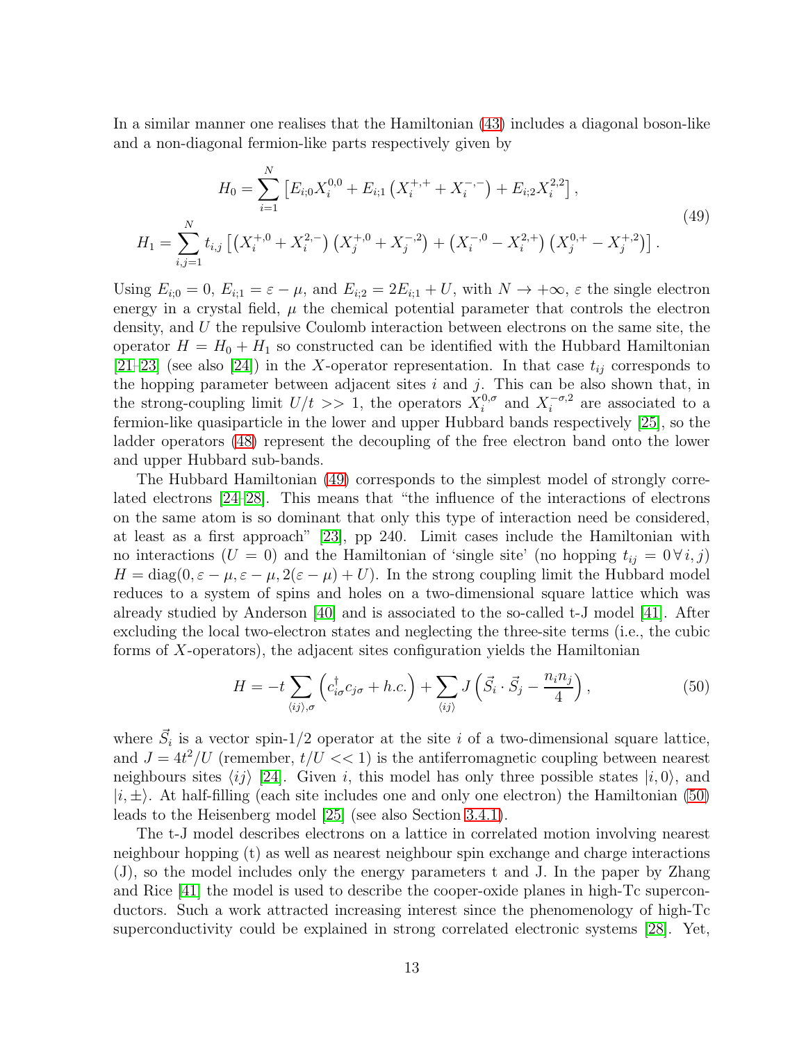In a similar manner one realises that the Hamiltonian (43) includes a diagonal boson-like and a non-diagonal fermion-like parts respectively given by

$$
\begin{aligned}
H_0 &= \sum_{i=1}^{N} \left[ E_{i;0} X_i^{0,0} + E_{i;1} \left( X_i^{+,+} + X_i^{-,-} \right) + E_{i;2} X_i^{2,2} \right], \\
H_1 &= \sum_{i,j=1}^{N} t_{i,j} \left[ \left( X_i^{+,0} + X_i^{2,-} \right) \left( X_j^{+,0} + X_j^{-,2} \right) + \left( X_i^{-,0} - X_i^{2,+} \right) \left( X_j^{0,+} - X_j^{+,2} \right) \right].
\end{aligned}
\tag{49}
$$

Using $E_{i;0} = 0$, $E_{i;1} = \varepsilon - \mu$, and $E_{i;2} = 2E_{i;1} + U$, with $N \to +\infty$, $\varepsilon$ the single electron energy in a crystal field, $\mu$ the chemical potential parameter that controls the electron density, and $U$ the repulsive Coulomb interaction between electrons on the same site, the operator $H = H_0 + H_1$ so constructed can be identified with the Hubbard Hamiltonian [21–23] (see also [24]) in the $X$-operator representation. In that case $t_{ij}$ corresponds to the hopping parameter between adjacent sites $i$ and $j$. This can be also shown that, in the strong-coupling limit $U/t >> 1$, the operators $X_i^{0,\sigma}$ and $X_i^{-\sigma,2}$ are associated to a fermion-like quasiparticle in the lower and upper Hubbard bands respectively [25], so the ladder operators (48) represent the decoupling of the free electron band onto the lower and upper Hubbard sub-bands.

The Hubbard Hamiltonian (49) corresponds to the simplest model of strongly correlated electrons [24–28]. This means that "the influence of the interactions of electrons on the same atom is so dominant that only this type of interaction need be considered, at least as a first approach" [23], pp 240. Limit cases include the Hamiltonian with no interactions ($U = 0$) and the Hamiltonian of 'single site' (no hopping $t_{ij} = 0 \, \forall \, i, j$) $H = \text{diag}(0, \varepsilon - \mu, \varepsilon - \mu, 2(\varepsilon - \mu) + U)$. In the strong coupling limit the Hubbard model reduces to a system of spins and holes on a two-dimensional square lattice which was already studied by Anderson [40] and is associated to the so-called t-J model [41]. After excluding the local two-electron states and neglecting the three-site terms (i.e., the cubic forms of $X$-operators), the adjacent sites configuration yields the Hamiltonian

$$
H = -t \sum_{\langle ij \rangle, \sigma} \left( c_{i\sigma}^\dagger c_{j\sigma} + h.c. \right) + \sum_{\langle ij \rangle} J \left( \vec{S}_i \cdot \vec{S}_j - \frac{n_i n_j}{4} \right),
\tag{50}
$$

where $\vec{S}_i$ is a vector spin-1/2 operator at the site $i$ of a two-dimensional square lattice, and $J = 4t^2/U$ (remember, $t/U << 1$) is the antiferromagnetic coupling between nearest neighbours sites $\langle ij \rangle$ [24]. Given $i$, this model has only three possible states $|i, 0\rangle$, and $|i, \pm\rangle$. At half-filling (each site includes one and only one electron) the Hamiltonian (50) leads to the Heisenberg model [25] (see also Section 3.4.1).

The t-J model describes electrons on a lattice in correlated motion involving nearest neighbour hopping (t) as well as nearest neighbour spin exchange and charge interactions (J), so the model includes only the energy parameters t and J. In the paper by Zhang and Rice [41] the model is used to describe the cooper-oxide planes in high-Tc superconductors. Such a work attracted increasing interest since the phenomenology of high-Tc superconductivity could be explained in strong correlated electronic systems [28]. Yet,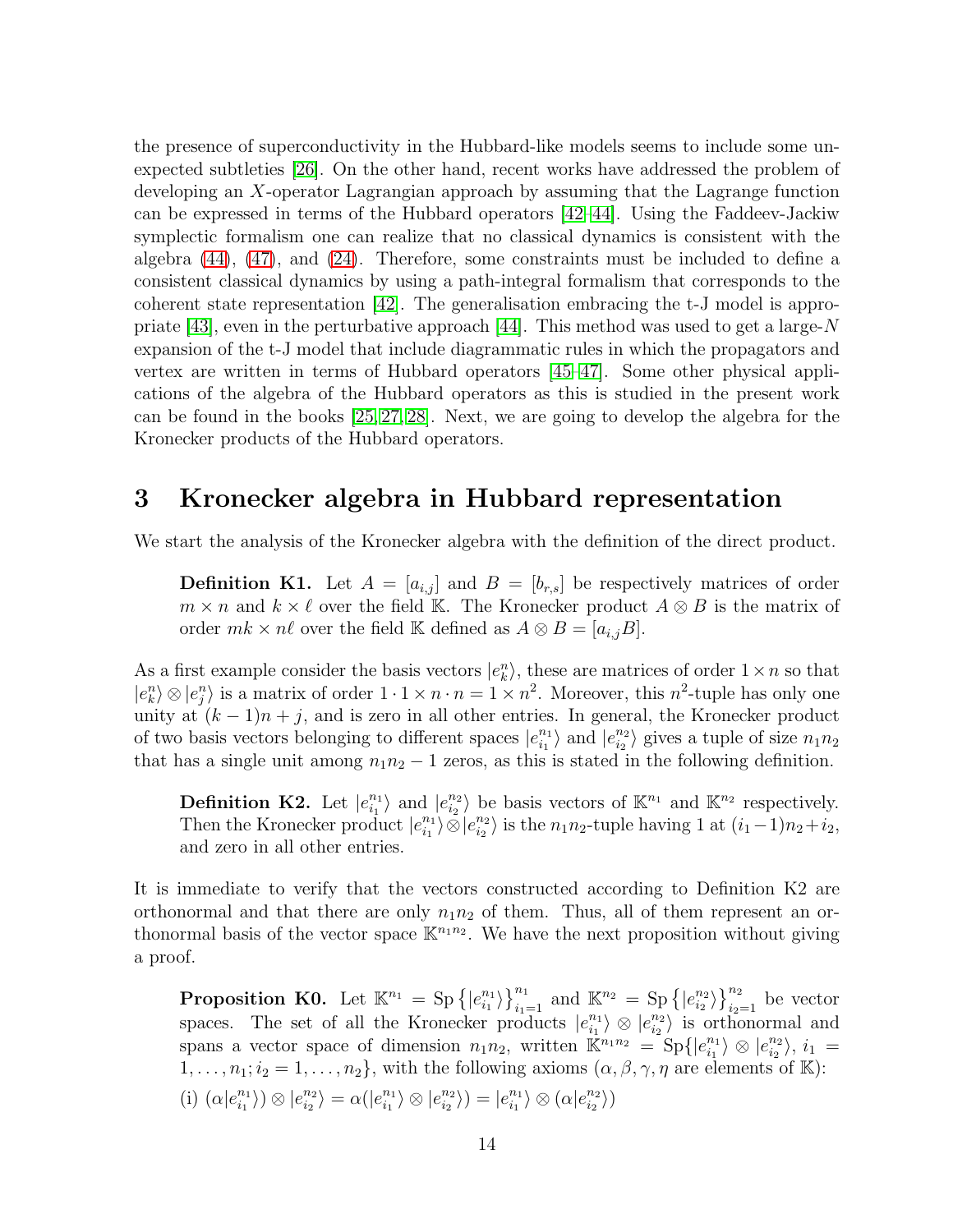the presence of superconductivity in the Hubbard-like models seems to include some unexpected subtleties [26]. On the other hand, recent works have addressed the problem of developing an $X$-operator Lagrangian approach by assuming that the Lagrange function can be expressed in terms of the Hubbard operators [42–44]. Using the Faddeev-Jackiw symplectic formalism one can realize that no classical dynamics is consistent with the algebra (44), (47), and (24). Therefore, some constraints must be included to define a consistent classical dynamics by using a path-integral formalism that corresponds to the coherent state representation [42]. The generalisation embracing the t-J model is appropriate [43], even in the perturbative approach [44]. This method was used to get a large-$N$ expansion of the t-J model that include diagrammatic rules in which the propagators and vertex are written in terms of Hubbard operators [45–47]. Some other physical applications of the algebra of the Hubbard operators as this is studied in the present work can be found in the books [25, 27, 28]. Next, we are going to develop the algebra for the Kronecker products of the Hubbard operators.

# 3 Kronecker algebra in Hubbard representation

We start the analysis of the Kronecker algebra with the definition of the direct product.

> **Definition K1.** Let $A = [a_{i,j}]$ and $B = [b_{r,s}]$ be respectively matrices of order $m \times n$ and $k \times \ell$ over the field $\mathbb{K}$. The Kronecker product $A \otimes B$ is the matrix of order $mk \times n\ell$ over the field $\mathbb{K}$ defined as $A \otimes B = [a_{i,j}B]$.

As a first example consider the basis vectors $|e_k^n\rangle$, these are matrices of order $1 \times n$ so that $|e_k^n\rangle \otimes |e_j^n\rangle$ is a matrix of order $1 \cdot 1 \times n \cdot n = 1 \times n^2$. Moreover, this $n^2$-tuple has only one unity at $(k-1)n + j$, and is zero in all other entries. In general, the Kronecker product of two basis vectors belonging to different spaces $|e_{i_1}^{n_1}\rangle$ and $|e_{i_2}^{n_2}\rangle$ gives a tuple of size $n_1 n_2$ that has a single unit among $n_1 n_2 - 1$ zeros, as this is stated in the following definition.

> **Definition K2.** Let $|e_{i_1}^{n_1}\rangle$ and $|e_{i_2}^{n_2}\rangle$ be basis vectors of $\mathbb{K}^{n_1}$ and $\mathbb{K}^{n_2}$ respectively. Then the Kronecker product $|e_{i_1}^{n_1}\rangle \otimes |e_{i_2}^{n_2}\rangle$ is the $n_1 n_2$-tuple having 1 at $(i_1 - 1)n_2 + i_2$, and zero in all other entries.

It is immediate to verify that the vectors constructed according to Definition K2 are orthonormal and that there are only $n_1 n_2$ of them. Thus, all of them represent an orthonormal basis of the vector space $\mathbb{K}^{n_1 n_2}$. We have the next proposition without giving a proof.

> **Proposition K0.** Let $\mathbb{K}^{n_1} = \mathrm{Sp}\left\{|e_{i_1}^{n_1}\rangle\right\}_{i_1=1}^{n_1}$ and $\mathbb{K}^{n_2} = \mathrm{Sp}\left\{|e_{i_2}^{n_2}\rangle\right\}_{i_2=1}^{n_2}$ be vector spaces. The set of all the Kronecker products $|e_{i_1}^{n_1}\rangle \otimes |e_{i_2}^{n_2}\rangle$ is orthonormal and spans a vector space of dimension $n_1 n_2$, written $\mathbb{K}^{n_1 n_2} = \mathrm{Sp}\{|e_{i_1}^{n_1}\rangle \otimes |e_{i_2}^{n_2}\rangle,\ i_1 = 1, \ldots, n_1; i_2 = 1, \ldots, n_2\}$, with the following axioms ($\alpha, \beta, \gamma, \eta$ are elements of $\mathbb{K}$):
>
> (i) $(\alpha|e_{i_1}^{n_1}\rangle) \otimes |e_{i_2}^{n_2}\rangle = \alpha(|e_{i_1}^{n_1}\rangle \otimes |e_{i_2}^{n_2}\rangle) = |e_{i_1}^{n_1}\rangle \otimes (\alpha|e_{i_2}^{n_2}\rangle)$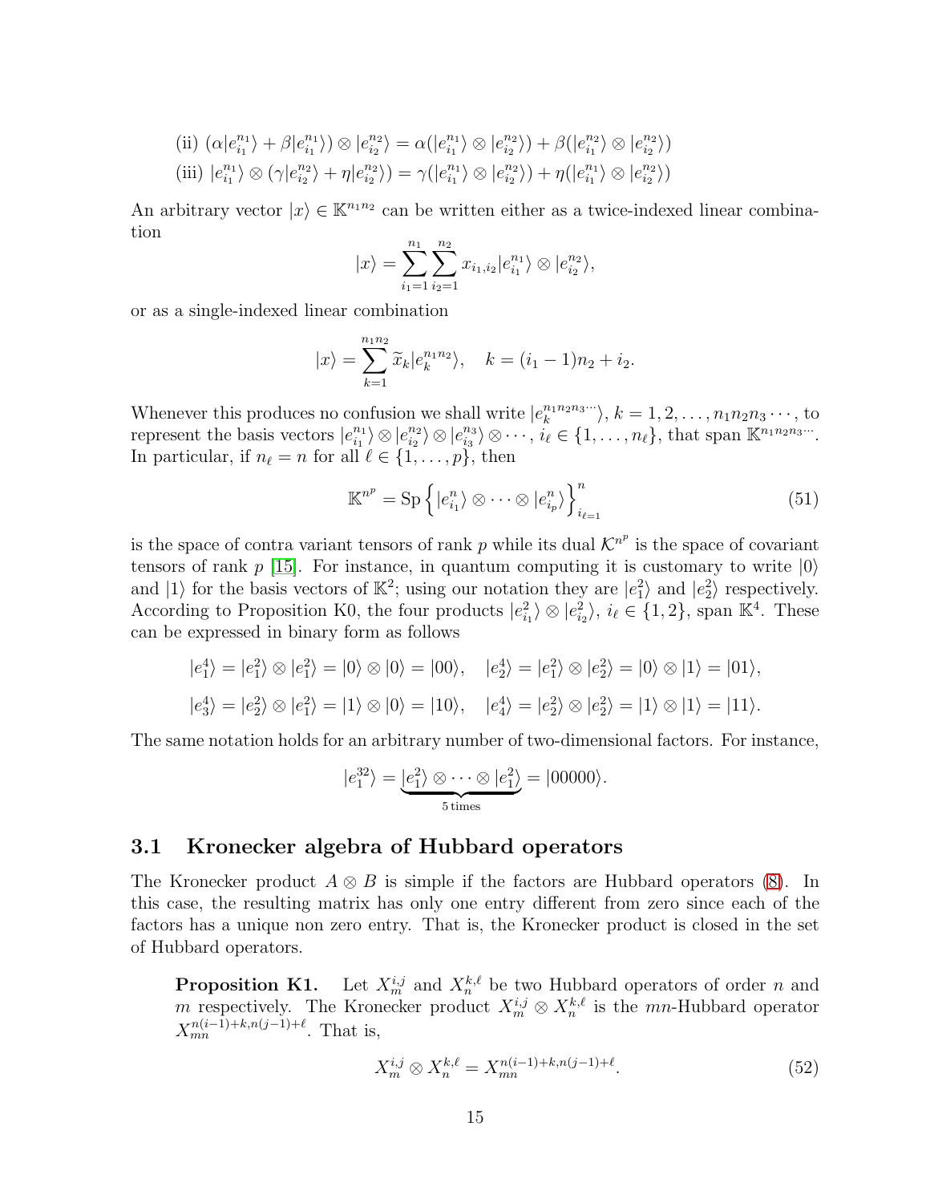(ii) $(\alpha|e_{i_1}^{n_1}\rangle + \beta|e_{i_1}^{n_1}\rangle) \otimes |e_{i_2}^{n_2}\rangle = \alpha(|e_{i_1}^{n_1}\rangle \otimes |e_{i_2}^{n_2}\rangle) + \beta(|e_{i_1}^{n_2}\rangle \otimes |e_{i_2}^{n_2}\rangle)$

(iii) $|e_{i_1}^{n_1}\rangle \otimes (\gamma|e_{i_2}^{n_2}\rangle + \eta|e_{i_2}^{n_2}\rangle) = \gamma(|e_{i_1}^{n_1}\rangle \otimes |e_{i_2}^{n_2}\rangle) + \eta(|e_{i_1}^{n_1}\rangle \otimes |e_{i_2}^{n_2}\rangle)$

An arbitrary vector $|x\rangle \in \mathbb{K}^{n_1 n_2}$ can be written either as a twice-indexed linear combination

$$|x\rangle = \sum_{i_1=1}^{n_1} \sum_{i_2=1}^{n_2} x_{i_1,i_2} |e_{i_1}^{n_1}\rangle \otimes |e_{i_2}^{n_2}\rangle,$$

or as a single-indexed linear combination

$$|x\rangle = \sum_{k=1}^{n_1 n_2} \widetilde{x}_k |e_k^{n_1 n_2}\rangle, \quad k = (i_1 - 1)n_2 + i_2.$$

Whenever this produces no confusion we shall write $|e_k^{n_1 n_2 n_3 \cdots}\rangle$, $k = 1, 2, \ldots, n_1 n_2 n_3 \cdots$, to represent the basis vectors $|e_{i_1}^{n_1}\rangle \otimes |e_{i_2}^{n_2}\rangle \otimes |e_{i_3}^{n_3}\rangle \otimes \cdots$, $i_\ell \in \{1, \ldots, n_\ell\}$, that span $\mathbb{K}^{n_1 n_2 n_3 \cdots}$. In particular, if $n_\ell = n$ for all $\ell \in \{1, \ldots, p\}$, then

$$\mathbb{K}^{n^p} = \text{Sp}\left\{ |e_{i_1}^n\rangle \otimes \cdots \otimes |e_{i_p}^n\rangle \right\}_{i_\ell=1}^{n} \tag{51}$$

is the space of contra variant tensors of rank $p$ while its dual $\mathcal{K}^{n^p}$ is the space of covariant tensors of rank $p$ [15]. For instance, in quantum computing it is customary to write $|0\rangle$ and $|1\rangle$ for the basis vectors of $\mathbb{K}^2$; using our notation they are $|e_1^2\rangle$ and $|e_2^2\rangle$ respectively. According to Proposition K0, the four products $|e_{i_1}^2\rangle \otimes |e_{i_2}^2\rangle$, $i_\ell \in \{1, 2\}$, span $\mathbb{K}^4$. These can be expressed in binary form as follows

$$|e_1^4\rangle = |e_1^2\rangle \otimes |e_1^2\rangle = |0\rangle \otimes |0\rangle = |00\rangle, \quad |e_2^4\rangle = |e_1^2\rangle \otimes |e_2^2\rangle = |0\rangle \otimes |1\rangle = |01\rangle,$$

$$|e_3^4\rangle = |e_2^2\rangle \otimes |e_1^2\rangle = |1\rangle \otimes |0\rangle = |10\rangle, \quad |e_4^4\rangle = |e_2^2\rangle \otimes |e_2^2\rangle = |1\rangle \otimes |1\rangle = |11\rangle.$$

The same notation holds for an arbitrary number of two-dimensional factors. For instance,

$$|e_1^{32}\rangle = \underbrace{|e_1^2\rangle \otimes \cdots \otimes |e_1^2\rangle}_{5\,\text{times}} = |00000\rangle.$$

## 3.1 Kronecker algebra of Hubbard operators

The Kronecker product $A \otimes B$ is simple if the factors are Hubbard operators (8). In this case, the resulting matrix has only one entry different from zero since each of the factors has a unique non zero entry. That is, the Kronecker product is closed in the set of Hubbard operators.

**Proposition K1.** Let $X_m^{i,j}$ and $X_n^{k,\ell}$ be two Hubbard operators of order $n$ and $m$ respectively. The Kronecker product $X_m^{i,j} \otimes X_n^{k,\ell}$ is the $mn$-Hubbard operator $X_{mn}^{n(i-1)+k, n(j-1)+\ell}$. That is,

$$X_m^{i,j} \otimes X_n^{k,\ell} = X_{mn}^{n(i-1)+k, n(j-1)+\ell}. \tag{52}$$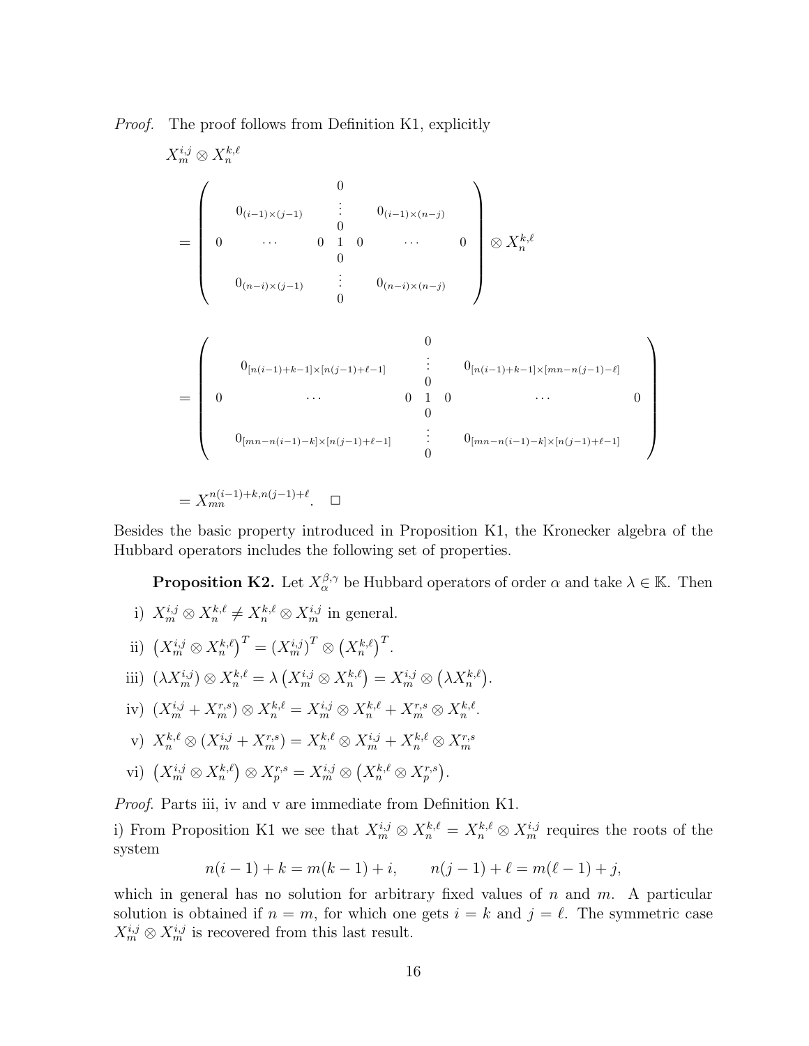*Proof.* The proof follows from Definition K1, explicitly

$$
\begin{aligned}
& X_m^{i,j} \otimes X_n^{k,\ell} \\
&= \left( \begin{array}{ccccc} & & 0 & & \\ & 0_{(i-1)\times(j-1)} & \vdots & 0_{(i-1)\times(n-j)} & \\ & & 0 & & \\ 0 & \cdots & 0 \;\; 1 \;\; 0 & \cdots & 0 \\ & & 0 & & \\ & 0_{(n-i)\times(j-1)} & \vdots & 0_{(n-i)\times(n-j)} & \\ & & 0 & & \end{array} \right) \otimes X_n^{k,\ell} \\
&= \left( \begin{array}{ccccc} & & 0 & & \\ & 0_{[n(i-1)+k-1]\times[n(j-1)+\ell-1]} & \vdots & 0_{[n(i-1)+k-1]\times[mn-n(j-1)-\ell]} & \\ & & 0 & & \\ 0 & \cdots & 0 \;\; 1 \;\; 0 & \cdots & 0 \\ & & 0 & & \\ & 0_{[mn-n(i-1)-k]\times[n(j-1)+\ell-1]} & \vdots & 0_{[mn-n(i-1)-k]\times[n(j-1)+\ell-1]} & \\ & & 0 & & \end{array} \right) \\
&= X_{mn}^{n(i-1)+k,n(j-1)+\ell}. \quad \square
\end{aligned}
$$

Besides the basic property introduced in Proposition K1, the Kronecker algebra of the Hubbard operators includes the following set of properties.

**Proposition K2.** Let $X_\alpha^{\beta,\gamma}$ be Hubbard operators of order $\alpha$ and take $\lambda \in \mathbb{K}$. Then

i) $X_m^{i,j} \otimes X_n^{k,\ell} \neq X_n^{k,\ell} \otimes X_m^{i,j}$ in general.

ii) $\left(X_m^{i,j} \otimes X_n^{k,\ell}\right)^T = \left(X_m^{i,j}\right)^T \otimes \left(X_n^{k,\ell}\right)^T$.

iii) $\left(\lambda X_m^{i,j}\right) \otimes X_n^{k,\ell} = \lambda \left(X_m^{i,j} \otimes X_n^{k,\ell}\right) = X_m^{i,j} \otimes \left(\lambda X_n^{k,\ell}\right)$.

iv) $\left(X_m^{i,j} + X_m^{r,s}\right) \otimes X_n^{k,\ell} = X_m^{i,j} \otimes X_n^{k,\ell} + X_m^{r,s} \otimes X_n^{k,\ell}$.

v) $X_n^{k,\ell} \otimes \left(X_m^{i,j} + X_m^{r,s}\right) = X_n^{k,\ell} \otimes X_m^{i,j} + X_n^{k,\ell} \otimes X_m^{r,s}$

vi) $\left(X_m^{i,j} \otimes X_n^{k,\ell}\right) \otimes X_p^{r,s} = X_m^{i,j} \otimes \left(X_n^{k,\ell} \otimes X_p^{r,s}\right)$.

*Proof.* Parts iii, iv and v are immediate from Definition K1.

i) From Proposition K1 we see that $X_m^{i,j} \otimes X_n^{k,\ell} = X_n^{k,\ell} \otimes X_m^{i,j}$ requires the roots of the system

$$
n(i-1) + k = m(k-1) + i, \qquad n(j-1) + \ell = m(\ell - 1) + j,
$$

which in general has no solution for arbitrary fixed values of $n$ and $m$. A particular solution is obtained if $n = m$, for which one gets $i = k$ and $j = \ell$. The symmetric case $X_m^{i,j} \otimes X_m^{i,j}$ is recovered from this last result.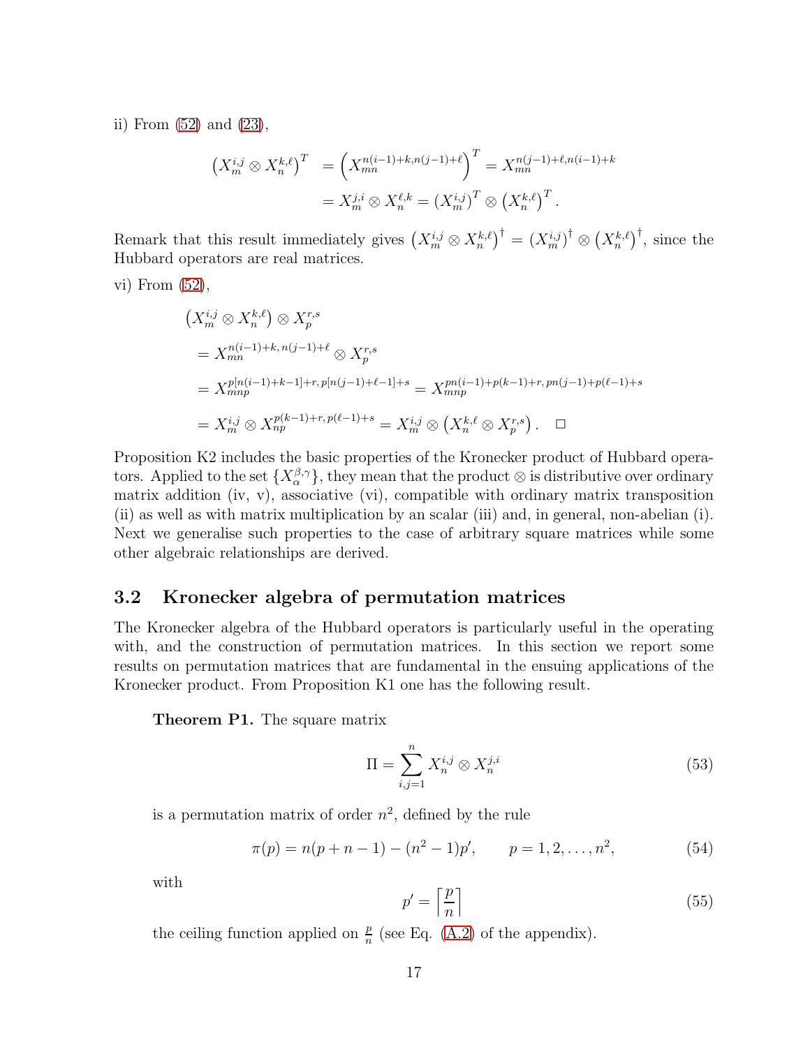ii) From (52) and (23),

$$\begin{aligned}\left(X_m^{i,j} \otimes X_n^{k,\ell}\right)^T &= \left(X_{mn}^{n(i-1)+k,n(j-1)+\ell}\right)^T = X_{mn}^{n(j-1)+\ell,n(i-1)+k} \\ &= X_m^{j,i} \otimes X_n^{\ell,k} = \left(X_m^{i,j}\right)^T \otimes \left(X_n^{k,\ell}\right)^T.\end{aligned}$$

Remark that this result immediately gives $\left(X_m^{i,j} \otimes X_n^{k,\ell}\right)^\dagger = \left(X_m^{i,j}\right)^\dagger \otimes \left(X_n^{k,\ell}\right)^\dagger$, since the Hubbard operators are real matrices.

vi) From (52),

$$\begin{aligned}&\left(X_m^{i,j} \otimes X_n^{k,\ell}\right) \otimes X_p^{r,s} \\ &= X_{mn}^{n(i-1)+k,\, n(j-1)+\ell} \otimes X_p^{r,s} \\ &= X_{mnp}^{p[n(i-1)+k-1]+r,\, p[n(j-1)+\ell-1]+s} = X_{mnp}^{pn(i-1)+p(k-1)+r,\, pn(j-1)+p(\ell-1)+s} \\ &= X_m^{i,j} \otimes X_{np}^{p(k-1)+r,\, p(\ell-1)+s} = X_m^{i,j} \otimes \left(X_n^{k,\ell} \otimes X_p^{r,s}\right). \quad \Box\end{aligned}$$

Proposition K2 includes the basic properties of the Kronecker product of Hubbard operators. Applied to the set $\{X_\alpha^{\beta,\gamma}\}$, they mean that the product $\otimes$ is distributive over ordinary matrix addition (iv, v), associative (vi), compatible with ordinary matrix transposition (ii) as well as with matrix multiplication by an scalar (iii) and, in general, non-abelian (i). Next we generalise such properties to the case of arbitrary square matrices while some other algebraic relationships are derived.

## 3.2 Kronecker algebra of permutation matrices

The Kronecker algebra of the Hubbard operators is particularly useful in the operating with, and the construction of permutation matrices. In this section we report some results on permutation matrices that are fundamental in the ensuing applications of the Kronecker product. From Proposition K1 one has the following result.

**Theorem P1.** The square matrix

$$\Pi = \sum_{i,j=1}^{n} X_n^{i,j} \otimes X_n^{j,i} \tag{53}$$

is a permutation matrix of order $n^2$, defined by the rule

$$\pi(p) = n(p+n-1) - (n^2-1)p', \qquad p = 1, 2, \ldots, n^2, \tag{54}$$

with

$$p' = \left\lceil \frac{p}{n} \right\rceil \tag{55}$$

the ceiling function applied on $\frac{p}{n}$ (see Eq. (A.2) of the appendix).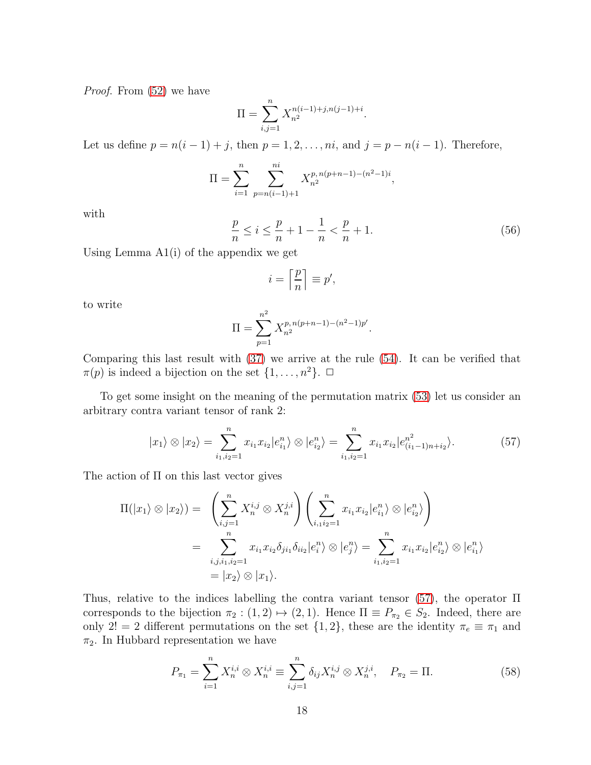*Proof.* From (52) we have

$$\Pi = \sum_{i,j=1}^{n} X_{n^2}^{n(i-1)+j,n(j-1)+i}.$$

Let us define $p = n(i-1)+j$, then $p = 1, 2, \ldots, ni$, and $j = p - n(i-1)$. Therefore,

$$\Pi = \sum_{i=1}^{n} \sum_{p=n(i-1)+1}^{ni} X_{n^2}^{p,\, n(p+n-1)-(n^2-1)i},$$

with

$$\frac{p}{n} \le i \le \frac{p}{n} + 1 - \frac{1}{n} < \frac{p}{n} + 1. \tag{56}$$

Using Lemma A1(i) of the appendix we get

$$i = \left\lceil \frac{p}{n} \right\rceil \equiv p',$$

to write

$$\Pi = \sum_{p=1}^{n^2} X_{n^2}^{p,\, n(p+n-1)-(n^2-1)p'}.$$

Comparing this last result with (37) we arrive at the rule (54). It can be verified that $\pi(p)$ is indeed a bijection on the set $\{1, \ldots, n^2\}$. $\square$

To get some insight on the meaning of the permutation matrix (53) let us consider an arbitrary contra variant tensor of rank 2:

$$|x_1\rangle \otimes |x_2\rangle = \sum_{i_1,i_2=1}^{n} x_{i_1} x_{i_2} |e_{i_1}^n\rangle \otimes |e_{i_2}^n\rangle = \sum_{i_1,i_2=1}^{n} x_{i_1} x_{i_2} |e_{(i_1-1)n+i_2}^{n^2}\rangle. \tag{57}$$

The action of $\Pi$ on this last vector gives

$$\begin{aligned}
\Pi(|x_1\rangle \otimes |x_2\rangle) = &\left( \sum_{i,j=1}^{n} X_n^{i,j} \otimes X_n^{j,i} \right) \left( \sum_{i_1 i_2=1}^{n} x_{i_1} x_{i_2} |e_{i_1}^n\rangle \otimes |e_{i_2}^n\rangle \right) \\
= &\sum_{i,j,i_1,i_2=1}^{n} x_{i_1} x_{i_2} \delta_{j i_1} \delta_{i i_2} |e_i^n\rangle \otimes |e_j^n\rangle = \sum_{i_1,i_2=1}^{n} x_{i_1} x_{i_2} |e_{i_2}^n\rangle \otimes |e_{i_1}^n\rangle \\
= &\, |x_2\rangle \otimes |x_1\rangle.
\end{aligned}$$

Thus, relative to the indices labelling the contra variant tensor (57), the operator $\Pi$ corresponds to the bijection $\pi_2 : (1,2) \mapsto (2,1)$. Hence $\Pi \equiv P_{\pi_2} \in S_2$. Indeed, there are only $2! = 2$ different permutations on the set $\{1,2\}$, these are the identity $\pi_e \equiv \pi_1$ and $\pi_2$. In Hubbard representation we have

$$P_{\pi_1} = \sum_{i=1}^{n} X_n^{i,i} \otimes X_n^{i,i} \equiv \sum_{i,j=1}^{n} \delta_{ij} X_n^{i,j} \otimes X_n^{j,i}, \quad P_{\pi_2} = \Pi. \tag{58}$$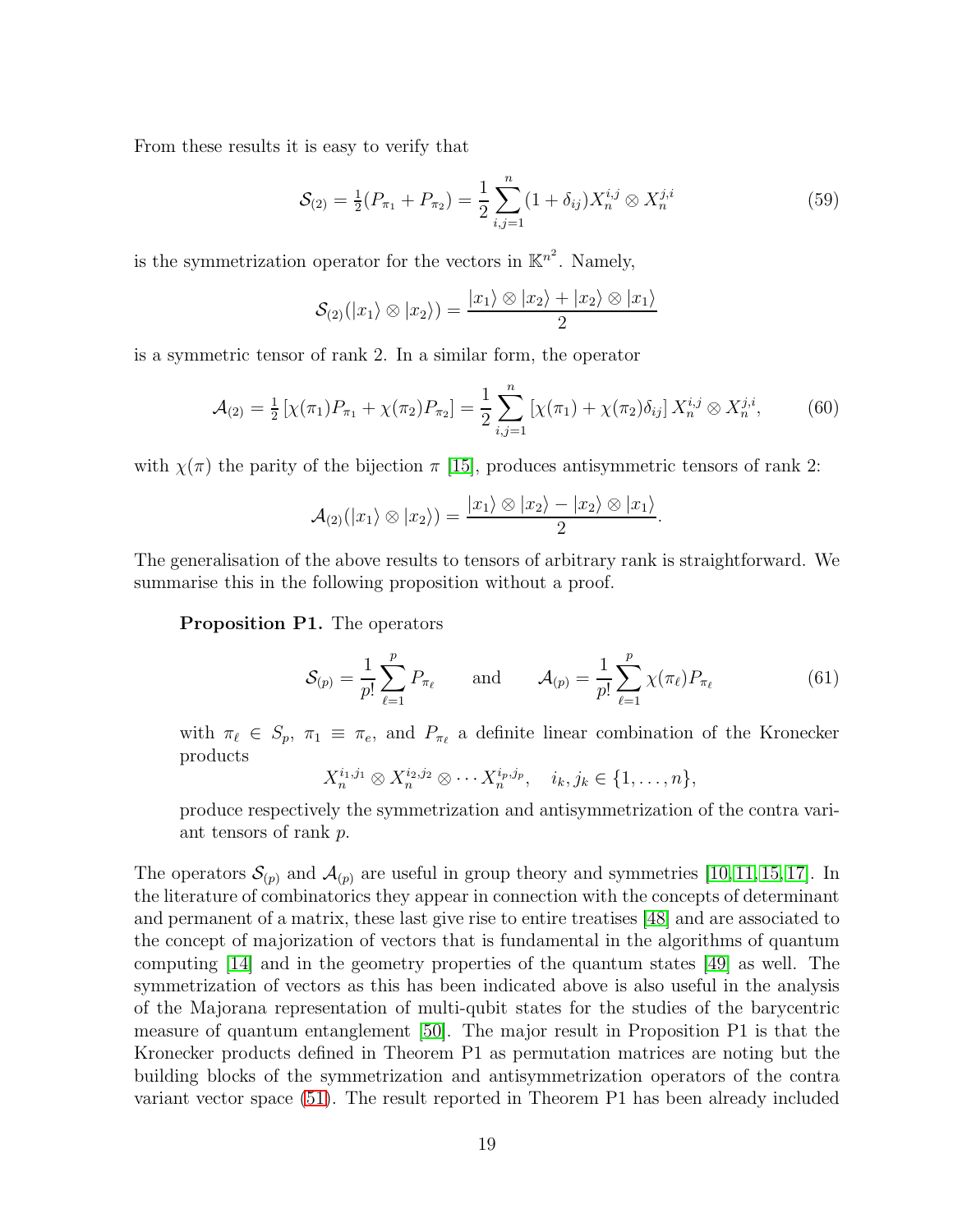From these results it is easy to verify that

$$\mathcal{S}_{(2)} = \tfrac{1}{2}(P_{\pi_1} + P_{\pi_2}) = \frac{1}{2}\sum_{i,j=1}^{n}(1+\delta_{ij}) X_n^{i,j} \otimes X_n^{j,i} \tag{59}$$

is the symmetrization operator for the vectors in $\mathbb{K}^{n^2}$. Namely,

$$\mathcal{S}_{(2)}(|x_1\rangle \otimes |x_2\rangle) = \frac{|x_1\rangle \otimes |x_2\rangle + |x_2\rangle \otimes |x_1\rangle}{2}$$

is a symmetric tensor of rank 2. In a similar form, the operator

$$\mathcal{A}_{(2)} = \tfrac{1}{2}\left[\chi(\pi_1)P_{\pi_1} + \chi(\pi_2)P_{\pi_2}\right] = \frac{1}{2}\sum_{i,j=1}^{n}\left[\chi(\pi_1) + \chi(\pi_2)\delta_{ij}\right] X_n^{i,j} \otimes X_n^{j,i}, \tag{60}$$

with $\chi(\pi)$ the parity of the bijection $\pi$ [15], produces antisymmetric tensors of rank 2:

$$\mathcal{A}_{(2)}(|x_1\rangle \otimes |x_2\rangle) = \frac{|x_1\rangle \otimes |x_2\rangle - |x_2\rangle \otimes |x_1\rangle}{2}.$$

The generalisation of the above results to tensors of arbitrary rank is straightforward. We summarise this in the following proposition without a proof.

**Proposition P1.** The operators

$$\mathcal{S}_{(p)} = \frac{1}{p!}\sum_{\ell=1}^{p} P_{\pi_\ell} \qquad \text{and} \qquad \mathcal{A}_{(p)} = \frac{1}{p!}\sum_{\ell=1}^{p} \chi(\pi_\ell) P_{\pi_\ell} \tag{61}$$

with $\pi_\ell \in S_p$, $\pi_1 \equiv \pi_e$, and $P_{\pi_\ell}$ a definite linear combination of the Kronecker products

$$X_n^{i_1,j_1} \otimes X_n^{i_2,j_2} \otimes \cdots X_n^{i_p,j_p}, \quad i_k, j_k \in \{1,\ldots,n\},$$

produce respectively the symmetrization and antisymmetrization of the contra variant tensors of rank $p$.

The operators $\mathcal{S}_{(p)}$ and $\mathcal{A}_{(p)}$ are useful in group theory and symmetries [10, 11, 15, 17]. In the literature of combinatorics they appear in connection with the concepts of determinant and permanent of a matrix, these last give rise to entire treatises [48] and are associated to the concept of majorization of vectors that is fundamental in the algorithms of quantum computing [14] and in the geometry properties of the quantum states [49] as well. The symmetrization of vectors as this has been indicated above is also useful in the analysis of the Majorana representation of multi-qubit states for the studies of the barycentric measure of quantum entanglement [50]. The major result in Proposition P1 is that the Kronecker products defined in Theorem P1 as permutation matrices are noting but the building blocks of the symmetrization and antisymmetrization operators of the contra variant vector space (51). The result reported in Theorem P1 has been already included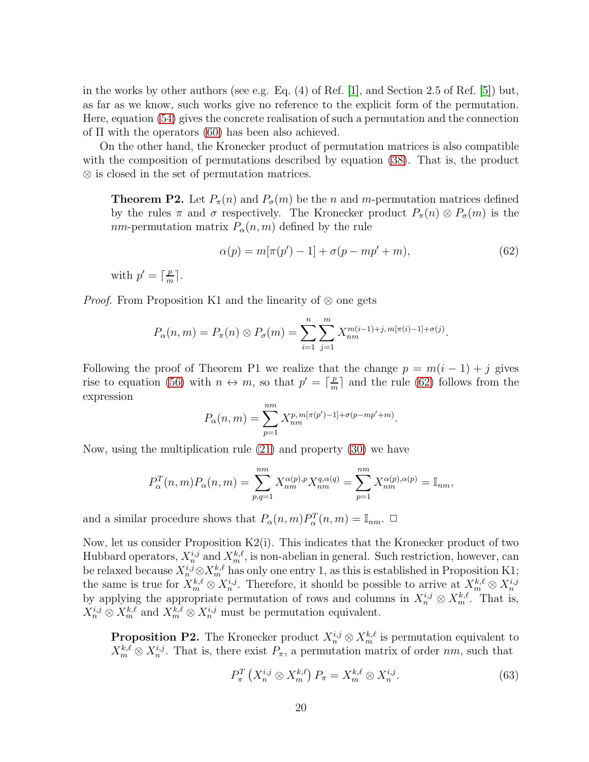in the works by other authors (see e.g. Eq. (4) of Ref. [1], and Section 2.5 of Ref. [5]) but, as far as we know, such works give no reference to the explicit form of the permutation. Here, equation (54) gives the concrete realisation of such a permutation and the connection of $\Pi$ with the operators (60) has been also achieved.

On the other hand, the Kronecker product of permutation matrices is also compatible with the composition of permutations described by equation (38). That is, the product $\otimes$ is closed in the set of permutation matrices.

> **Theorem P2.** Let $P_\pi(n)$ and $P_\sigma(m)$ be the $n$ and $m$-permutation matrices defined by the rules $\pi$ and $\sigma$ respectively. The Kronecker product $P_\pi(n) \otimes P_\sigma(m)$ is the $nm$-permutation matrix $P_\alpha(n,m)$ defined by the rule
>
> $$\alpha(p) = m[\pi(p') - 1] + \sigma(p - mp' + m), \tag{62}$$
>
> with $p' = \lceil \frac{p}{m} \rceil$.

*Proof.* From Proposition K1 and the linearity of $\otimes$ one gets

$$P_\alpha(n,m) = P_\pi(n) \otimes P_\sigma(m) = \sum_{i=1}^{n} \sum_{j=1}^{m} X_{nm}^{m(i-1)+j,\, m[\pi(i)-1]+\sigma(j)}.$$

Following the proof of Theorem P1 we realize that the change $p = m(i-1) + j$ gives rise to equation (56) with $n \leftrightarrow m$, so that $p' = \lceil \frac{p}{m} \rceil$ and the rule (62) follows from the expression

$$P_\alpha(n,m) = \sum_{p=1}^{nm} X_{nm}^{p,\, m[\pi(p')-1]+\sigma(p-mp'+m)}.$$

Now, using the multiplication rule (21) and property (30) we have

$$P_\alpha^T(n,m) P_\alpha(n,m) = \sum_{p,q=1}^{nm} X_{nm}^{\alpha(p),p} X_{nm}^{q,\alpha(q)} = \sum_{p=1}^{nm} X_{nm}^{\alpha(p),\alpha(p)} = \mathbb{I}_{nm},$$

and a similar procedure shows that $P_\alpha(n,m) P_\alpha^T(n,m) = \mathbb{I}_{nm}$. $\square$

Now, let us consider Proposition K2(i). This indicates that the Kronecker product of two Hubbard operators, $X_n^{i,j}$ and $X_m^{k,\ell}$, is non-abelian in general. Such restriction, however, can be relaxed because $X_n^{i,j} \otimes X_m^{k,\ell}$ has only one entry 1, as this is established in Proposition K1; the same is true for $X_m^{k,\ell} \otimes X_n^{i,j}$. Therefore, it should be possible to arrive at $X_m^{k,\ell} \otimes X_n^{i,j}$ by applying the appropriate permutation of rows and columns in $X_n^{i,j} \otimes X_m^{k,\ell}$. That is, $X_n^{i,j} \otimes X_m^{k,\ell}$ and $X_m^{k,\ell} \otimes X_n^{i,j}$ must be permutation equivalent.

> **Proposition P2.** The Kronecker product $X_n^{i,j} \otimes X_m^{k,\ell}$ is permutation equivalent to $X_m^{k,\ell} \otimes X_n^{i,j}$. That is, there exist $P_\pi$, a permutation matrix of order $nm$, such that
>
> $$P_\pi^T \left( X_n^{i,j} \otimes X_m^{k,\ell} \right) P_\pi = X_m^{k,\ell} \otimes X_n^{i,j}. \tag{63}$$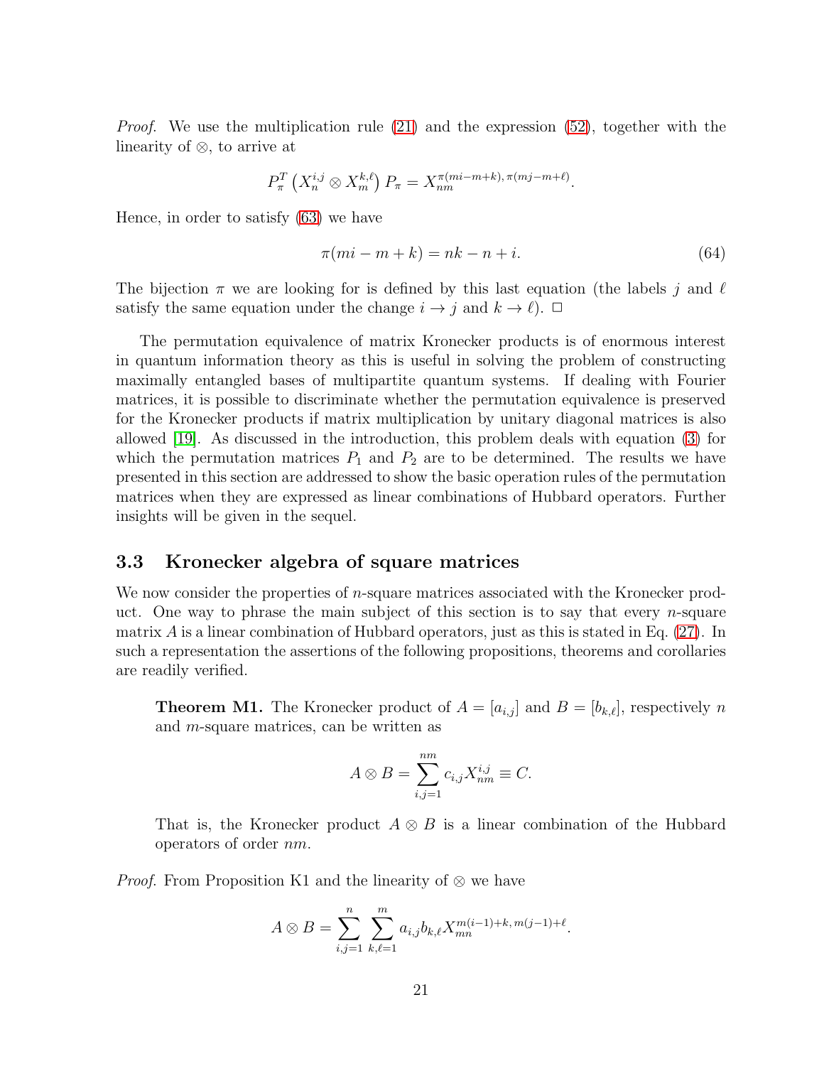*Proof.* We use the multiplication rule (21) and the expression (52), together with the linearity of $\otimes$, to arrive at

$$P_\pi^T \left( X_n^{i,j} \otimes X_m^{k,\ell} \right) P_\pi = X_{nm}^{\pi(mi-m+k),\, \pi(mj-m+\ell)}.$$

Hence, in order to satisfy (63) we have

$$\pi(mi - m + k) = nk - n + i. \tag{64}$$

The bijection $\pi$ we are looking for is defined by this last equation (the labels $j$ and $\ell$ satisfy the same equation under the change $i \to j$ and $k \to \ell$). □

The permutation equivalence of matrix Kronecker products is of enormous interest in quantum information theory as this is useful in solving the problem of constructing maximally entangled bases of multipartite quantum systems. If dealing with Fourier matrices, it is possible to discriminate whether the permutation equivalence is preserved for the Kronecker products if matrix multiplication by unitary diagonal matrices is also allowed [19]. As discussed in the introduction, this problem deals with equation (3) for which the permutation matrices $P_1$ and $P_2$ are to be determined. The results we have presented in this section are addressed to show the basic operation rules of the permutation matrices when they are expressed as linear combinations of Hubbard operators. Further insights will be given in the sequel.

### 3.3 Kronecker algebra of square matrices

We now consider the properties of $n$-square matrices associated with the Kronecker product. One way to phrase the main subject of this section is to say that every $n$-square matrix $A$ is a linear combination of Hubbard operators, just as this is stated in Eq. (27). In such a representation the assertions of the following propositions, theorems and corollaries are readily verified.

> **Theorem M1.** The Kronecker product of $A = [a_{i,j}]$ and $B = [b_{k,\ell}]$, respectively $n$ and $m$-square matrices, can be written as
>
> $$A \otimes B = \sum_{i,j=1}^{nm} c_{i,j} X_{nm}^{i,j} \equiv C.$$
>
> That is, the Kronecker product $A \otimes B$ is a linear combination of the Hubbard operators of order $nm$.

*Proof.* From Proposition K1 and the linearity of $\otimes$ we have

$$A \otimes B = \sum_{i,j=1}^{n} \sum_{k,\ell=1}^{m} a_{i,j} b_{k,\ell} X_{mn}^{m(i-1)+k,\, m(j-1)+\ell}.$$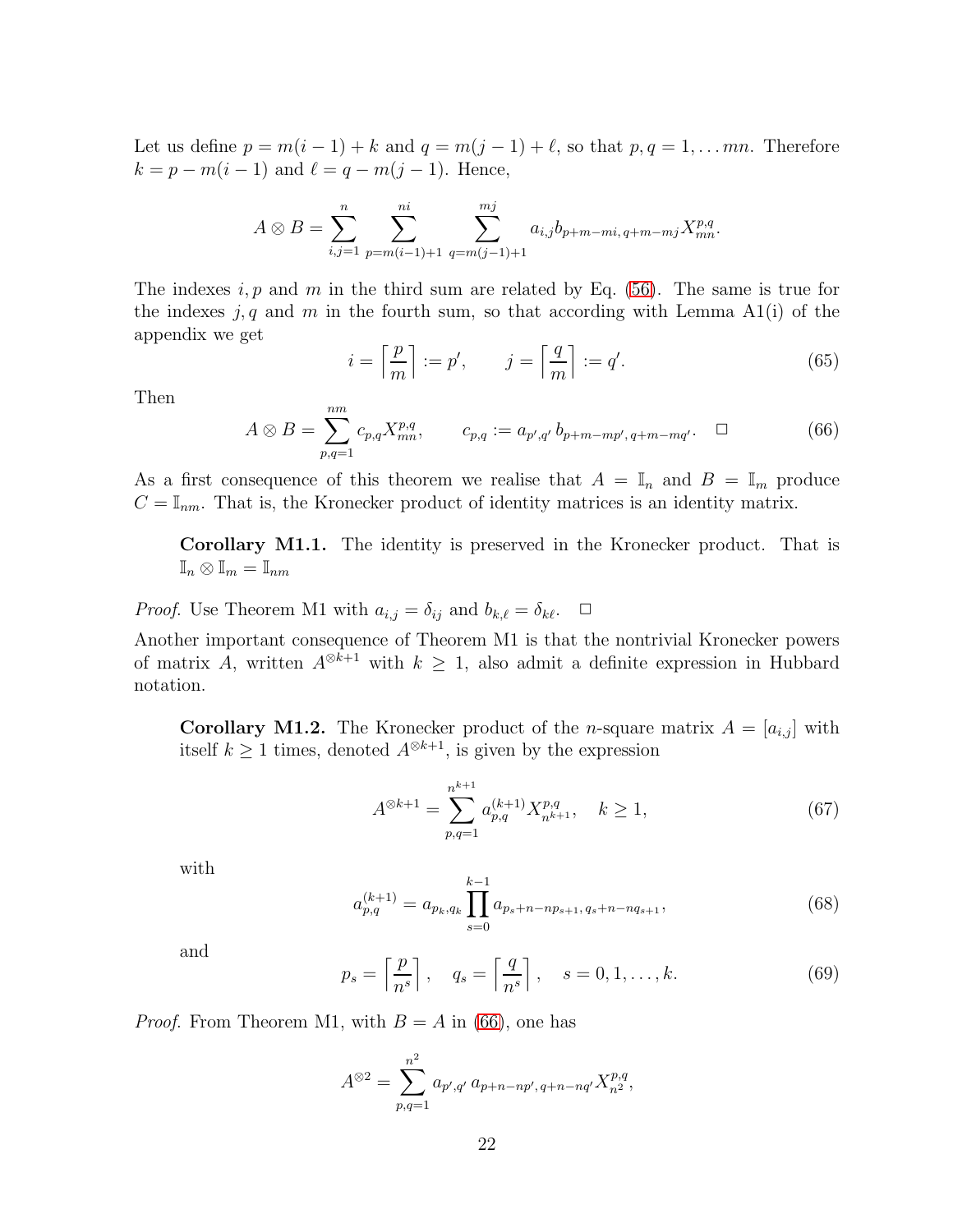Let us define $p = m(i-1) + k$ and $q = m(j-1) + \ell$, so that $p, q = 1, \ldots mn$. Therefore $k = p - m(i-1)$ and $\ell = q - m(j-1)$. Hence,

$$
A \otimes B = \sum_{i,j=1}^{n} \sum_{p=m(i-1)+1}^{ni} \sum_{q=m(j-1)+1}^{mj} a_{i,j} b_{p+m-mi,\, q+m-mj} X_{mn}^{p,q}.
$$

The indexes $i, p$ and $m$ in the third sum are related by Eq. (56). The same is true for the indexes $j, q$ and $m$ in the fourth sum, so that according with Lemma A1(i) of the appendix we get

$$
i = \left\lceil \frac{p}{m} \right\rceil := p', \qquad j = \left\lceil \frac{q}{m} \right\rceil := q'. \tag{65}
$$

Then

$$
A \otimes B = \sum_{p,q=1}^{nm} c_{p,q} X_{mn}^{p,q}, \qquad c_{p,q} := a_{p',q'}\, b_{p+m-mp',\, q+m-mq'}. \quad \square \tag{66}
$$

As a first consequence of this theorem we realise that $A = \mathbb{I}_n$ and $B = \mathbb{I}_m$ produce $C = \mathbb{I}_{nm}$. That is, the Kronecker product of identity matrices is an identity matrix.

> **Corollary M1.1.** The identity is preserved in the Kronecker product. That is $\mathbb{I}_n \otimes \mathbb{I}_m = \mathbb{I}_{nm}$

*Proof.* Use Theorem M1 with $a_{i,j} = \delta_{ij}$ and $b_{k,\ell} = \delta_{k\ell}$. $\square$

Another important consequence of Theorem M1 is that the nontrivial Kronecker powers of matrix $A$, written $A^{\otimes k+1}$ with $k \geq 1$, also admit a definite expression in Hubbard notation.

> **Corollary M1.2.** The Kronecker product of the $n$-square matrix $A = [a_{i,j}]$ with itself $k \geq 1$ times, denoted $A^{\otimes k+1}$, is given by the expression
>
> $$
> A^{\otimes k+1} = \sum_{p,q=1}^{n^{k+1}} a_{p,q}^{(k+1)} X_{n^{k+1}}^{p,q}, \quad k \geq 1, \tag{67}
> $$
>
> with
>
> $$
> a_{p,q}^{(k+1)} = a_{p_k, q_k} \prod_{s=0}^{k-1} a_{p_s + n - np_{s+1},\, q_s + n - nq_{s+1}}, \tag{68}
> $$
>
> and
>
> $$
> p_s = \left\lceil \frac{p}{n^s} \right\rceil, \quad q_s = \left\lceil \frac{q}{n^s} \right\rceil, \quad s = 0, 1, \ldots, k. \tag{69}
> $$

*Proof.* From Theorem M1, with $B = A$ in (66), one has

$$
A^{\otimes 2} = \sum_{p,q=1}^{n^2} a_{p',q'}\, a_{p+n-np',\, q+n-nq'} X_{n^2}^{p,q},
$$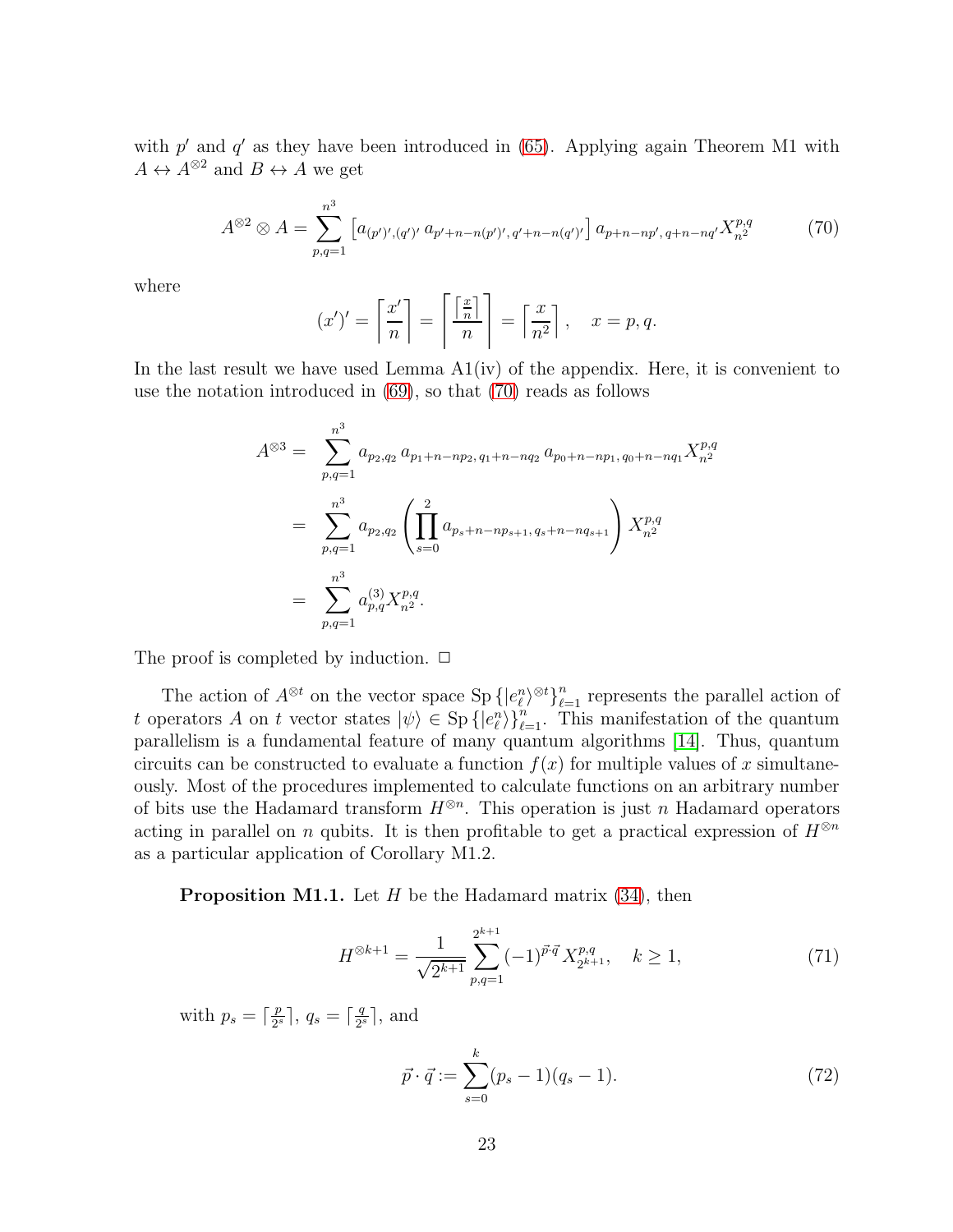with $p'$ and $q'$ as they have been introduced in (65). Applying again Theorem M1 with $A \leftrightarrow A^{\otimes 2}$ and $B \leftrightarrow A$ we get

$$A^{\otimes 2} \otimes A = \sum_{p,q=1}^{n^3} \left[ a_{(p')',(q')'} \, a_{p'+n-n(p')',\, q'+n-n(q')'} \right] a_{p+n-np',\, q+n-nq'} X_{n^2}^{p,q} \tag{70}$$

where

$$(x')' = \left\lceil \frac{x'}{n} \right\rceil = \left\lceil \frac{\left\lceil \frac{x}{n} \right\rceil}{n} \right\rceil = \left\lceil \frac{x}{n^2} \right\rceil, \quad x = p, q.$$

In the last result we have used Lemma A1(iv) of the appendix. Here, it is convenient to use the notation introduced in (69), so that (70) reads as follows

$$\begin{aligned}
A^{\otimes 3} &= \sum_{p,q=1}^{n^3} a_{p_2,q_2} \, a_{p_1+n-np_2,\, q_1+n-nq_2} \, a_{p_0+n-np_1,\, q_0+n-nq_1} X_{n^2}^{p,q} \\
&= \sum_{p,q=1}^{n^3} a_{p_2,q_2} \left( \prod_{s=0}^{2} a_{p_s+n-np_{s+1},\, q_s+n-nq_{s+1}} \right) X_{n^2}^{p,q} \\
&= \sum_{p,q=1}^{n^3} a_{p,q}^{(3)} X_{n^2}^{p,q}.
\end{aligned}$$

The proof is completed by induction. □

The action of $A^{\otimes t}$ on the vector space $\mathrm{Sp}\,\{|e_\ell^n\rangle^{\otimes t}\}_{\ell=1}^n$ represents the parallel action of $t$ operators $A$ on $t$ vector states $|\psi\rangle \in \mathrm{Sp}\,\{|e_\ell^n\rangle\}_{\ell=1}^n$. This manifestation of the quantum parallelism is a fundamental feature of many quantum algorithms [14]. Thus, quantum circuits can be constructed to evaluate a function $f(x)$ for multiple values of $x$ simultaneously. Most of the procedures implemented to calculate functions on an arbitrary number of bits use the Hadamard transform $H^{\otimes n}$. This operation is just $n$ Hadamard operators acting in parallel on $n$ qubits. It is then profitable to get a practical expression of $H^{\otimes n}$ as a particular application of Corollary M1.2.

**Proposition M1.1.** Let $H$ be the Hadamard matrix (34), then

$$H^{\otimes k+1} = \frac{1}{\sqrt{2^{k+1}}} \sum_{p,q=1}^{2^{k+1}} (-1)^{\vec{p}\cdot\vec{q}} X_{2^{k+1}}^{p,q}, \quad k \geq 1, \tag{71}$$

with $p_s = \lceil \frac{p}{2^s} \rceil$, $q_s = \lceil \frac{q}{2^s} \rceil$, and

$$\vec{p} \cdot \vec{q} := \sum_{s=0}^{k} (p_s - 1)(q_s - 1). \tag{72}$$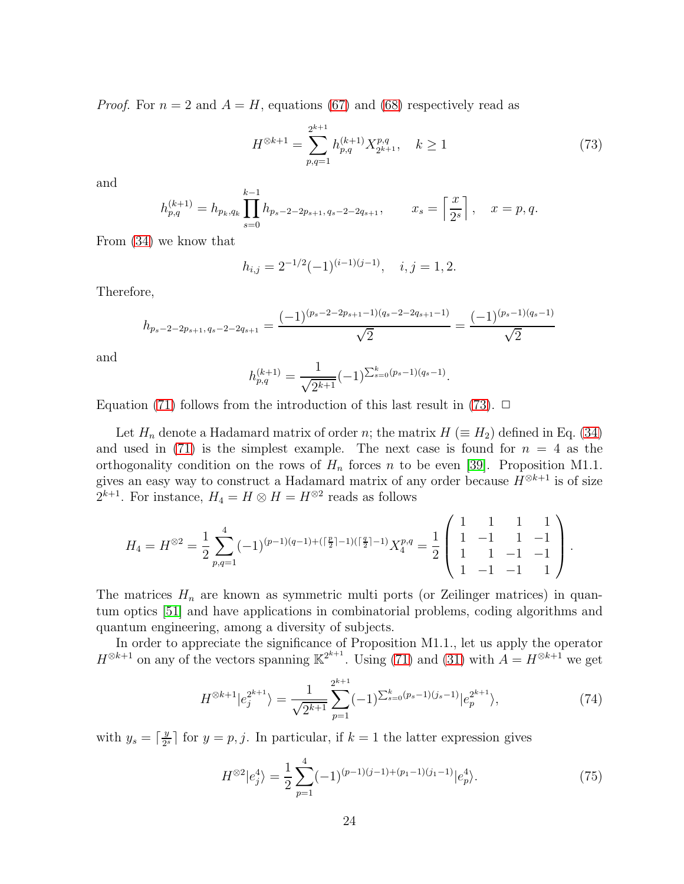*Proof.* For $n = 2$ and $A = H$, equations (67) and (68) respectively read as

$$H^{\otimes k+1} = \sum_{p,q=1}^{2^{k+1}} h_{p,q}^{(k+1)} X_{2^{k+1}}^{p,q}, \quad k \geq 1 \tag{73}$$

and

$$h_{p,q}^{(k+1)} = h_{p_k,q_k} \prod_{s=0}^{k-1} h_{p_s-2-2p_{s+1},\, q_s-2-2q_{s+1}}, \qquad x_s = \left\lceil \frac{x}{2^s} \right\rceil, \quad x = p, q.$$

From (34) we know that

$$h_{i,j} = 2^{-1/2}(-1)^{(i-1)(j-1)}, \quad i, j = 1, 2.$$

Therefore,

$$h_{p_s-2-2p_{s+1},\, q_s-2-2q_{s+1}} = \frac{(-1)^{(p_s-2-2p_{s+1}-1)(q_s-2-2q_{s+1}-1)}}{\sqrt{2}} = \frac{(-1)^{(p_s-1)(q_s-1)}}{\sqrt{2}}$$

and

$$h_{p,q}^{(k+1)} = \frac{1}{\sqrt{2^{k+1}}}(-1)^{\sum_{s=0}^{k}(p_s-1)(q_s-1)}.$$

Equation (71) follows from the introduction of this last result in (73). $\square$

Let $H_n$ denote a Hadamard matrix of order $n$; the matrix $H$ ($\equiv H_2$) defined in Eq. (34) and used in (71) is the simplest example. The next case is found for $n = 4$ as the orthogonality condition on the rows of $H_n$ forces $n$ to be even [39]. Proposition M1.1. gives an easy way to construct a Hadamard matrix of any order because $H^{\otimes k+1}$ is of size $2^{k+1}$. For instance, $H_4 = H \otimes H = H^{\otimes 2}$ reads as follows

$$H_4 = H^{\otimes 2} = \frac{1}{2}\sum_{p,q=1}^{4}(-1)^{(p-1)(q-1)+(\lceil \frac{p}{2}\rceil -1)(\lceil \frac{q}{2}\rceil -1)} X_4^{p,q} = \frac{1}{2}\begin{pmatrix} 1 & 1 & 1 & 1 \\ 1 & -1 & 1 & -1 \\ 1 & 1 & -1 & -1 \\ 1 & -1 & -1 & 1 \end{pmatrix}.$$

The matrices $H_n$ are known as symmetric multi ports (or Zeilinger matrices) in quantum optics [51] and have applications in combinatorial problems, coding algorithms and quantum engineering, among a diversity of subjects.

In order to appreciate the significance of Proposition M1.1., let us apply the operator $H^{\otimes k+1}$ on any of the vectors spanning $\mathbb{K}^{2^{k+1}}$. Using (71) and (31) with $A = H^{\otimes k+1}$ we get

$$H^{\otimes k+1}|e_j^{2^{k+1}}\rangle = \frac{1}{\sqrt{2^{k+1}}}\sum_{p=1}^{2^{k+1}}(-1)^{\sum_{s=0}^{k}(p_s-1)(j_s-1)}|e_p^{2^{k+1}}\rangle, \tag{74}$$

with $y_s = \lceil \frac{y}{2^s} \rceil$ for $y = p, j$. In particular, if $k = 1$ the latter expression gives

$$H^{\otimes 2}|e_j^4\rangle = \frac{1}{2}\sum_{p=1}^{4}(-1)^{(p-1)(j-1)+(p_1-1)(j_1-1)}|e_p^4\rangle. \tag{75}$$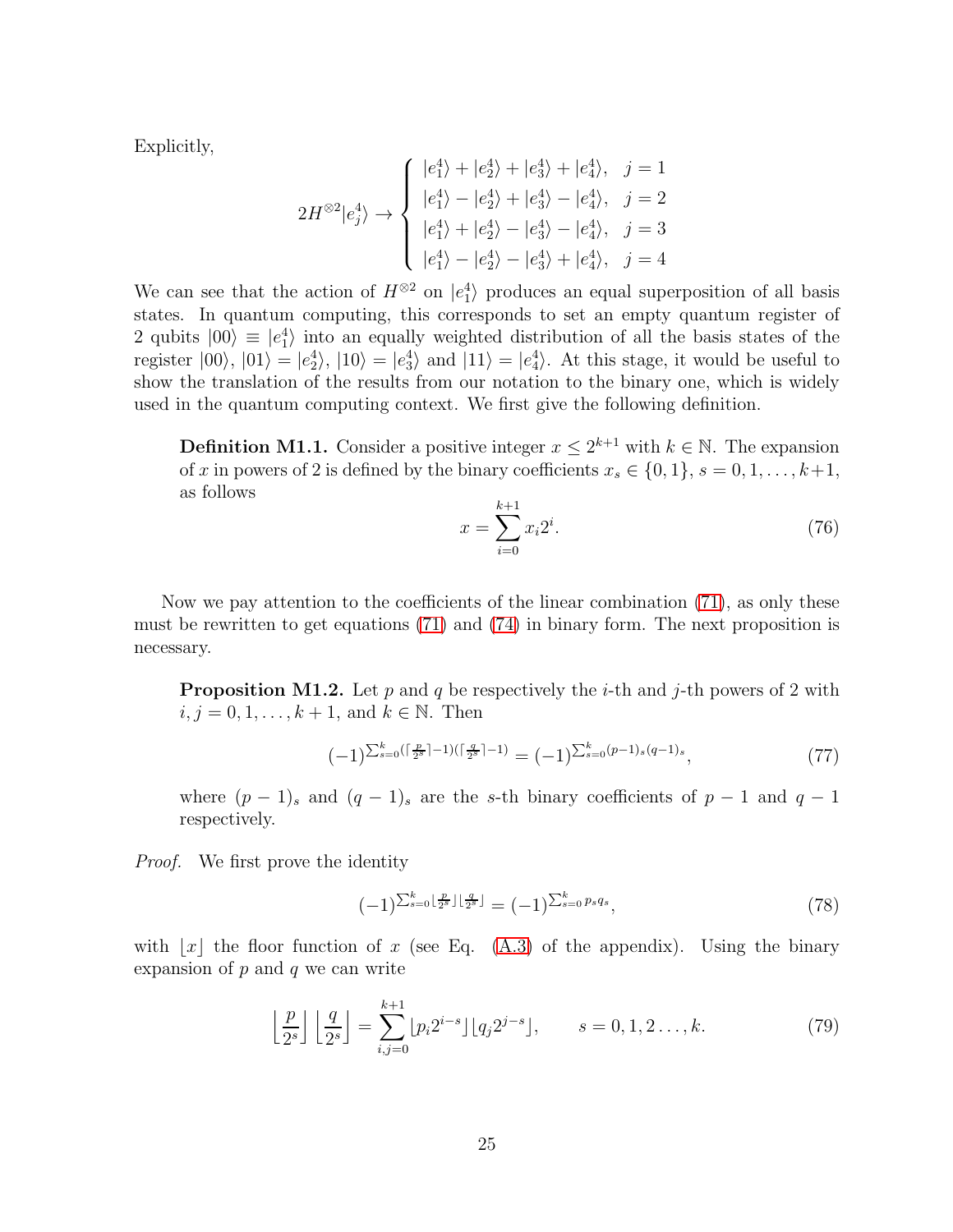Explicitly,

$$2H^{\otimes 2}|e_j^4\rangle \to \begin{cases} |e_1^4\rangle + |e_2^4\rangle + |e_3^4\rangle + |e_4^4\rangle, & j = 1 \\ |e_1^4\rangle - |e_2^4\rangle + |e_3^4\rangle - |e_4^4\rangle, & j = 2 \\ |e_1^4\rangle + |e_2^4\rangle - |e_3^4\rangle - |e_4^4\rangle, & j = 3 \\ |e_1^4\rangle - |e_2^4\rangle - |e_3^4\rangle + |e_4^4\rangle, & j = 4 \end{cases}$$

We can see that the action of $H^{\otimes 2}$ on $|e_1^4\rangle$ produces an equal superposition of all basis states. In quantum computing, this corresponds to set an empty quantum register of 2 qubits $|00\rangle \equiv |e_1^4\rangle$ into an equally weighted distribution of all the basis states of the register $|00\rangle$, $|01\rangle = |e_2^4\rangle$, $|10\rangle = |e_3^4\rangle$ and $|11\rangle = |e_4^4\rangle$. At this stage, it would be useful to show the translation of the results from our notation to the binary one, which is widely used in the quantum computing context. We first give the following definition.

**Definition M1.1.** Consider a positive integer $x \leq 2^{k+1}$ with $k \in \mathbb{N}$. The expansion of $x$ in powers of 2 is defined by the binary coefficients $x_s \in \{0, 1\}$, $s = 0, 1, \ldots, k+1$, as follows

$$x = \sum_{i=0}^{k+1} x_i 2^i. \tag{76}$$

Now we pay attention to the coefficients of the linear combination (71), as only these must be rewritten to get equations (71) and (74) in binary form. The next proposition is necessary.

**Proposition M1.2.** Let $p$ and $q$ be respectively the $i$-th and $j$-th powers of 2 with $i, j = 0, 1, \ldots, k+1$, and $k \in \mathbb{N}$. Then

$$(-1)^{\sum_{s=0}^{k}(\lceil \frac{p}{2^s} \rceil - 1)(\lceil \frac{q}{2^s} \rceil - 1)} = (-1)^{\sum_{s=0}^{k}(p-1)_s (q-1)_s}, \tag{77}$$

where $(p-1)_s$ and $(q-1)_s$ are the $s$-th binary coefficients of $p-1$ and $q-1$ respectively.

*Proof.* We first prove the identity

$$(-1)^{\sum_{s=0}^{k} \lfloor \frac{p}{2^s} \rfloor \lfloor \frac{q}{2^s} \rfloor} = (-1)^{\sum_{s=0}^{k} p_s q_s}, \tag{78}$$

with $\lfloor x \rfloor$ the floor function of $x$ (see Eq. (A.3) of the appendix). Using the binary expansion of $p$ and $q$ we can write

$$\left\lfloor \frac{p}{2^s} \right\rfloor \left\lfloor \frac{q}{2^s} \right\rfloor = \sum_{i,j=0}^{k+1} \lfloor p_i 2^{i-s} \rfloor \lfloor q_j 2^{j-s} \rfloor, \qquad s = 0, 1, 2 \ldots, k. \tag{79}$$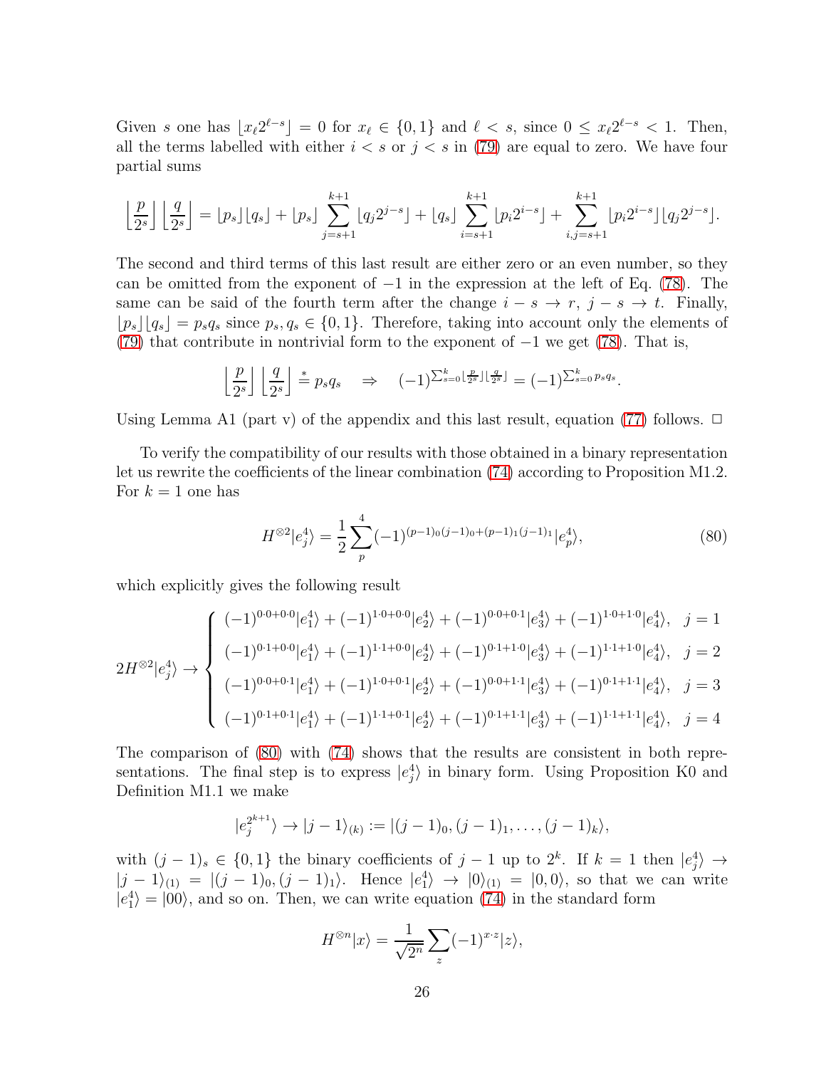Given $s$ one has $\lfloor x_\ell 2^{\ell-s} \rfloor = 0$ for $x_\ell \in \{0,1\}$ and $\ell < s$, since $0 \leq x_\ell 2^{\ell-s} < 1$. Then, all the terms labelled with either $i < s$ or $j < s$ in (79) are equal to zero. We have four partial sums

$$\left\lfloor \frac{p}{2^s} \right\rfloor \left\lfloor \frac{q}{2^s} \right\rfloor = \lfloor p_s \rfloor \lfloor q_s \rfloor + \lfloor p_s \rfloor \sum_{j=s+1}^{k+1} \lfloor q_j 2^{j-s} \rfloor + \lfloor q_s \rfloor \sum_{i=s+1}^{k+1} \lfloor p_i 2^{i-s} \rfloor + \sum_{i,j=s+1}^{k+1} \lfloor p_i 2^{i-s} \rfloor \lfloor q_j 2^{j-s} \rfloor.$$

The second and third terms of this last result are either zero or an even number, so they can be omitted from the exponent of $-1$ in the expression at the left of Eq. (78). The same can be said of the fourth term after the change $i - s \to r$, $j - s \to t$. Finally, $\lfloor p_s \rfloor \lfloor q_s \rfloor = p_s q_s$ since $p_s, q_s \in \{0,1\}$. Therefore, taking into account only the elements of (79) that contribute in nontrivial form to the exponent of $-1$ we get (78). That is,

$$\left\lfloor \frac{p}{2^s} \right\rfloor \left\lfloor \frac{q}{2^s} \right\rfloor \stackrel{*}{=} p_s q_s \quad \Rightarrow \quad (-1)^{\sum_{s=0}^{k} \lfloor \frac{p}{2^s} \rfloor \lfloor \frac{q}{2^s} \rfloor} = (-1)^{\sum_{s=0}^{k} p_s q_s}.$$

Using Lemma A1 (part v) of the appendix and this last result, equation (77) follows. □

To verify the compatibility of our results with those obtained in a binary representation let us rewrite the coefficients of the linear combination (74) according to Proposition M1.2. For $k = 1$ one has

$$H^{\otimes 2}|e_j^4\rangle = \frac{1}{2} \sum_{p}^{4} (-1)^{(p-1)_0 (j-1)_0 + (p-1)_1 (j-1)_1} |e_p^4\rangle, \tag{80}$$

which explicitly gives the following result

$$2H^{\otimes 2}|e_j^4\rangle \to \begin{cases} (-1)^{0\cdot 0+0\cdot 0}|e_1^4\rangle + (-1)^{1\cdot 0+0\cdot 0}|e_2^4\rangle + (-1)^{0\cdot 0+0\cdot 1}|e_3^4\rangle + (-1)^{1\cdot 0+1\cdot 0}|e_4^4\rangle, & j = 1 \\ (-1)^{0\cdot 1+0\cdot 0}|e_1^4\rangle + (-1)^{1\cdot 1+0\cdot 0}|e_2^4\rangle + (-1)^{0\cdot 1+1\cdot 0}|e_3^4\rangle + (-1)^{1\cdot 1+1\cdot 0}|e_4^4\rangle, & j = 2 \\ (-1)^{0\cdot 0+0\cdot 1}|e_1^4\rangle + (-1)^{1\cdot 0+0\cdot 1}|e_2^4\rangle + (-1)^{0\cdot 0+1\cdot 1}|e_3^4\rangle + (-1)^{0\cdot 1+1\cdot 1}|e_4^4\rangle, & j = 3 \\ (-1)^{0\cdot 1+0\cdot 1}|e_1^4\rangle + (-1)^{1\cdot 1+0\cdot 1}|e_2^4\rangle + (-1)^{0\cdot 1+1\cdot 1}|e_3^4\rangle + (-1)^{1\cdot 1+1\cdot 1}|e_4^4\rangle, & j = 4 \end{cases}$$

The comparison of (80) with (74) shows that the results are consistent in both representations. The final step is to express $|e_j^4\rangle$ in binary form. Using Proposition K0 and Definition M1.1 we make

$$|e_j^{2^{k+1}}\rangle \to |j-1\rangle_{(k)} := |(j-1)_0, (j-1)_1, \ldots, (j-1)_k\rangle,$$

with $(j-1)_s \in \{0,1\}$ the binary coefficients of $j-1$ up to $2^k$. If $k = 1$ then $|e_j^4\rangle \to |j-1\rangle_{(1)} = |(j-1)_0, (j-1)_1\rangle$. Hence $|e_1^4\rangle \to |0\rangle_{(1)} = |0,0\rangle$, so that we can write $|e_1^4\rangle = |00\rangle$, and so on. Then, we can write equation (74) in the standard form

$$H^{\otimes n}|x\rangle = \frac{1}{\sqrt{2^n}} \sum_{z} (-1)^{x\cdot z} |z\rangle,$$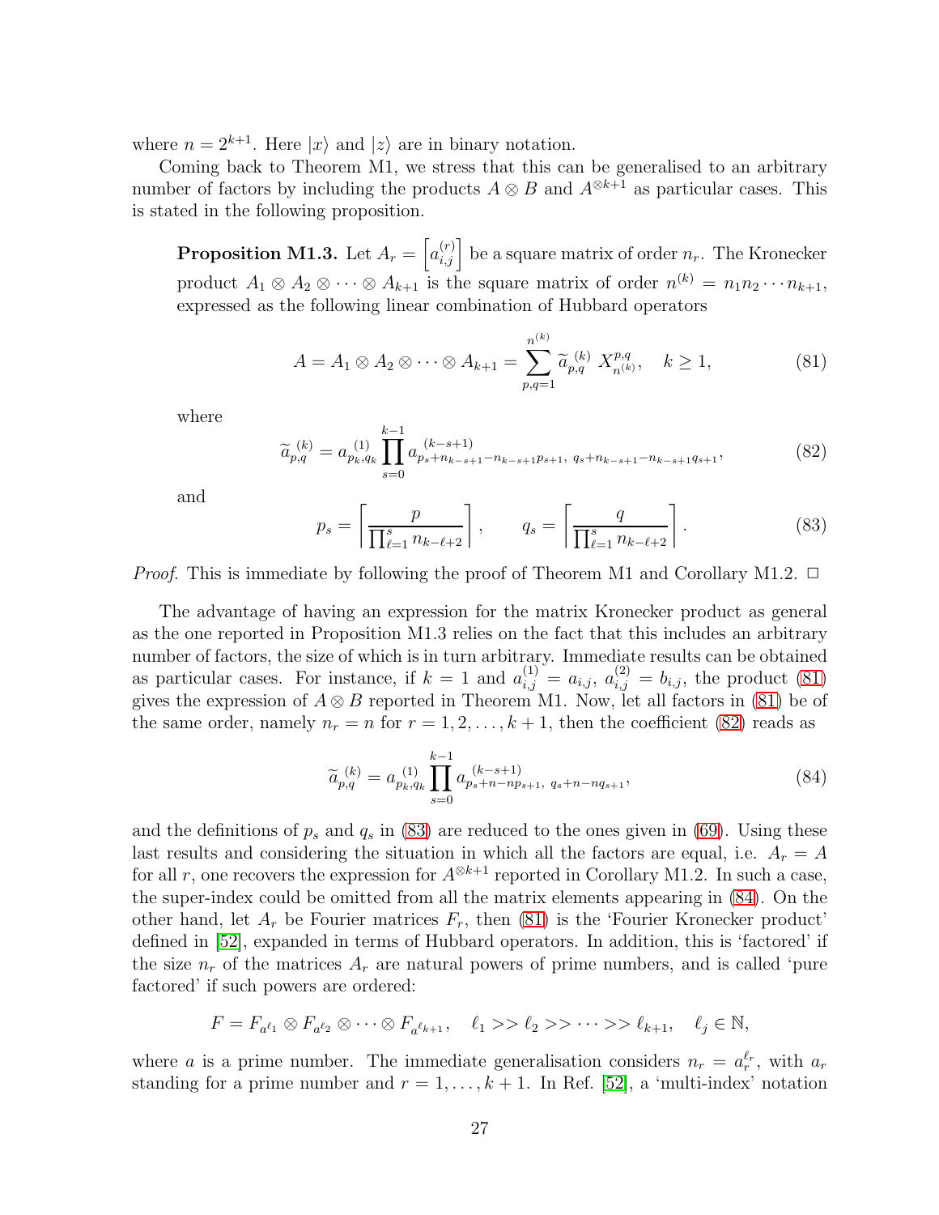where $n = 2^{k+1}$. Here $|x\rangle$ and $|z\rangle$ are in binary notation.

Coming back to Theorem M1, we stress that this can be generalised to an arbitrary number of factors by including the products $A \otimes B$ and $A^{\otimes k+1}$ as particular cases. This is stated in the following proposition.

**Proposition M1.3.** Let $A_r = \left[a_{i,j}^{(r)}\right]$ be a square matrix of order $n_r$. The Kronecker product $A_1 \otimes A_2 \otimes \cdots \otimes A_{k+1}$ is the square matrix of order $n^{(k)} = n_1 n_2 \cdots n_{k+1}$, expressed as the following linear combination of Hubbard operators

$$A = A_1 \otimes A_2 \otimes \cdots \otimes A_{k+1} = \sum_{p,q=1}^{n^{(k)}} \widetilde{a}_{p,q}^{(k)} \; X_{n^{(k)}}^{p,q}, \quad k \geq 1, \tag{81}$$

where

$$\widetilde{a}_{p,q}^{(k)} = a_{p_k,q_k}^{(1)} \prod_{s=0}^{k-1} a^{(k-s+1)}_{p_s + n_{k-s+1} - n_{k-s+1} p_{s+1},\; q_s + n_{k-s+1} - n_{k-s+1} q_{s+1}}, \tag{82}$$

and

$$p_s = \left\lceil \frac{p}{\prod_{\ell=1}^{s} n_{k-\ell+2}} \right\rceil, \qquad q_s = \left\lceil \frac{q}{\prod_{\ell=1}^{s} n_{k-\ell+2}} \right\rceil. \tag{83}$$

*Proof.* This is immediate by following the proof of Theorem M1 and Corollary M1.2. □

The advantage of having an expression for the matrix Kronecker product as general as the one reported in Proposition M1.3 relies on the fact that this includes an arbitrary number of factors, the size of which is in turn arbitrary. Immediate results can be obtained as particular cases. For instance, if $k = 1$ and $a_{i,j}^{(1)} = a_{i,j}$, $a_{i,j}^{(2)} = b_{i,j}$, the product (81) gives the expression of $A \otimes B$ reported in Theorem M1. Now, let all factors in (81) be of the same order, namely $n_r = n$ for $r = 1, 2, \ldots, k+1$, then the coefficient (82) reads as

$$\widetilde{a}_{p,q}^{(k)} = a_{p_k,q_k}^{(1)} \prod_{s=0}^{k-1} a^{(k-s+1)}_{p_s + n - n p_{s+1},\; q_s + n - n q_{s+1}}, \tag{84}$$

and the definitions of $p_s$ and $q_s$ in (83) are reduced to the ones given in (69). Using these last results and considering the situation in which all the factors are equal, i.e. $A_r = A$ for all $r$, one recovers the expression for $A^{\otimes k+1}$ reported in Corollary M1.2. In such a case, the super-index could be omitted from all the matrix elements appearing in (84). On the other hand, let $A_r$ be Fourier matrices $F_r$, then (81) is the 'Fourier Kronecker product' defined in [52], expanded in terms of Hubbard operators. In addition, this is 'factored' if the size $n_r$ of the matrices $A_r$ are natural powers of prime numbers, and is called 'pure factored' if such powers are ordered:

$$F = F_{a^{\ell_1}} \otimes F_{a^{\ell_2}} \otimes \cdots \otimes F_{a^{\ell_{k+1}}}, \quad \ell_1 >> \ell_2 >> \cdots >> \ell_{k+1}, \quad \ell_j \in \mathbb{N},$$

where $a$ is a prime number. The immediate generalisation considers $n_r = a_r^{\ell_r}$, with $a_r$ standing for a prime number and $r = 1, \ldots, k+1$. In Ref. [52], a 'multi-index' notation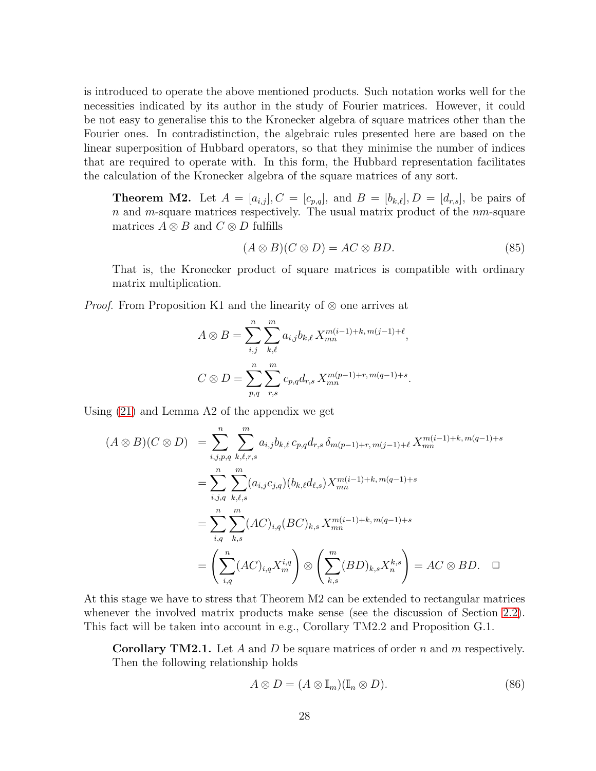is introduced to operate the above mentioned products. Such notation works well for the necessities indicated by its author in the study of Fourier matrices. However, it could be not easy to generalise this to the Kronecker algebra of square matrices other than the Fourier ones. In contradistinction, the algebraic rules presented here are based on the linear superposition of Hubbard operators, so that they minimise the number of indices that are required to operate with. In this form, the Hubbard representation facilitates the calculation of the Kronecker algebra of the square matrices of any sort.

**Theorem M2.** Let $A = [a_{i,j}], C = [c_{p,q}]$, and $B = [b_{k,\ell}], D = [d_{r,s}]$, be pairs of $n$ and $m$-square matrices respectively. The usual matrix product of the $nm$-square matrices $A \otimes B$ and $C \otimes D$ fulfills

$$(A \otimes B)(C \otimes D) = AC \otimes BD. \tag{85}$$

That is, the Kronecker product of square matrices is compatible with ordinary matrix multiplication.

*Proof.* From Proposition K1 and the linearity of $\otimes$ one arrives at

$$A \otimes B = \sum_{i,j}^{n} \sum_{k,\ell}^{m} a_{i,j} b_{k,\ell} \, X_{mn}^{m(i-1)+k, \, m(j-1)+\ell},$$

$$C \otimes D = \sum_{p,q}^{n} \sum_{r,s}^{m} c_{p,q} d_{r,s} \, X_{mn}^{m(p-1)+r, \, m(q-1)+s}.$$

Using (21) and Lemma A2 of the appendix we get

$$\begin{aligned}
(A \otimes B)(C \otimes D) &= \sum_{i,j,p,q}^{n} \sum_{k,\ell,r,s}^{m} a_{i,j} b_{k,\ell} \, c_{p,q} d_{r,s} \, \delta_{m(p-1)+r, \, m(j-1)+\ell} \, X_{mn}^{m(i-1)+k, \, m(q-1)+s} \\
&= \sum_{i,j,q}^{n} \sum_{k,\ell,s}^{m} (a_{i,j} c_{j,q})(b_{k,\ell} d_{\ell,s}) X_{mn}^{m(i-1)+k, \, m(q-1)+s} \\
&= \sum_{i,q}^{n} \sum_{k,s}^{m} (AC)_{i,q} (BC)_{k,s} \, X_{mn}^{m(i-1)+k, \, m(q-1)+s} \\
&= \left( \sum_{i,q}^{n} (AC)_{i,q} X_{m}^{i,q} \right) \otimes \left( \sum_{k,s}^{m} (BD)_{k,s} X_{n}^{k,s} \right) = AC \otimes BD. \quad \square
\end{aligned}$$

At this stage we have to stress that Theorem M2 can be extended to rectangular matrices whenever the involved matrix products make sense (see the discussion of Section 2.2). This fact will be taken into account in e.g., Corollary TM2.2 and Proposition G.1.

**Corollary TM2.1.** Let $A$ and $D$ be square matrices of order $n$ and $m$ respectively. Then the following relationship holds

$$A \otimes D = (A \otimes \mathbb{I}_m)(\mathbb{I}_n \otimes D). \tag{86}$$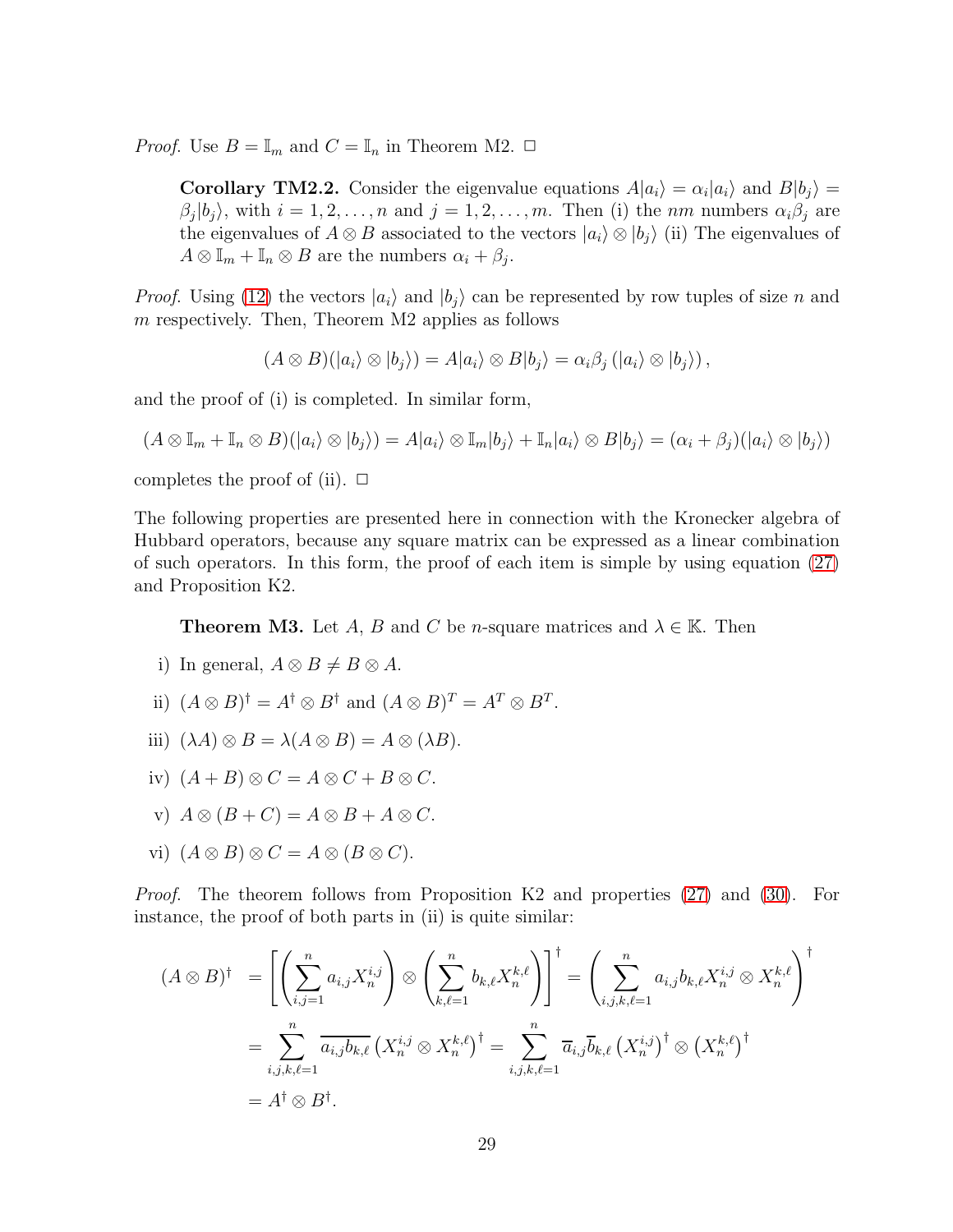*Proof.* Use $B = \mathbb{I}_m$ and $C = \mathbb{I}_n$ in Theorem M2. $\square$

> **Corollary TM2.2.** Consider the eigenvalue equations $A|a_i\rangle = \alpha_i|a_i\rangle$ and $B|b_j\rangle = \beta_j|b_j\rangle$, with $i = 1, 2, \ldots, n$ and $j = 1, 2, \ldots, m$. Then (i) the $nm$ numbers $\alpha_i\beta_j$ are the eigenvalues of $A \otimes B$ associated to the vectors $|a_i\rangle \otimes |b_j\rangle$ (ii) The eigenvalues of $A \otimes \mathbb{I}_m + \mathbb{I}_n \otimes B$ are the numbers $\alpha_i + \beta_j$.

*Proof.* Using (12) the vectors $|a_i\rangle$ and $|b_j\rangle$ can be represented by row tuples of size $n$ and $m$ respectively. Then, Theorem M2 applies as follows

$$(A \otimes B)(|a_i\rangle \otimes |b_j\rangle) = A|a_i\rangle \otimes B|b_j\rangle = \alpha_i\beta_j\left(|a_i\rangle \otimes |b_j\rangle\right),$$

and the proof of (i) is completed. In similar form,

$$(A \otimes \mathbb{I}_m + \mathbb{I}_n \otimes B)(|a_i\rangle \otimes |b_j\rangle) = A|a_i\rangle \otimes \mathbb{I}_m|b_j\rangle + \mathbb{I}_n|a_i\rangle \otimes B|b_j\rangle = (\alpha_i + \beta_j)(|a_i\rangle \otimes |b_j\rangle)$$

completes the proof of (ii). $\square$

The following properties are presented here in connection with the Kronecker algebra of Hubbard operators, because any square matrix can be expressed as a linear combination of such operators. In this form, the proof of each item is simple by using equation (27) and Proposition K2.

> **Theorem M3.** Let $A$, $B$ and $C$ be $n$-square matrices and $\lambda \in \mathbb{K}$. Then
>
> i) In general, $A \otimes B \neq B \otimes A$.
>
> ii) $(A \otimes B)^\dagger = A^\dagger \otimes B^\dagger$ and $(A \otimes B)^T = A^T \otimes B^T$.
>
> iii) $(\lambda A) \otimes B = \lambda(A \otimes B) = A \otimes (\lambda B)$.
>
> iv) $(A + B) \otimes C = A \otimes C + B \otimes C$.
>
> v) $A \otimes (B + C) = A \otimes B + A \otimes C$.
>
> vi) $(A \otimes B) \otimes C = A \otimes (B \otimes C)$.

*Proof.* The theorem follows from Proposition K2 and properties (27) and (30). For instance, the proof of both parts in (ii) is quite similar:

$$\begin{aligned}
(A \otimes B)^\dagger &= \left[\left(\sum_{i,j=1}^{n} a_{i,j} X_n^{i,j}\right) \otimes \left(\sum_{k,\ell=1}^{n} b_{k,\ell} X_n^{k,\ell}\right)\right]^\dagger = \left(\sum_{i,j,k,\ell=1}^{n} a_{i,j} b_{k,\ell} X_n^{i,j} \otimes X_n^{k,\ell}\right)^\dagger \\
&= \sum_{i,j,k,\ell=1}^{n} \overline{a_{i,j} b_{k,\ell}} \left(X_n^{i,j} \otimes X_n^{k,\ell}\right)^\dagger = \sum_{i,j,k,\ell=1}^{n} \overline{a}_{i,j} \overline{b}_{k,\ell} \left(X_n^{i,j}\right)^\dagger \otimes \left(X_n^{k,\ell}\right)^\dagger \\
&= A^\dagger \otimes B^\dagger.
\end{aligned}$$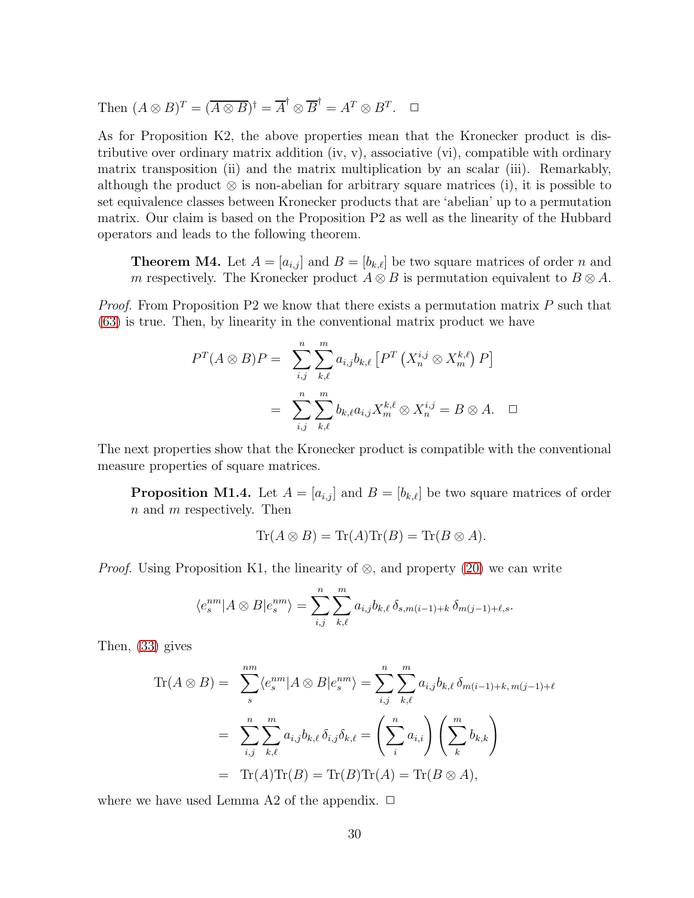Then $(A \otimes B)^T = (\overline{A \otimes B})^\dagger = \overline{A}^\dagger \otimes \overline{B}^\dagger = A^T \otimes B^T$. $\Box$

As for Proposition K2, the above properties mean that the Kronecker product is distributive over ordinary matrix addition (iv, v), associative (vi), compatible with ordinary matrix transposition (ii) and the matrix multiplication by an scalar (iii). Remarkably, although the product $\otimes$ is non-abelian for arbitrary square matrices (i), it is possible to set equivalence classes between Kronecker products that are 'abelian' up to a permutation matrix. Our claim is based on the Proposition P2 as well as the linearity of the Hubbard operators and leads to the following theorem.

> **Theorem M4.** Let $A = [a_{i,j}]$ and $B = [b_{k,\ell}]$ be two square matrices of order $n$ and $m$ respectively. The Kronecker product $A \otimes B$ is permutation equivalent to $B \otimes A$.

*Proof.* From Proposition P2 we know that there exists a permutation matrix $P$ such that (63) is true. Then, by linearity in the conventional matrix product we have

$$
\begin{aligned}
P^T (A \otimes B) P = & \sum_{i,j}^{n} \sum_{k,\ell}^{m} a_{i,j} b_{k,\ell} \left[ P^T \left( X_n^{i,j} \otimes X_m^{k,\ell} \right) P \right] \\
= & \sum_{i,j}^{n} \sum_{k,\ell}^{m} b_{k,\ell} a_{i,j} X_m^{k,\ell} \otimes X_n^{i,j} = B \otimes A. \quad \Box
\end{aligned}
$$

The next properties show that the Kronecker product is compatible with the conventional measure properties of square matrices.

> **Proposition M1.4.** Let $A = [a_{i,j}]$ and $B = [b_{k,\ell}]$ be two square matrices of order $n$ and $m$ respectively. Then
>
> $$\mathrm{Tr}(A \otimes B) = \mathrm{Tr}(A)\mathrm{Tr}(B) = \mathrm{Tr}(B \otimes A).$$

*Proof.* Using Proposition K1, the linearity of $\otimes$, and property (20) we can write

$$\langle e_s^{nm} | A \otimes B | e_s^{nm} \rangle = \sum_{i,j}^{n} \sum_{k,\ell}^{m} a_{i,j} b_{k,\ell} \, \delta_{s, m(i-1)+k} \, \delta_{m(j-1)+\ell, s}.$$

Then, (33) gives

$$
\begin{aligned}
\mathrm{Tr}(A \otimes B) = & \sum_{s}^{nm} \langle e_s^{nm} | A \otimes B | e_s^{nm} \rangle = \sum_{i,j}^{n} \sum_{k,\ell}^{m} a_{i,j} b_{k,\ell} \, \delta_{m(i-1)+k, \, m(j-1)+\ell} \\
= & \sum_{i,j}^{n} \sum_{k,\ell}^{m} a_{i,j} b_{k,\ell} \, \delta_{i,j} \delta_{k,\ell} = \left( \sum_{i}^{n} a_{i,i} \right) \left( \sum_{k}^{m} b_{k,k} \right) \\
= & \mathrm{Tr}(A)\mathrm{Tr}(B) = \mathrm{Tr}(B)\mathrm{Tr}(A) = \mathrm{Tr}(B \otimes A),
\end{aligned}
$$

where we have used Lemma A2 of the appendix. $\Box$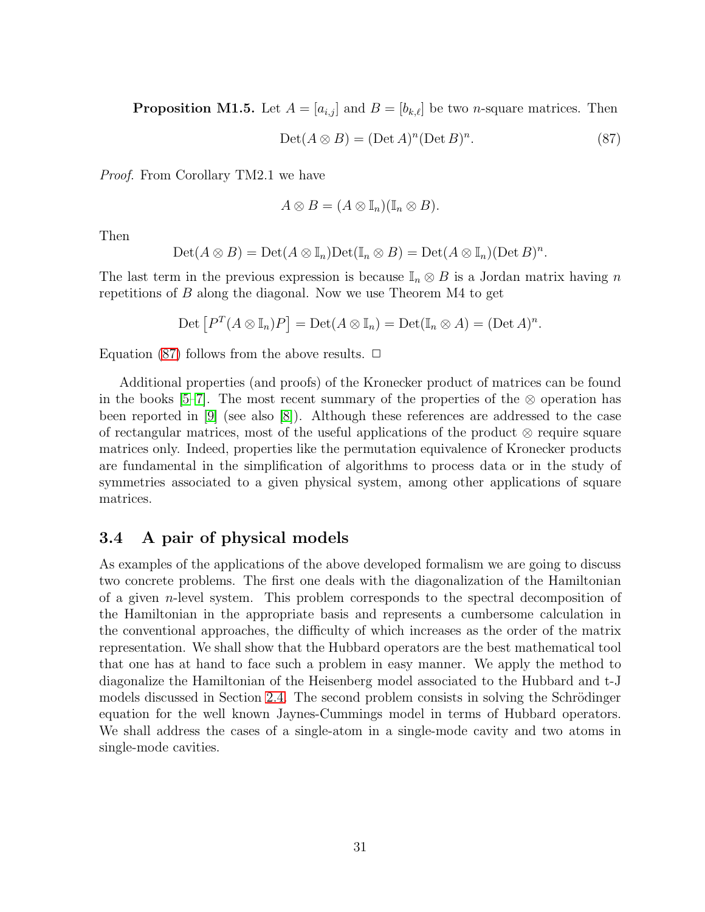**Proposition M1.5.** Let $A = [a_{i,j}]$ and $B = [b_{k,\ell}]$ be two $n$-square matrices. Then

$$\operatorname{Det}(A \otimes B) = (\operatorname{Det} A)^n (\operatorname{Det} B)^n. \tag{87}$$

*Proof.* From Corollary TM2.1 we have

$$A \otimes B = (A \otimes \mathbb{I}_n)(\mathbb{I}_n \otimes B).$$

Then

$$\operatorname{Det}(A \otimes B) = \operatorname{Det}(A \otimes \mathbb{I}_n)\operatorname{Det}(\mathbb{I}_n \otimes B) = \operatorname{Det}(A \otimes \mathbb{I}_n)(\operatorname{Det} B)^n.$$

The last term in the previous expression is because $\mathbb{I}_n \otimes B$ is a Jordan matrix having $n$ repetitions of $B$ along the diagonal. Now we use Theorem M4 to get

$$\operatorname{Det}\left[P^T (A \otimes \mathbb{I}_n) P\right] = \operatorname{Det}(A \otimes \mathbb{I}_n) = \operatorname{Det}(\mathbb{I}_n \otimes A) = (\operatorname{Det} A)^n.$$

Equation (87) follows from the above results. □

Additional properties (and proofs) of the Kronecker product of matrices can be found in the books [5–7]. The most recent summary of the properties of the $\otimes$ operation has been reported in [9] (see also [8]). Although these references are addressed to the case of rectangular matrices, most of the useful applications of the product $\otimes$ require square matrices only. Indeed, properties like the permutation equivalence of Kronecker products are fundamental in the simplification of algorithms to process data or in the study of symmetries associated to a given physical system, among other applications of square matrices.

### 3.4 A pair of physical models

As examples of the applications of the above developed formalism we are going to discuss two concrete problems. The first one deals with the diagonalization of the Hamiltonian of a given $n$-level system. This problem corresponds to the spectral decomposition of the Hamiltonian in the appropriate basis and represents a cumbersome calculation in the conventional approaches, the difficulty of which increases as the order of the matrix representation. We shall show that the Hubbard operators are the best mathematical tool that one has at hand to face such a problem in easy manner. We apply the method to diagonalize the Hamiltonian of the Heisenberg model associated to the Hubbard and t-J models discussed in Section 2.4. The second problem consists in solving the Schrödinger equation for the well known Jaynes-Cummings model in terms of Hubbard operators. We shall address the cases of a single-atom in a single-mode cavity and two atoms in single-mode cavities.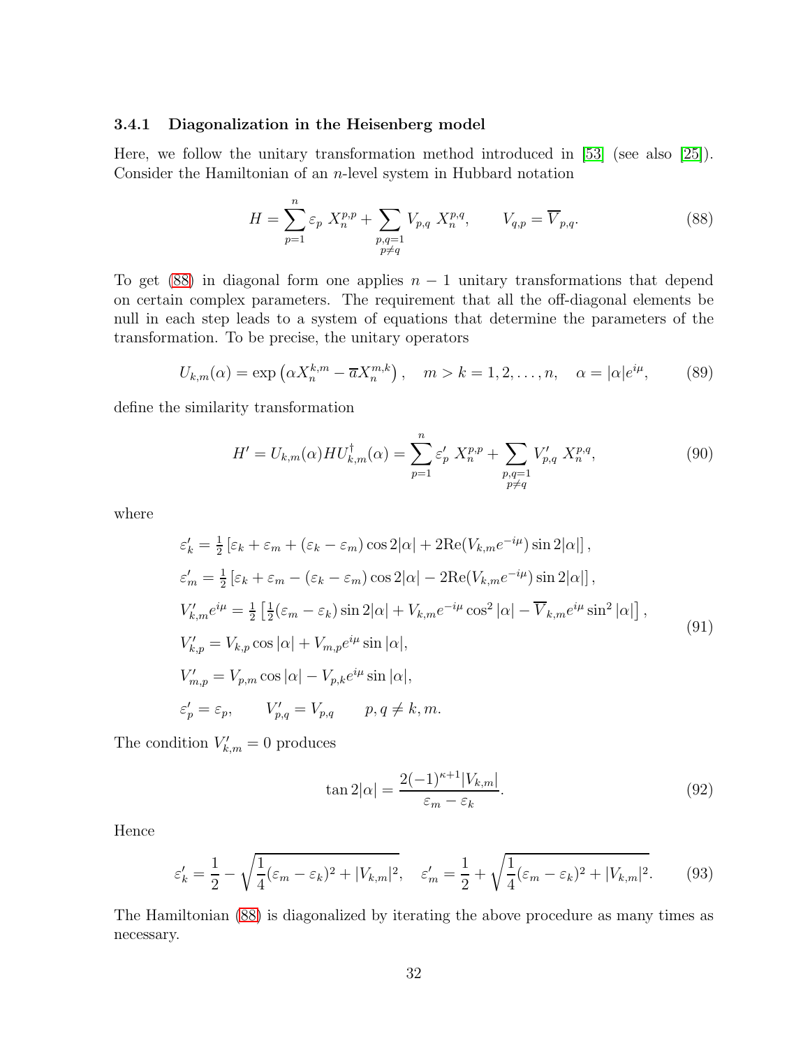### 3.4.1 Diagonalization in the Heisenberg model

Here, we follow the unitary transformation method introduced in [53] (see also [25]). Consider the Hamiltonian of an $n$-level system in Hubbard notation

$$
H = \sum_{p=1}^{n} \varepsilon_p \; X_n^{p,p} + \sum_{\substack{p,q=1 \\ p\neq q}} V_{p,q} \; X_n^{p,q}, \qquad V_{q,p} = \overline{V}_{p,q}. \tag{88}
$$

To get (88) in diagonal form one applies $n-1$ unitary transformations that depend on certain complex parameters. The requirement that all the off-diagonal elements be null in each step leads to a system of equations that determine the parameters of the transformation. To be precise, the unitary operators

$$
U_{k,m}(\alpha) = \exp\left(\alpha X_n^{k,m} - \overline{\alpha} X_n^{m,k}\right), \quad m > k = 1, 2, \ldots, n, \quad \alpha = |\alpha| e^{i\mu}, \tag{89}
$$

define the similarity transformation

$$
H' = U_{k,m}(\alpha) H U_{k,m}^{\dagger}(\alpha) = \sum_{p=1}^{n} \varepsilon_p' \; X_n^{p,p} + \sum_{\substack{p,q=1 \\ p\neq q}} V_{p,q}' \; X_n^{p,q}, \tag{90}
$$

where

$$
\begin{aligned}
&\varepsilon_k' = \tfrac{1}{2}\left[\varepsilon_k + \varepsilon_m + (\varepsilon_k - \varepsilon_m)\cos 2|\alpha| + 2\mathrm{Re}(V_{k,m}e^{-i\mu})\sin 2|\alpha|\right], \\
&\varepsilon_m' = \tfrac{1}{2}\left[\varepsilon_k + \varepsilon_m - (\varepsilon_k - \varepsilon_m)\cos 2|\alpha| - 2\mathrm{Re}(V_{k,m}e^{-i\mu})\sin 2|\alpha|\right], \\
&V_{k,m}' e^{i\mu} = \tfrac{1}{2}\left[\tfrac{1}{2}(\varepsilon_m - \varepsilon_k)\sin 2|\alpha| + V_{k,m}e^{-i\mu}\cos^2|\alpha| - \overline{V}_{k,m}e^{i\mu}\sin^2|\alpha|\right], \\
&V_{k,p}' = V_{k,p}\cos|\alpha| + V_{m,p}e^{i\mu}\sin|\alpha|, \\
&V_{m,p}' = V_{p,m}\cos|\alpha| - V_{p,k}e^{i\mu}\sin|\alpha|, \\
&\varepsilon_p' = \varepsilon_p, \qquad V_{p,q}' = V_{p,q} \qquad p, q \neq k, m.
\end{aligned} \tag{91}
$$

The condition $V_{k,m}' = 0$ produces

$$
\tan 2|\alpha| = \frac{2(-1)^{\kappa+1}|V_{k,m}|}{\varepsilon_m - \varepsilon_k}. \tag{92}
$$

Hence

$$
\varepsilon_k' = \frac{1}{2} - \sqrt{\frac{1}{4}(\varepsilon_m - \varepsilon_k)^2 + |V_{k,m}|^2}, \quad \varepsilon_m' = \frac{1}{2} + \sqrt{\frac{1}{4}(\varepsilon_m - \varepsilon_k)^2 + |V_{k,m}|^2}. \tag{93}
$$

The Hamiltonian (88) is diagonalized by iterating the above procedure as many times as necessary.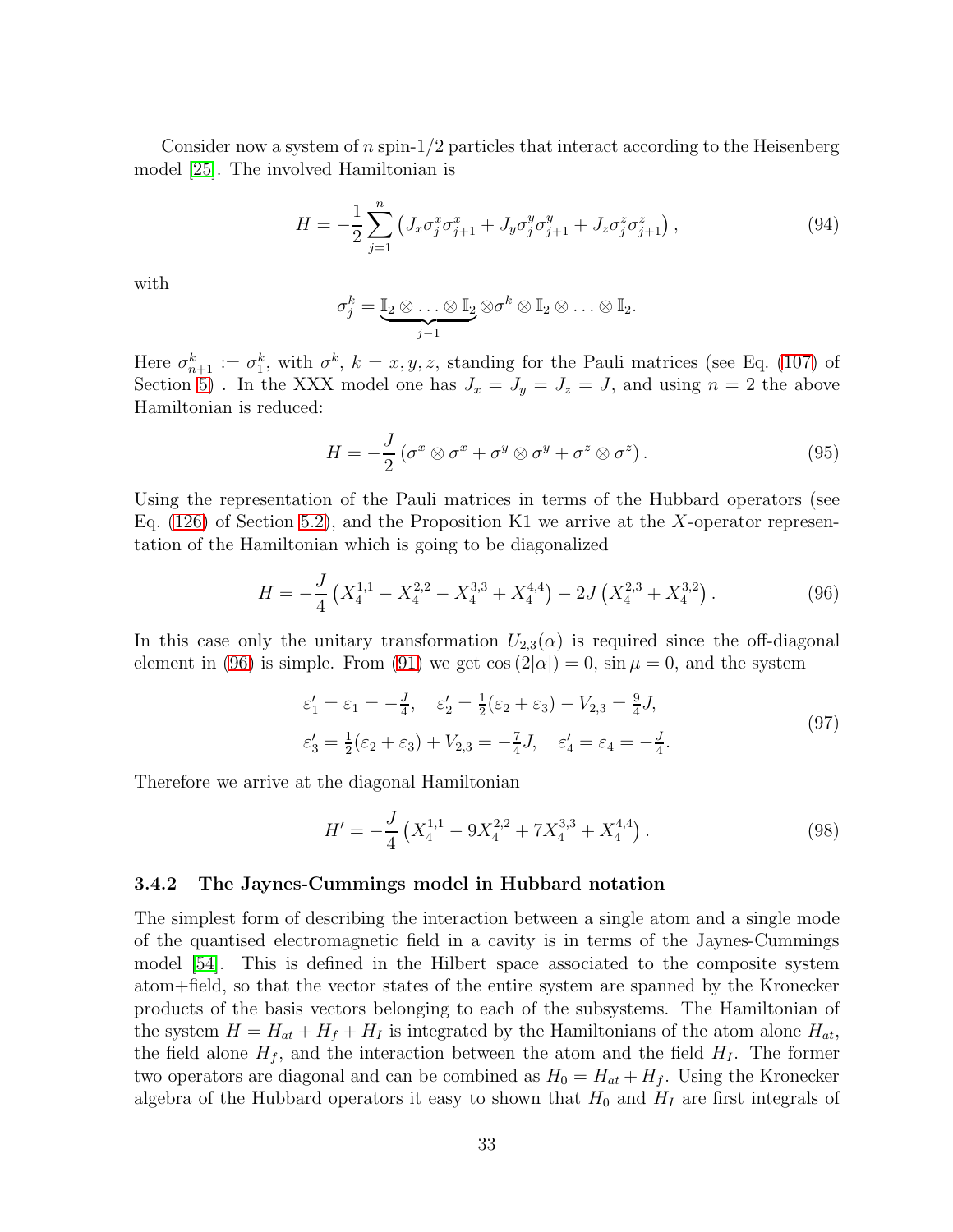Consider now a system of $n$ spin-1/2 particles that interact according to the Heisenberg model [25]. The involved Hamiltonian is

$$H = -\frac{1}{2}\sum_{j=1}^{n}\left(J_x\sigma_j^x\sigma_{j+1}^x + J_y\sigma_j^y\sigma_{j+1}^y + J_z\sigma_j^z\sigma_{j+1}^z\right), \tag{94}$$

with

$$\sigma_j^k = \underbrace{\mathbb{I}_2 \otimes \ldots \otimes \mathbb{I}_2}_{j-1} \otimes \sigma^k \otimes \mathbb{I}_2 \otimes \ldots \otimes \mathbb{I}_2.$$

Here $\sigma_{n+1}^k := \sigma_1^k$, with $\sigma^k$, $k = x, y, z$, standing for the Pauli matrices (see Eq. (107) of Section 5) . In the XXX model one has $J_x = J_y = J_z = J$, and using $n = 2$ the above Hamiltonian is reduced:

$$H = -\frac{J}{2}\left(\sigma^x \otimes \sigma^x + \sigma^y \otimes \sigma^y + \sigma^z \otimes \sigma^z\right). \tag{95}$$

Using the representation of the Pauli matrices in terms of the Hubbard operators (see Eq. (126) of Section 5.2), and the Proposition K1 we arrive at the $X$-operator representation of the Hamiltonian which is going to be diagonalized

$$H = -\frac{J}{4}\left(X_4^{1,1} - X_4^{2,2} - X_4^{3,3} + X_4^{4,4}\right) - 2J\left(X_4^{2,3} + X_4^{3,2}\right). \tag{96}$$

In this case only the unitary transformation $U_{2,3}(\alpha)$ is required since the off-diagonal element in (96) is simple. From (91) we get $\cos(2|\alpha|) = 0$, $\sin\mu = 0$, and the system

$$\begin{aligned} &\varepsilon_1' = \varepsilon_1 = -\tfrac{J}{4}, \quad \varepsilon_2' = \tfrac{1}{2}(\varepsilon_2 + \varepsilon_3) - V_{2,3} = \tfrac{9}{4}J, \\ &\varepsilon_3' = \tfrac{1}{2}(\varepsilon_2 + \varepsilon_3) + V_{2,3} = -\tfrac{7}{4}J, \quad \varepsilon_4' = \varepsilon_4 = -\tfrac{J}{4}. \end{aligned} \tag{97}$$

Therefore we arrive at the diagonal Hamiltonian

$$H' = -\frac{J}{4}\left(X_4^{1,1} - 9X_4^{2,2} + 7X_4^{3,3} + X_4^{4,4}\right). \tag{98}$$

### 3.4.2 The Jaynes-Cummings model in Hubbard notation

The simplest form of describing the interaction between a single atom and a single mode of the quantised electromagnetic field in a cavity is in terms of the Jaynes-Cummings model [54]. This is defined in the Hilbert space associated to the composite system atom+field, so that the vector states of the entire system are spanned by the Kronecker products of the basis vectors belonging to each of the subsystems. The Hamiltonian of the system $H = H_{at} + H_f + H_I$ is integrated by the Hamiltonians of the atom alone $H_{at}$, the field alone $H_f$, and the interaction between the atom and the field $H_I$. The former two operators are diagonal and can be combined as $H_0 = H_{at} + H_f$. Using the Kronecker algebra of the Hubbard operators it easy to shown that $H_0$ and $H_I$ are first integrals of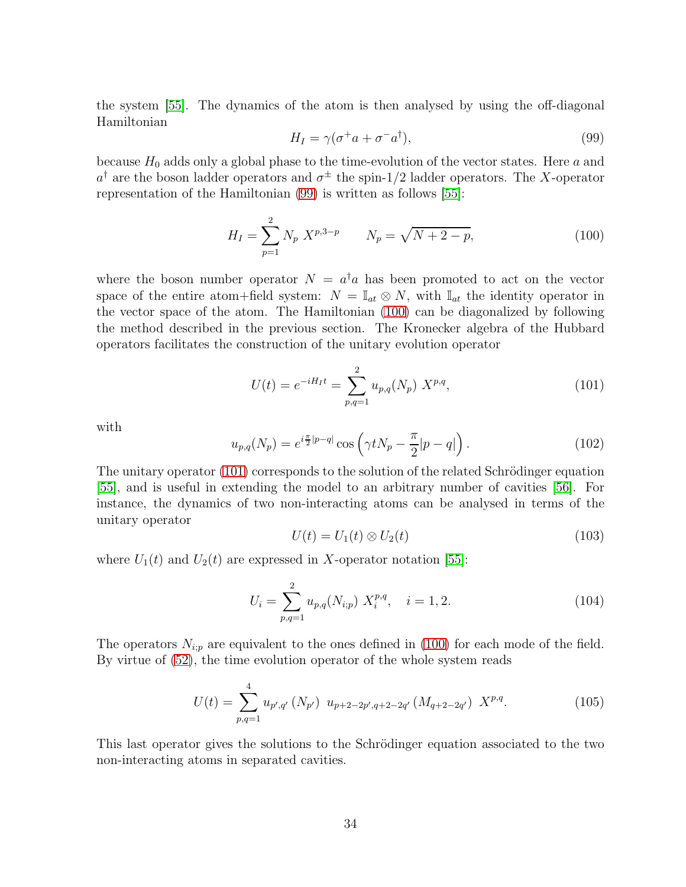the system [55]. The dynamics of the atom is then analysed by using the off-diagonal Hamiltonian

$$H_I = \gamma(\sigma^+ a + \sigma^- a^\dagger), \tag{99}$$

because $H_0$ adds only a global phase to the time-evolution of the vector states. Here $a$ and $a^\dagger$ are the boson ladder operators and $\sigma^\pm$ the spin-1/2 ladder operators. The $X$-operator representation of the Hamiltonian (99) is written as follows [55]:

$$H_I = \sum_{p=1}^{2} N_p \; X^{p,3-p} \qquad N_p = \sqrt{N+2-p}, \tag{100}$$

where the boson number operator $N = a^\dagger a$ has been promoted to act on the vector space of the entire atom+field system: $N = \mathbb{I}_{at} \otimes N$, with $\mathbb{I}_{at}$ the identity operator in the vector space of the atom. The Hamiltonian (100) can be diagonalized by following the method described in the previous section. The Kronecker algebra of the Hubbard operators facilitates the construction of the unitary evolution operator

$$U(t) = e^{-iH_I t} = \sum_{p,q=1}^{2} u_{p,q}(N_p) \; X^{p,q}, \tag{101}$$

with

$$u_{p,q}(N_p) = e^{i\frac{\pi}{2}|p-q|} \cos\left(\gamma t N_p - \frac{\pi}{2}|p-q|\right). \tag{102}$$

The unitary operator (101) corresponds to the solution of the related Schrödinger equation [55], and is useful in extending the model to an arbitrary number of cavities [56]. For instance, the dynamics of two non-interacting atoms can be analysed in terms of the unitary operator

$$U(t) = U_1(t) \otimes U_2(t) \tag{103}$$

where $U_1(t)$ and $U_2(t)$ are expressed in $X$-operator notation [55]:

$$U_i = \sum_{p,q=1}^{2} u_{p,q}(N_{i;p}) \; X_i^{p,q}, \quad i = 1, 2. \tag{104}$$

The operators $N_{i;p}$ are equivalent to the ones defined in (100) for each mode of the field. By virtue of (52), the time evolution operator of the whole system reads

$$U(t) = \sum_{p,q=1}^{4} u_{p',q'}\left(N_{p'}\right) \; u_{p+2-2p',q+2-2q'}\left(M_{q+2-2q'}\right) \; X^{p,q}. \tag{105}$$

This last operator gives the solutions to the Schrödinger equation associated to the two non-interacting atoms in separated cavities.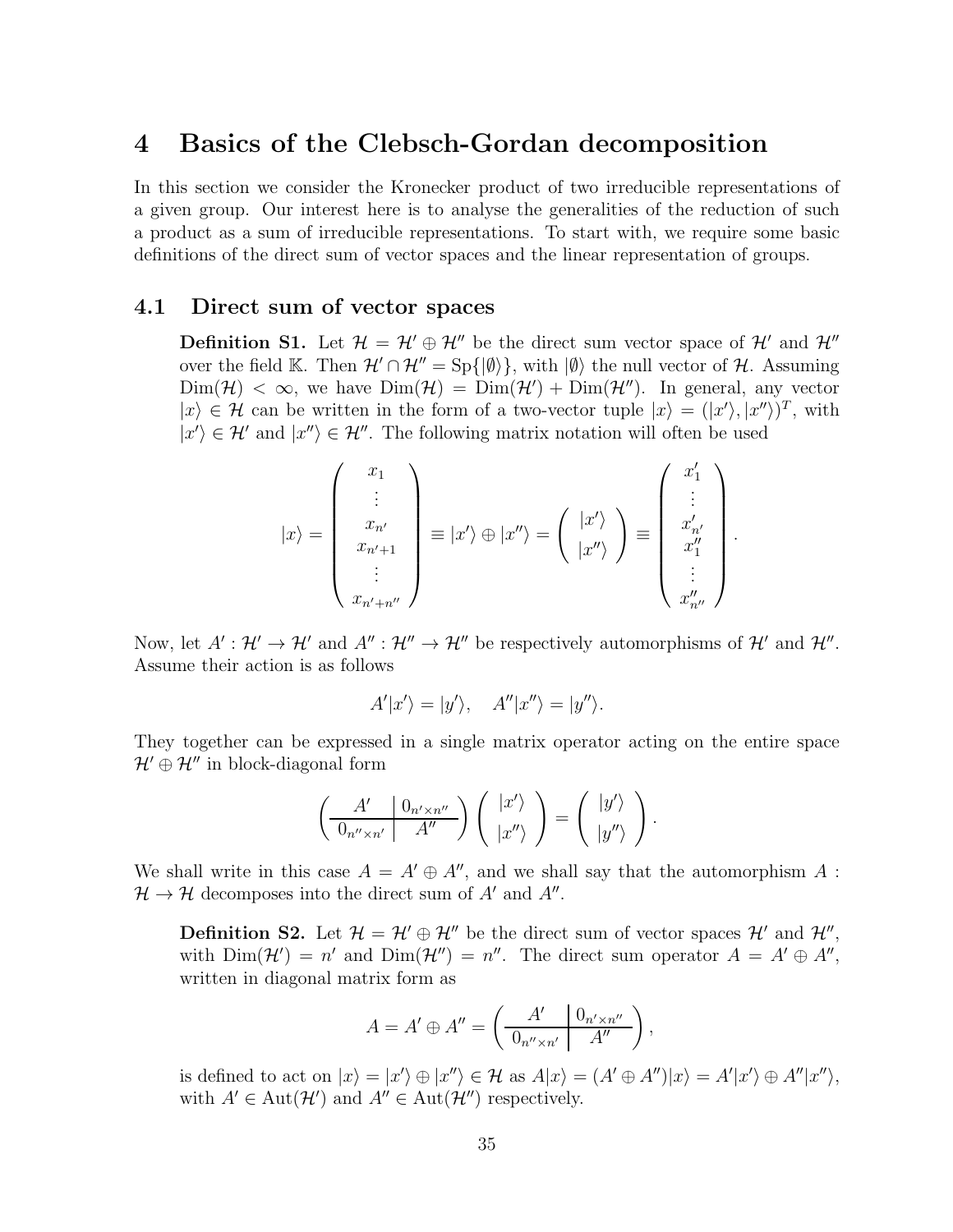# 4 Basics of the Clebsch-Gordan decomposition

In this section we consider the Kronecker product of two irreducible representations of a given group. Our interest here is to analyse the generalities of the reduction of such a product as a sum of irreducible representations. To start with, we require some basic definitions of the direct sum of vector spaces and the linear representation of groups.

## 4.1 Direct sum of vector spaces

**Definition S1.** Let $\mathcal{H} = \mathcal{H}' \oplus \mathcal{H}''$ be the direct sum vector space of $\mathcal{H}'$ and $\mathcal{H}''$ over the field $\mathbb{K}$. Then $\mathcal{H}' \cap \mathcal{H}'' = \mathrm{Sp}\{|\emptyset\rangle\}$, with $|\emptyset\rangle$ the null vector of $\mathcal{H}$. Assuming $\mathrm{Dim}(\mathcal{H}) < \infty$, we have $\mathrm{Dim}(\mathcal{H}) = \mathrm{Dim}(\mathcal{H}') + \mathrm{Dim}(\mathcal{H}'')$. In general, any vector $|x\rangle \in \mathcal{H}$ can be written in the form of a two-vector tuple $|x\rangle = (|x'\rangle, |x''\rangle)^T$, with $|x'\rangle \in \mathcal{H}'$ and $|x''\rangle \in \mathcal{H}''$. The following matrix notation will often be used

$$|x\rangle = \begin{pmatrix} x_1 \\ \vdots \\ x_{n'} \\ x_{n'+1} \\ \vdots \\ x_{n'+n''} \end{pmatrix} \equiv |x'\rangle \oplus |x''\rangle = \begin{pmatrix} |x'\rangle \\ |x''\rangle \end{pmatrix} \equiv \begin{pmatrix} x'_1 \\ \vdots \\ x'_{n'} \\ x''_1 \\ \vdots \\ x''_{n''} \end{pmatrix}.$$

Now, let $A' : \mathcal{H}' \to \mathcal{H}'$ and $A'' : \mathcal{H}'' \to \mathcal{H}''$ be respectively automorphisms of $\mathcal{H}'$ and $\mathcal{H}''$. Assume their action is as follows

$$A'|x'\rangle = |y'\rangle, \quad A''|x''\rangle = |y''\rangle.$$

They together can be expressed in a single matrix operator acting on the entire space $\mathcal{H}' \oplus \mathcal{H}''$ in block-diagonal form

$$\left(\begin{array}{c|c} A' & 0_{n'\times n''} \\ \hline 0_{n''\times n'} & A'' \end{array}\right) \begin{pmatrix} |x'\rangle \\ |x''\rangle \end{pmatrix} = \begin{pmatrix} |y'\rangle \\ |y''\rangle \end{pmatrix}.$$

We shall write in this case $A = A' \oplus A''$, and we shall say that the automorphism $A : \mathcal{H} \to \mathcal{H}$ decomposes into the direct sum of $A'$ and $A''$.

**Definition S2.** Let $\mathcal{H} = \mathcal{H}' \oplus \mathcal{H}''$ be the direct sum of vector spaces $\mathcal{H}'$ and $\mathcal{H}''$, with $\mathrm{Dim}(\mathcal{H}') = n'$ and $\mathrm{Dim}(\mathcal{H}'') = n''$. The direct sum operator $A = A' \oplus A''$, written in diagonal matrix form as

$$A = A' \oplus A'' = \left(\begin{array}{c|c} A' & 0_{n'\times n''} \\ \hline 0_{n''\times n'} & A'' \end{array}\right),$$

is defined to act on $|x\rangle = |x'\rangle \oplus |x''\rangle \in \mathcal{H}$ as $A|x\rangle = (A' \oplus A'')|x\rangle = A'|x'\rangle \oplus A''|x''\rangle$, with $A' \in \mathrm{Aut}(\mathcal{H}')$ and $A'' \in \mathrm{Aut}(\mathcal{H}'')$ respectively.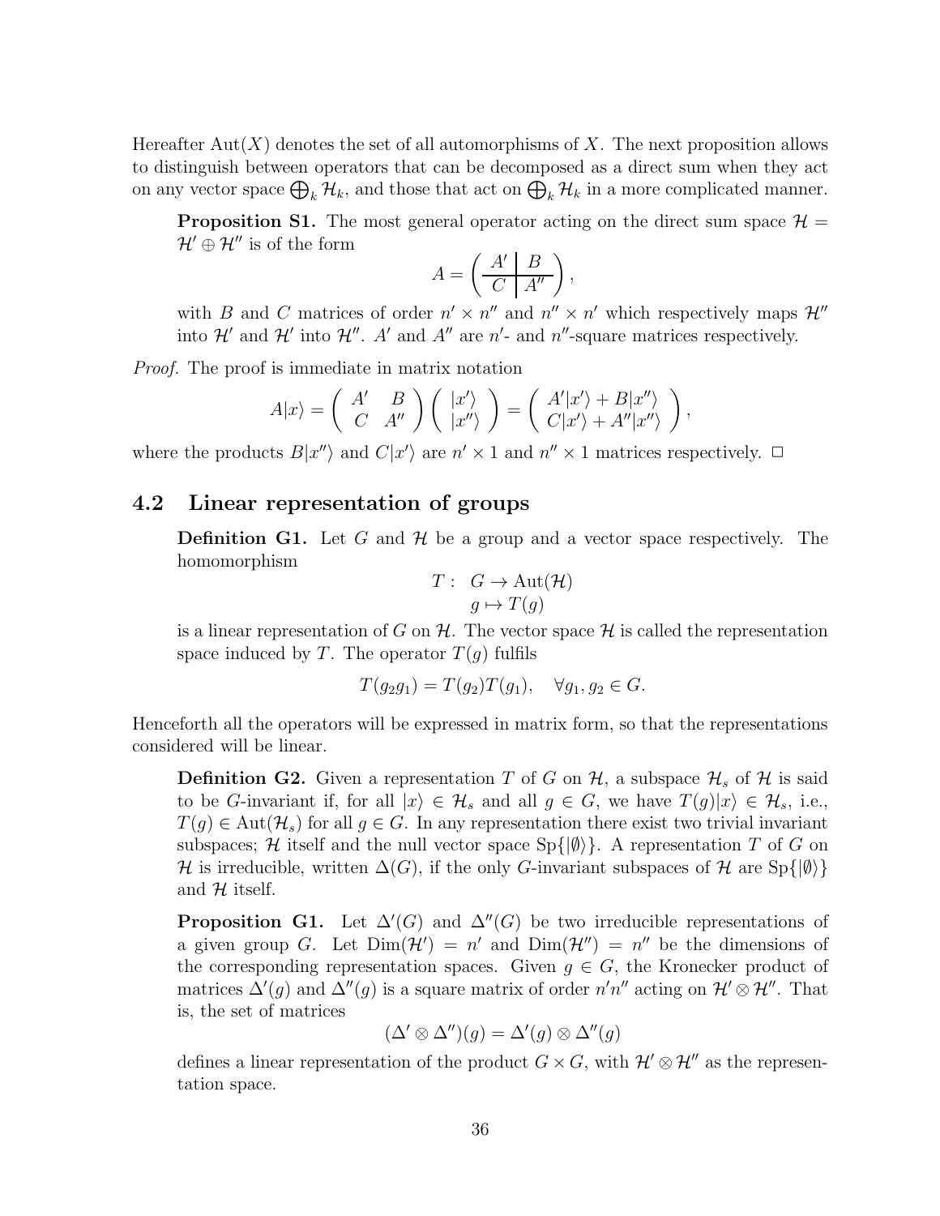Hereafter $\mathrm{Aut}(X)$ denotes the set of all automorphisms of $X$. The next proposition allows to distinguish between operators that can be decomposed as a direct sum when they act on any vector space $\bigoplus_k \mathcal{H}_k$, and those that act on $\bigoplus_k \mathcal{H}_k$ in a more complicated manner.

**Proposition S1.** The most general operator acting on the direct sum space $\mathcal{H} = \mathcal{H}' \oplus \mathcal{H}''$ is of the form

$$A = \left( \begin{array}{c|c} A' & B \\ \hline C & A'' \end{array} \right),$$

with $B$ and $C$ matrices of order $n' \times n''$ and $n'' \times n'$ which respectively maps $\mathcal{H}''$ into $\mathcal{H}'$ and $\mathcal{H}'$ into $\mathcal{H}''$. $A'$ and $A''$ are $n'$- and $n''$-square matrices respectively.

*Proof.* The proof is immediate in matrix notation

$$A|x\rangle = \begin{pmatrix} A' & B \\ C & A'' \end{pmatrix} \begin{pmatrix} |x'\rangle \\ |x''\rangle \end{pmatrix} = \begin{pmatrix} A'|x'\rangle + B|x''\rangle \\ C|x'\rangle + A''|x''\rangle \end{pmatrix},$$

where the products $B|x''\rangle$ and $C|x'\rangle$ are $n' \times 1$ and $n'' \times 1$ matrices respectively. □

## 4.2 Linear representation of groups

**Definition G1.** Let $G$ and $\mathcal{H}$ be a group and a vector space respectively. The homomorphism

$$\begin{aligned} T: \; & G \to \mathrm{Aut}(\mathcal{H}) \\ & g \mapsto T(g) \end{aligned}$$

is a linear representation of $G$ on $\mathcal{H}$. The vector space $\mathcal{H}$ is called the representation space induced by $T$. The operator $T(g)$ fulfils

$$T(g_2 g_1) = T(g_2)T(g_1), \quad \forall g_1, g_2 \in G.$$

Henceforth all the operators will be expressed in matrix form, so that the representations considered will be linear.

**Definition G2.** Given a representation $T$ of $G$ on $\mathcal{H}$, a subspace $\mathcal{H}_s$ of $\mathcal{H}$ is said to be $G$-invariant if, for all $|x\rangle \in \mathcal{H}_s$ and all $g \in G$, we have $T(g)|x\rangle \in \mathcal{H}_s$, i.e., $T(g) \in \mathrm{Aut}(\mathcal{H}_s)$ for all $g \in G$. In any representation there exist two trivial invariant subspaces; $\mathcal{H}$ itself and the null vector space $\mathrm{Sp}\{|\emptyset\rangle\}$. A representation $T$ of $G$ on $\mathcal{H}$ is irreducible, written $\Delta(G)$, if the only $G$-invariant subspaces of $\mathcal{H}$ are $\mathrm{Sp}\{|\emptyset\rangle\}$ and $\mathcal{H}$ itself.

**Proposition G1.** Let $\Delta'(G)$ and $\Delta''(G)$ be two irreducible representations of a given group $G$. Let $\mathrm{Dim}(\mathcal{H}') = n'$ and $\mathrm{Dim}(\mathcal{H}'') = n''$ be the dimensions of the corresponding representation spaces. Given $g \in G$, the Kronecker product of matrices $\Delta'(g)$ and $\Delta''(g)$ is a square matrix of order $n'n''$ acting on $\mathcal{H}' \otimes \mathcal{H}''$. That is, the set of matrices

$$(\Delta' \otimes \Delta'')(g) = \Delta'(g) \otimes \Delta''(g)$$

defines a linear representation of the product $G \times G$, with $\mathcal{H}' \otimes \mathcal{H}''$ as the representation space.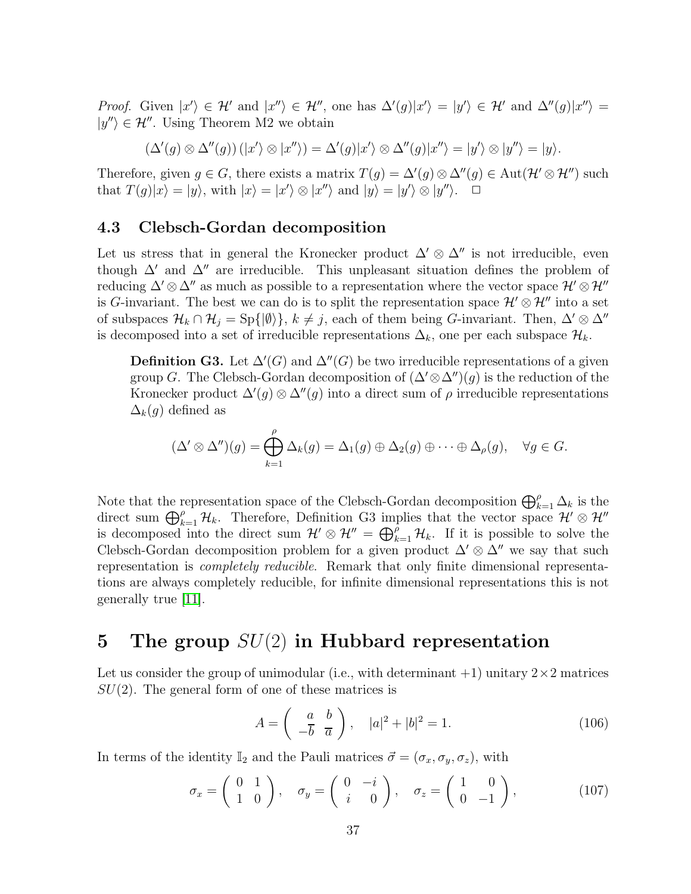*Proof.* Given $|x'\rangle \in \mathcal{H}'$ and $|x''\rangle \in \mathcal{H}''$, one has $\Delta'(g)|x'\rangle = |y'\rangle \in \mathcal{H}'$ and $\Delta''(g)|x''\rangle = |y''\rangle \in \mathcal{H}''$. Using Theorem M2 we obtain

$$(\Delta'(g) \otimes \Delta''(g)) (|x'\rangle \otimes |x''\rangle) = \Delta'(g)|x'\rangle \otimes \Delta''(g)|x''\rangle = |y'\rangle \otimes |y''\rangle = |y\rangle.$$

Therefore, given $g \in G$, there exists a matrix $T(g) = \Delta'(g) \otimes \Delta''(g) \in \mathrm{Aut}(\mathcal{H}' \otimes \mathcal{H}'')$ such that $T(g)|x\rangle = |y\rangle$, with $|x\rangle = |x'\rangle \otimes |x''\rangle$ and $|y\rangle = |y'\rangle \otimes |y''\rangle$. □

### 4.3 Clebsch-Gordan decomposition

Let us stress that in general the Kronecker product $\Delta' \otimes \Delta''$ is not irreducible, even though $\Delta'$ and $\Delta''$ are irreducible. This unpleasant situation defines the problem of reducing $\Delta' \otimes \Delta''$ as much as possible to a representation where the vector space $\mathcal{H}' \otimes \mathcal{H}''$ is $G$-invariant. The best we can do is to split the representation space $\mathcal{H}' \otimes \mathcal{H}''$ into a set of subspaces $\mathcal{H}_k \cap \mathcal{H}_j = \mathrm{Sp}\{|\emptyset\rangle\}$, $k \neq j$, each of them being $G$-invariant. Then, $\Delta' \otimes \Delta''$ is decomposed into a set of irreducible representations $\Delta_k$, one per each subspace $\mathcal{H}_k$.

> **Definition G3.** Let $\Delta'(G)$ and $\Delta''(G)$ be two irreducible representations of a given group $G$. The Clebsch-Gordan decomposition of $(\Delta' \otimes \Delta'')(g)$ is the reduction of the Kronecker product $\Delta'(g) \otimes \Delta''(g)$ into a direct sum of $\rho$ irreducible representations $\Delta_k(g)$ defined as
>
> $$(\Delta' \otimes \Delta'')(g) = \bigoplus_{k=1}^{\rho} \Delta_k(g) = \Delta_1(g) \oplus \Delta_2(g) \oplus \cdots \oplus \Delta_\rho(g), \quad \forall g \in G.$$

Note that the representation space of the Clebsch-Gordan decomposition $\bigoplus_{k=1}^{\rho} \Delta_k$ is the direct sum $\bigoplus_{k=1}^{\rho} \mathcal{H}_k$. Therefore, Definition G3 implies that the vector space $\mathcal{H}' \otimes \mathcal{H}''$ is decomposed into the direct sum $\mathcal{H}' \otimes \mathcal{H}'' = \bigoplus_{k=1}^{\rho} \mathcal{H}_k$. If it is possible to solve the Clebsch-Gordan decomposition problem for a given product $\Delta' \otimes \Delta''$ we say that such representation is *completely reducible*. Remark that only finite dimensional representations are always completely reducible, for infinite dimensional representations this is not generally true [11].

## 5 The group $SU(2)$ in Hubbard representation

Let us consider the group of unimodular (i.e., with determinant +1) unitary $2 \times 2$ matrices $SU(2)$. The general form of one of these matrices is

$$A = \begin{pmatrix} a & b \\ -\overline{b} & \overline{a} \end{pmatrix}, \quad |a|^2 + |b|^2 = 1. \tag{106}$$

In terms of the identity $\mathbb{I}_2$ and the Pauli matrices $\vec{\sigma} = (\sigma_x, \sigma_y, \sigma_z)$, with

$$\sigma_x = \begin{pmatrix} 0 & 1 \\ 1 & 0 \end{pmatrix}, \quad \sigma_y = \begin{pmatrix} 0 & -i \\ i & 0 \end{pmatrix}, \quad \sigma_z = \begin{pmatrix} 1 & 0 \\ 0 & -1 \end{pmatrix}, \tag{107}$$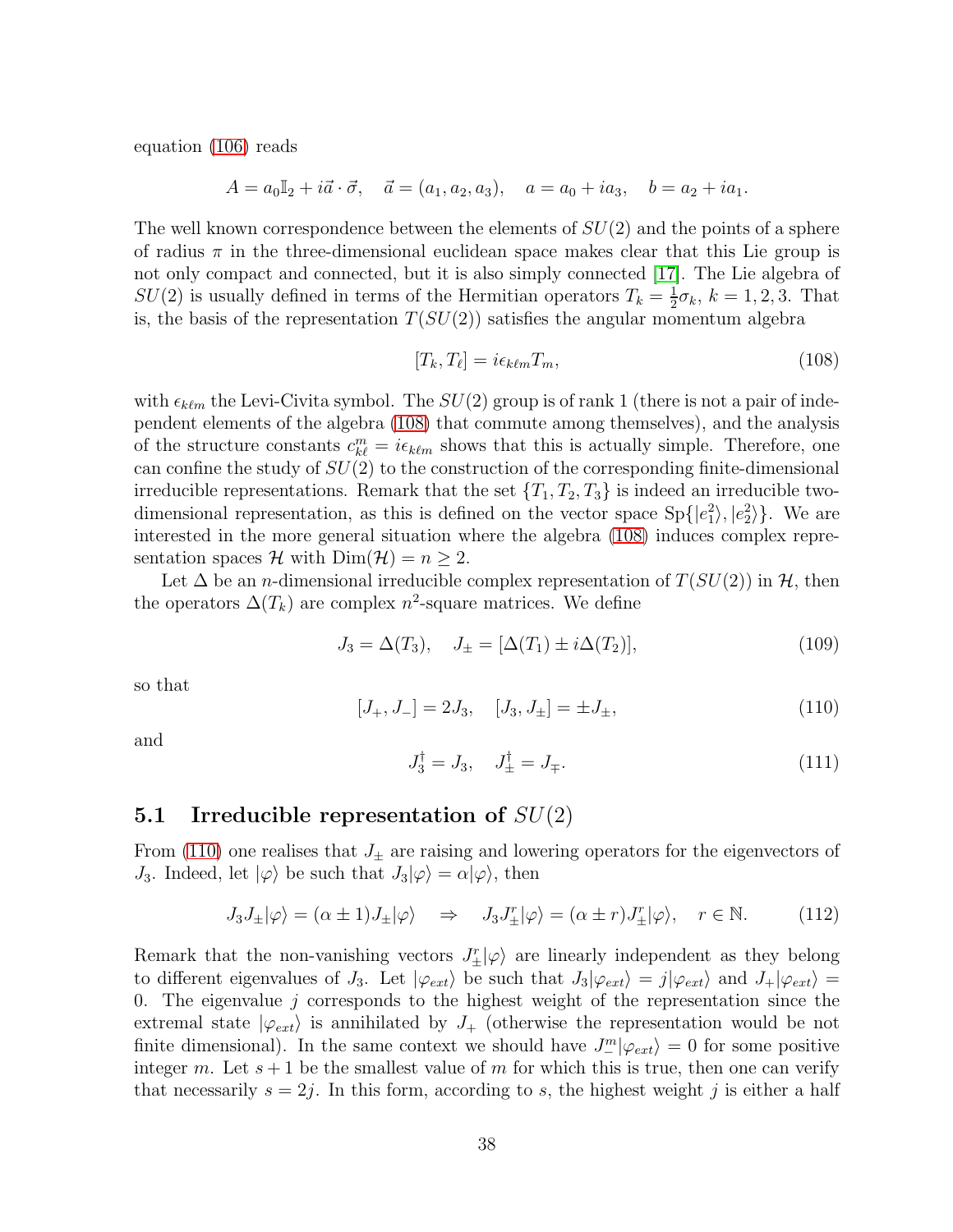equation (106) reads

$$A = a_0 \mathbb{I}_2 + i\vec{a} \cdot \vec{\sigma}, \quad \vec{a} = (a_1, a_2, a_3), \quad a = a_0 + ia_3, \quad b = a_2 + ia_1.$$

The well known correspondence between the elements of $SU(2)$ and the points of a sphere of radius $\pi$ in the three-dimensional euclidean space makes clear that this Lie group is not only compact and connected, but it is also simply connected [17]. The Lie algebra of $SU(2)$ is usually defined in terms of the Hermitian operators $T_k = \frac{1}{2}\sigma_k$, $k = 1, 2, 3$. That is, the basis of the representation $T(SU(2))$ satisfies the angular momentum algebra

$$[T_k, T_\ell] = i\epsilon_{k\ell m} T_m, \tag{108}$$

with $\epsilon_{k\ell m}$ the Levi-Civita symbol. The $SU(2)$ group is of rank 1 (there is not a pair of independent elements of the algebra (108) that commute among themselves), and the analysis of the structure constants $c_{k\ell}^m = i\epsilon_{k\ell m}$ shows that this is actually simple. Therefore, one can confine the study of $SU(2)$ to the construction of the corresponding finite-dimensional irreducible representations. Remark that the set $\{T_1, T_2, T_3\}$ is indeed an irreducible two-dimensional representation, as this is defined on the vector space $\text{Sp}\{|e_1^2\rangle, |e_2^2\rangle\}$. We are interested in the more general situation where the algebra (108) induces complex representation spaces $\mathcal{H}$ with $\text{Dim}(\mathcal{H}) = n \geq 2$.

Let $\Delta$ be an $n$-dimensional irreducible complex representation of $T(SU(2))$ in $\mathcal{H}$, then the operators $\Delta(T_k)$ are complex $n^2$-square matrices. We define

$$J_3 = \Delta(T_3), \quad J_\pm = [\Delta(T_1) \pm i\Delta(T_2)], \tag{109}$$

so that

$$[J_+, J_-] = 2J_3, \quad [J_3, J_\pm] = \pm J_\pm, \tag{110}$$

and

$$J_3^\dagger = J_3, \quad J_\pm^\dagger = J_\mp. \tag{111}$$

## 5.1 Irreducible representation of $SU(2)$

From (110) one realises that $J_\pm$ are raising and lowering operators for the eigenvectors of $J_3$. Indeed, let $|\varphi\rangle$ be such that $J_3|\varphi\rangle = \alpha|\varphi\rangle$, then

$$J_3 J_\pm |\varphi\rangle = (\alpha \pm 1) J_\pm |\varphi\rangle \quad \Rightarrow \quad J_3 J_\pm^r |\varphi\rangle = (\alpha \pm r) J_\pm^r |\varphi\rangle, \quad r \in \mathbb{N}. \tag{112}$$

Remark that the non-vanishing vectors $J_\pm^r|\varphi\rangle$ are linearly independent as they belong to different eigenvalues of $J_3$. Let $|\varphi_{ext}\rangle$ be such that $J_3|\varphi_{ext}\rangle = j|\varphi_{ext}\rangle$ and $J_+|\varphi_{ext}\rangle = 0$. The eigenvalue $j$ corresponds to the highest weight of the representation since the extremal state $|\varphi_{ext}\rangle$ is annihilated by $J_+$ (otherwise the representation would be not finite dimensional). In the same context we should have $J_-^m|\varphi_{ext}\rangle = 0$ for some positive integer $m$. Let $s+1$ be the smallest value of $m$ for which this is true, then one can verify that necessarily $s = 2j$. In this form, according to $s$, the highest weight $j$ is either a half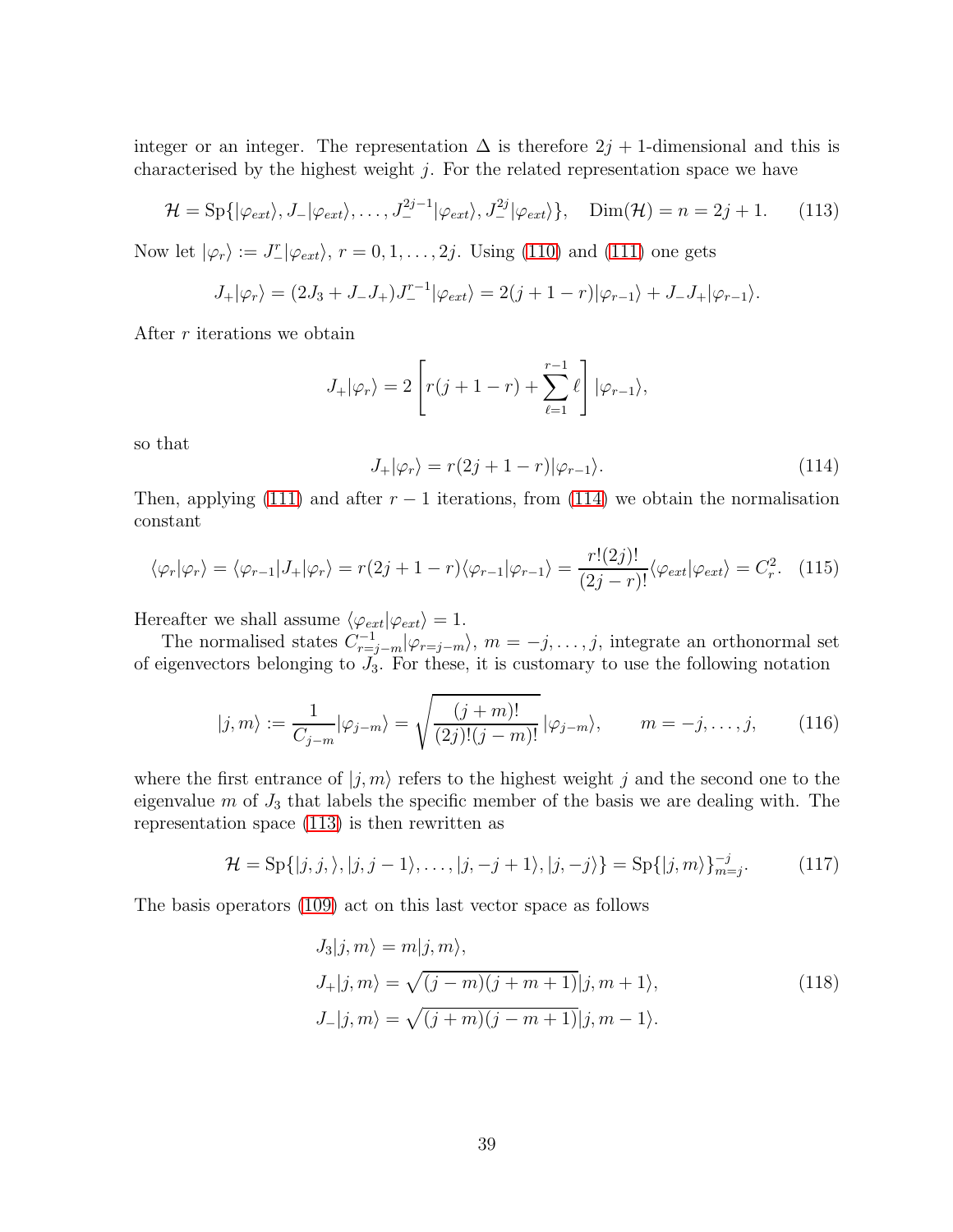integer or an integer. The representation $\Delta$ is therefore $2j+1$-dimensional and this is characterised by the highest weight $j$. For the related representation space we have

$$\mathcal{H} = \mathrm{Sp}\{|\varphi_{ext}\rangle, J_-|\varphi_{ext}\rangle, \ldots, J_-^{2j-1}|\varphi_{ext}\rangle, J_-^{2j}|\varphi_{ext}\rangle\}, \quad \mathrm{Dim}(\mathcal{H}) = n = 2j+1. \tag{113}$$

Now let $|\varphi_r\rangle := J_-^r|\varphi_{ext}\rangle$, $r = 0, 1, \ldots, 2j$. Using (110) and (111) one gets

$$J_+|\varphi_r\rangle = (2J_3 + J_-J_+)J_-^{r-1}|\varphi_{ext}\rangle = 2(j+1-r)|\varphi_{r-1}\rangle + J_-J_+|\varphi_{r-1}\rangle.$$

After $r$ iterations we obtain

$$J_+|\varphi_r\rangle = 2\left[r(j+1-r) + \sum_{\ell=1}^{r-1}\ell\right]|\varphi_{r-1}\rangle,$$

so that

$$J_+|\varphi_r\rangle = r(2j+1-r)|\varphi_{r-1}\rangle. \tag{114}$$

Then, applying (111) and after $r-1$ iterations, from (114) we obtain the normalisation constant

$$\langle\varphi_r|\varphi_r\rangle = \langle\varphi_{r-1}|J_+|\varphi_r\rangle = r(2j+1-r)\langle\varphi_{r-1}|\varphi_{r-1}\rangle = \frac{r!(2j)!}{(2j-r)!}\langle\varphi_{ext}|\varphi_{ext}\rangle = C_r^2. \tag{115}$$

Hereafter we shall assume $\langle\varphi_{ext}|\varphi_{ext}\rangle = 1$.

The normalised states $C_{r=j-m}^{-1}|\varphi_{r=j-m}\rangle$, $m = -j, \ldots, j$, integrate an orthonormal set of eigenvectors belonging to $J_3$. For these, it is customary to use the following notation

$$|j,m\rangle := \frac{1}{C_{j-m}}|\varphi_{j-m}\rangle = \sqrt{\frac{(j+m)!}{(2j)!(j-m)!}}\,|\varphi_{j-m}\rangle, \qquad m = -j, \ldots, j, \tag{116}$$

where the first entrance of $|j,m\rangle$ refers to the highest weight $j$ and the second one to the eigenvalue $m$ of $J_3$ that labels the specific member of the basis we are dealing with. The representation space (113) is then rewritten as

$$\mathcal{H} = \mathrm{Sp}\{|j,j,\rangle, |j,j-1\rangle, \ldots, |j,-j+1\rangle, |j,-j\rangle\} = \mathrm{Sp}\{|j,m\rangle\}_{m=j}^{-j}. \tag{117}$$

The basis operators (109) act on this last vector space as follows

$$\begin{aligned}
J_3|j,m\rangle &= m|j,m\rangle, \\
J_+|j,m\rangle &= \sqrt{(j-m)(j+m+1)}|j,m+1\rangle, \\
J_-|j,m\rangle &= \sqrt{(j+m)(j-m+1)}|j,m-1\rangle.
\end{aligned} \tag{118}$$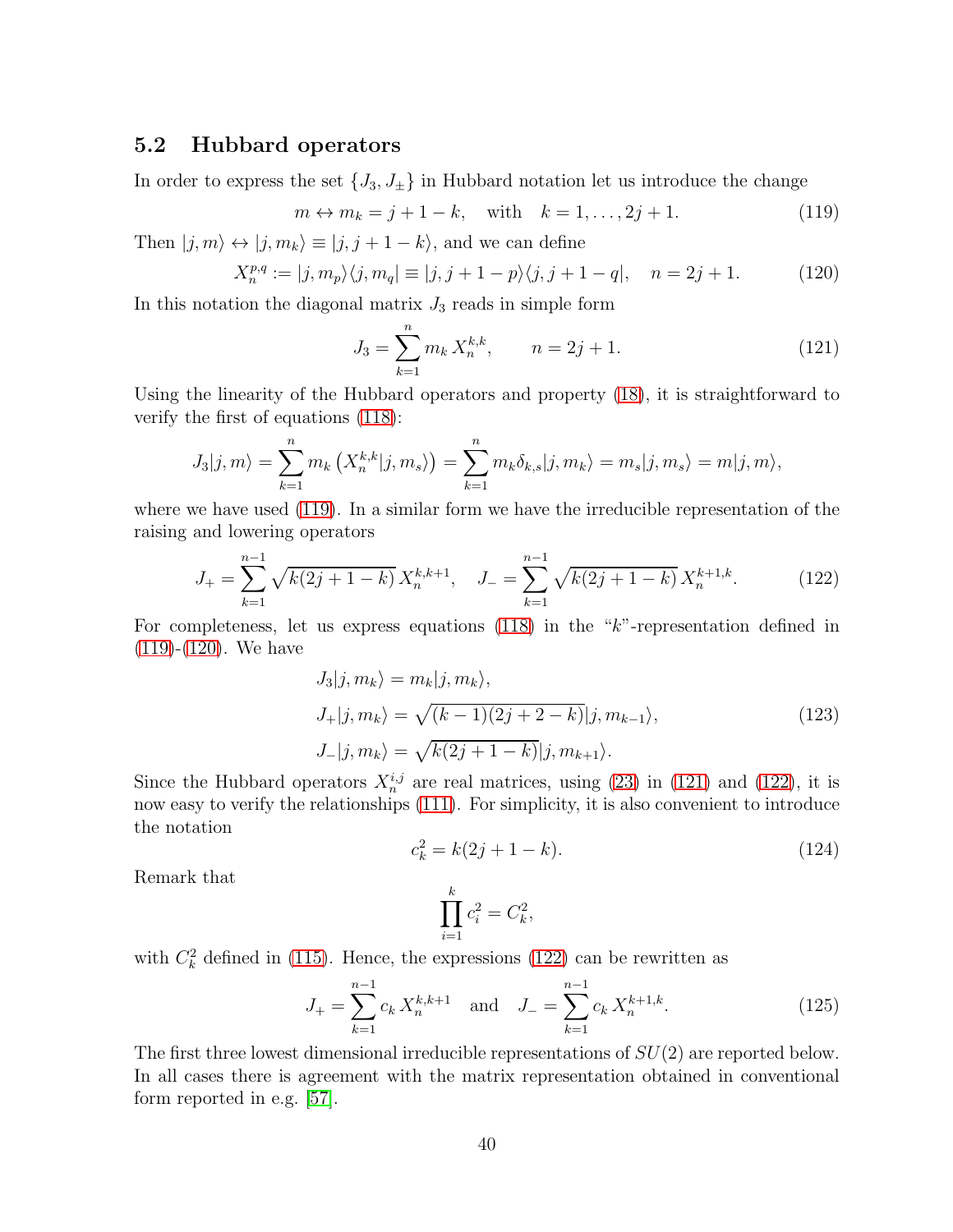### 5.2 Hubbard operators

In order to express the set $\{J_3, J_\pm\}$ in Hubbard notation let us introduce the change

$$m \leftrightarrow m_k = j + 1 - k, \quad \text{with} \quad k = 1, \ldots, 2j+1. \tag{119}$$

Then $|j, m\rangle \leftrightarrow |j, m_k\rangle \equiv |j, j+1-k\rangle$, and we can define

$$X_n^{p,q} := |j, m_p\rangle\langle j, m_q| \equiv |j, j+1-p\rangle\langle j, j+1-q|, \quad n = 2j+1. \tag{120}$$

In this notation the diagonal matrix $J_3$ reads in simple form

$$J_3 = \sum_{k=1}^{n} m_k \, X_n^{k,k}, \qquad n = 2j+1. \tag{121}$$

Using the linearity of the Hubbard operators and property (18), it is straightforward to verify the first of equations (118):

$$J_3 |j, m\rangle = \sum_{k=1}^{n} m_k \left( X_n^{k,k} |j, m_s\rangle \right) = \sum_{k=1}^{n} m_k \delta_{k,s} |j, m_k\rangle = m_s |j, m_s\rangle = m|j, m\rangle,$$

where we have used (119). In a similar form we have the irreducible representation of the raising and lowering operators

$$J_+ = \sum_{k=1}^{n-1} \sqrt{k(2j+1-k)} \, X_n^{k,k+1}, \quad J_- = \sum_{k=1}^{n-1} \sqrt{k(2j+1-k)} \, X_n^{k+1,k}. \tag{122}$$

For completeness, let us express equations (118) in the "$k$"-representation defined in (119)-(120). We have

$$\begin{aligned}
J_3 |j, m_k\rangle &= m_k |j, m_k\rangle, \\
J_+ |j, m_k\rangle &= \sqrt{(k-1)(2j+2-k)} |j, m_{k-1}\rangle, \\
J_- |j, m_k\rangle &= \sqrt{k(2j+1-k)} |j, m_{k+1}\rangle.
\end{aligned} \tag{123}$$

Since the Hubbard operators $X_n^{i,j}$ are real matrices, using (23) in (121) and (122), it is now easy to verify the relationships (111). For simplicity, it is also convenient to introduce the notation

$$c_k^2 = k(2j+1-k). \tag{124}$$

Remark that

$$\prod_{i=1}^{k} c_i^2 = C_k^2,$$

with $C_k^2$ defined in (115). Hence, the expressions (122) can be rewritten as

$$J_+ = \sum_{k=1}^{n-1} c_k \, X_n^{k,k+1} \quad \text{and} \quad J_- = \sum_{k=1}^{n-1} c_k \, X_n^{k+1,k}. \tag{125}$$

The first three lowest dimensional irreducible representations of $SU(2)$ are reported below. In all cases there is agreement with the matrix representation obtained in conventional form reported in e.g. [57].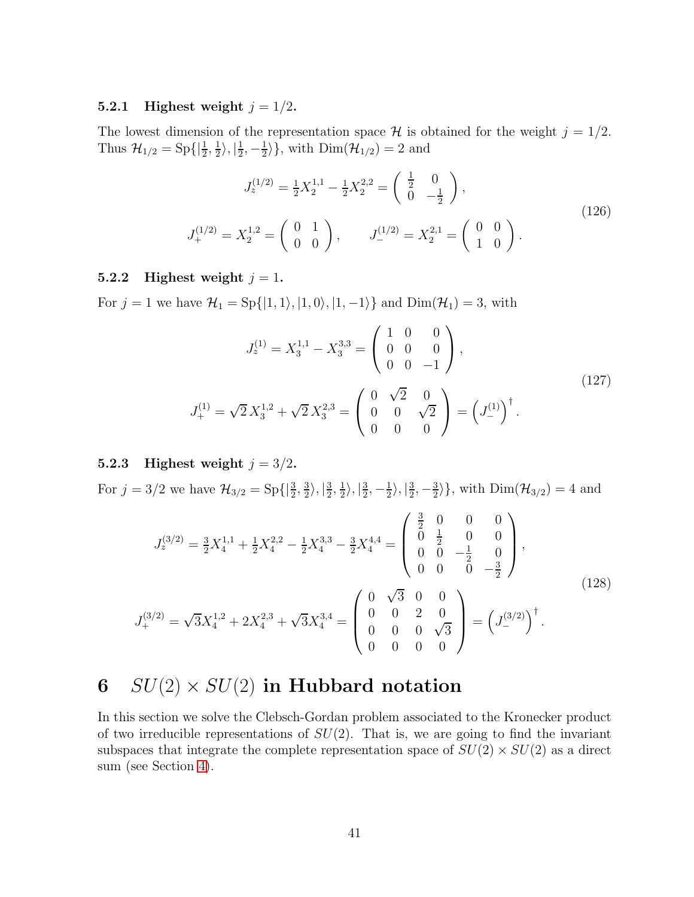### 5.2.1 Highest weight $j = 1/2$.

The lowest dimension of the representation space $\mathcal{H}$ is obtained for the weight $j = 1/2$. Thus $\mathcal{H}_{1/2} = \mathrm{Sp}\{|\frac{1}{2}, \frac{1}{2}\rangle, |\frac{1}{2}, -\frac{1}{2}\rangle\}$, with $\mathrm{Dim}(\mathcal{H}_{1/2}) = 2$ and

$$
\begin{aligned}
J_z^{(1/2)} &= \tfrac{1}{2}X_2^{1,1} - \tfrac{1}{2}X_2^{2,2} = \begin{pmatrix} \frac{1}{2} & 0 \\ 0 & -\frac{1}{2} \end{pmatrix}, \\
J_+^{(1/2)} &= X_2^{1,2} = \begin{pmatrix} 0 & 1 \\ 0 & 0 \end{pmatrix}, \qquad J_-^{(1/2)} = X_2^{2,1} = \begin{pmatrix} 0 & 0 \\ 1 & 0 \end{pmatrix}.
\end{aligned} \tag{126}
$$

### 5.2.2 Highest weight $j = 1$.

For $j = 1$ we have $\mathcal{H}_1 = \mathrm{Sp}\{|1, 1\rangle, |1, 0\rangle, |1, -1\rangle\}$ and $\mathrm{Dim}(\mathcal{H}_1) = 3$, with

$$
\begin{aligned}
J_z^{(1)} &= X_3^{1,1} - X_3^{3,3} = \begin{pmatrix} 1 & 0 & 0 \\ 0 & 0 & 0 \\ 0 & 0 & -1 \end{pmatrix}, \\
J_+^{(1)} &= \sqrt{2}\, X_3^{1,2} + \sqrt{2}\, X_3^{2,3} = \begin{pmatrix} 0 & \sqrt{2} & 0 \\ 0 & 0 & \sqrt{2} \\ 0 & 0 & 0 \end{pmatrix} = \left(J_-^{(1)}\right)^\dagger.
\end{aligned} \tag{127}
$$

### 5.2.3 Highest weight $j = 3/2$.

For $j = 3/2$ we have $\mathcal{H}_{3/2} = \mathrm{Sp}\{|\frac{3}{2}, \frac{3}{2}\rangle, |\frac{3}{2}, \frac{1}{2}\rangle, |\frac{3}{2}, -\frac{1}{2}\rangle, |\frac{3}{2}, -\frac{3}{2}\rangle\}$, with $\mathrm{Dim}(\mathcal{H}_{3/2}) = 4$ and

$$
\begin{aligned}
J_z^{(3/2)} &= \tfrac{3}{2}X_4^{1,1} + \tfrac{1}{2}X_4^{2,2} - \tfrac{1}{2}X_4^{3,3} - \tfrac{3}{2}X_4^{4,4} = \begin{pmatrix} \frac{3}{2} & 0 & 0 & 0 \\ 0 & \frac{1}{2} & 0 & 0 \\ 0 & 0 & -\frac{1}{2} & 0 \\ 0 & 0 & 0 & -\frac{3}{2} \end{pmatrix}, \\
J_+^{(3/2)} &= \sqrt{3}X_4^{1,2} + 2X_4^{2,3} + \sqrt{3}X_4^{3,4} = \begin{pmatrix} 0 & \sqrt{3} & 0 & 0 \\ 0 & 0 & 2 & 0 \\ 0 & 0 & 0 & \sqrt{3} \\ 0 & 0 & 0 & 0 \end{pmatrix} = \left(J_-^{(3/2)}\right)^\dagger.
\end{aligned} \tag{128}
$$

# 6 $SU(2) \times SU(2)$ in Hubbard notation

In this section we solve the Clebsch-Gordan problem associated to the Kronecker product of two irreducible representations of $SU(2)$. That is, we are going to find the invariant subspaces that integrate the complete representation space of $SU(2) \times SU(2)$ as a direct sum (see Section 4).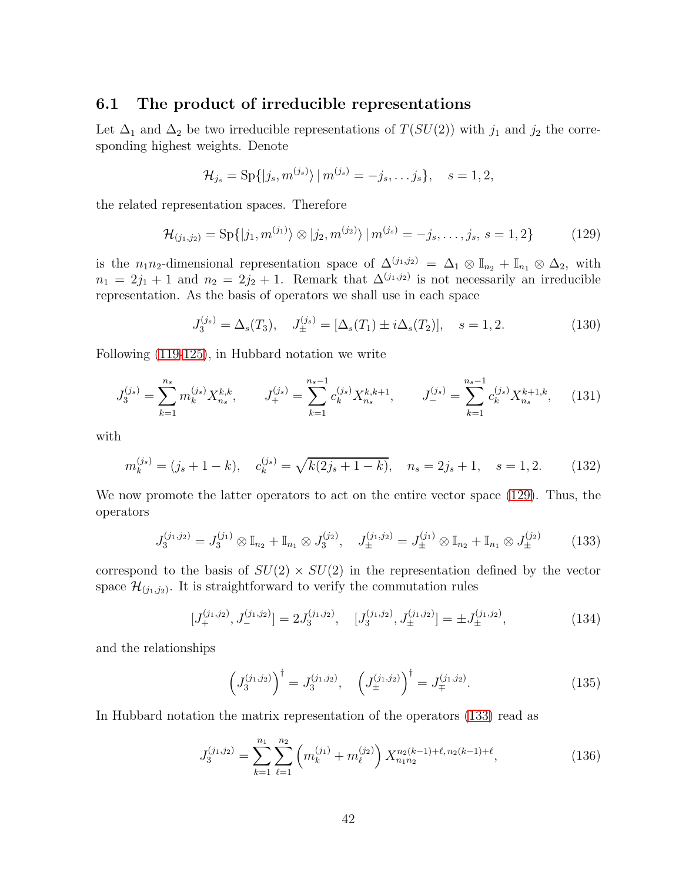### 6.1 The product of irreducible representations

Let $\Delta_1$ and $\Delta_2$ be two irreducible representations of $T(SU(2))$ with $j_1$ and $j_2$ the corresponding highest weights. Denote

$$\mathcal{H}_{j_s} = \text{Sp}\{|j_s, m^{(j_s)}\rangle \,|\, m^{(j_s)} = -j_s, \ldots j_s\}, \quad s = 1, 2,$$

the related representation spaces. Therefore

$$\mathcal{H}_{(j_1,j_2)} = \text{Sp}\{|j_1, m^{(j_1)}\rangle \otimes |j_2, m^{(j_2)}\rangle \,|\, m^{(j_s)} = -j_s, \ldots, j_s,\ s = 1, 2\} \tag{129}$$

is the $n_1 n_2$-dimensional representation space of $\Delta^{(j_1,j_2)} = \Delta_1 \otimes \mathbb{I}_{n_2} + \mathbb{I}_{n_1} \otimes \Delta_2$, with $n_1 = 2j_1 + 1$ and $n_2 = 2j_2 + 1$. Remark that $\Delta^{(j_1,j_2)}$ is not necessarily an irreducible representation. As the basis of operators we shall use in each space

$$J_3^{(j_s)} = \Delta_s(T_3), \quad J_\pm^{(j_s)} = [\Delta_s(T_1) \pm i\Delta_s(T_2)], \quad s = 1, 2. \tag{130}$$

Following (119-125), in Hubbard notation we write

$$J_3^{(j_s)} = \sum_{k=1}^{n_s} m_k^{(j_s)} X_{n_s}^{k,k}, \qquad J_+^{(j_s)} = \sum_{k=1}^{n_s-1} c_k^{(j_s)} X_{n_s}^{k,k+1}, \qquad J_-^{(j_s)} = \sum_{k=1}^{n_s-1} c_k^{(j_s)} X_{n_s}^{k+1,k}, \tag{131}$$

with

$$m_k^{(j_s)} = (j_s + 1 - k), \quad c_k^{(j_s)} = \sqrt{k(2j_s + 1 - k)}, \quad n_s = 2j_s + 1, \quad s = 1, 2. \tag{132}$$

We now promote the latter operators to act on the entire vector space (129). Thus, the operators

$$J_3^{(j_1,j_2)} = J_3^{(j_1)} \otimes \mathbb{I}_{n_2} + \mathbb{I}_{n_1} \otimes J_3^{(j_2)}, \quad J_\pm^{(j_1,j_2)} = J_\pm^{(j_1)} \otimes \mathbb{I}_{n_2} + \mathbb{I}_{n_1} \otimes J_\pm^{(j_2)} \tag{133}$$

correspond to the basis of $SU(2) \times SU(2)$ in the representation defined by the vector space $\mathcal{H}_{(j_1,j_2)}$. It is straightforward to verify the commutation rules

$$[J_+^{(j_1,j_2)}, J_-^{(j_1,j_2)}] = 2J_3^{(j_1,j_2)}, \quad [J_3^{(j_1,j_2)}, J_\pm^{(j_1,j_2)}] = \pm J_\pm^{(j_1,j_2)}, \tag{134}$$

and the relationships

$$\left(J_3^{(j_1,j_2)}\right)^\dagger = J_3^{(j_1,j_2)}, \quad \left(J_\pm^{(j_1,j_2)}\right)^\dagger = J_\mp^{(j_1,j_2)}. \tag{135}$$

In Hubbard notation the matrix representation of the operators (133) read as

$$J_3^{(j_1,j_2)} = \sum_{k=1}^{n_1} \sum_{\ell=1}^{n_2} \left(m_k^{(j_1)} + m_\ell^{(j_2)}\right) X_{n_1 n_2}^{n_2(k-1)+\ell,\, n_2(k-1)+\ell}, \tag{136}$$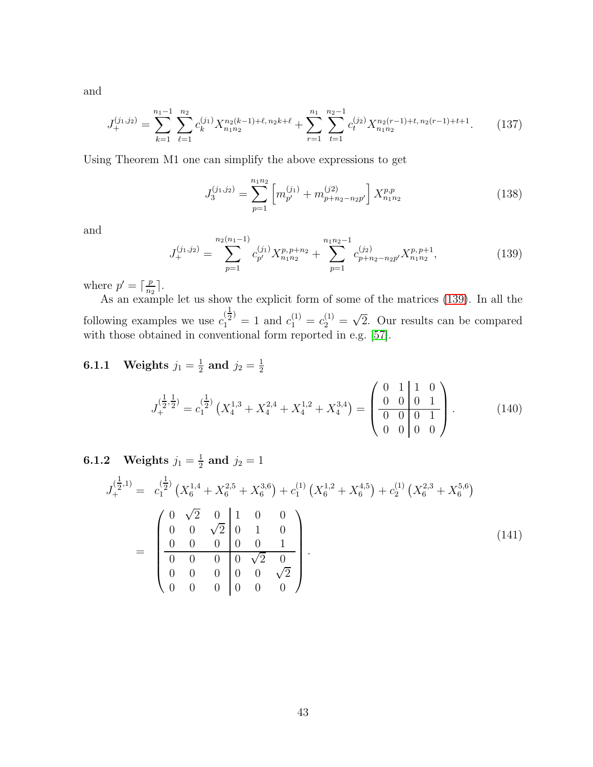and

$$J_+^{(j_1,j_2)} = \sum_{k=1}^{n_1-1} \sum_{\ell=1}^{n_2} c_k^{(j_1)} X_{n_1 n_2}^{n_2(k-1)+\ell,\, n_2 k+\ell} + \sum_{r=1}^{n_1} \sum_{t=1}^{n_2-1} c_t^{(j_2)} X_{n_1 n_2}^{n_2(r-1)+t,\, n_2(r-1)+t+1}. \tag{137}$$

Using Theorem M1 one can simplify the above expressions to get

$$J_3^{(j_1,j_2)} = \sum_{p=1}^{n_1 n_2} \left[ m_{p'}^{(j_1)} + m_{p+n_2-n_2 p'}^{(j2)} \right] X_{n_1 n_2}^{p,p} \tag{138}$$

and

$$J_+^{(j_1,j_2)} = \sum_{p=1}^{n_2(n_1-1)} c_{p'}^{(j_1)} X_{n_1 n_2}^{p,p+n_2} + \sum_{p=1}^{n_1 n_2-1} c_{p+n_2-n_2 p'}^{(j_2)} X_{n_1 n_2}^{p,p+1}, \tag{139}$$

where $p' = \lceil \frac{p}{n_2} \rceil$.

As an example let us show the explicit form of some of the matrices (139). In all the following examples we use $c_1^{(\frac{1}{2})} = 1$ and $c_1^{(1)} = c_2^{(1)} = \sqrt{2}$. Our results can be compared with those obtained in conventional form reported in e.g. [57].

#### 6.1.1 Weights $j_1 = \frac{1}{2}$ and $j_2 = \frac{1}{2}$

$$J_+^{(\frac{1}{2},\frac{1}{2})} = c_1^{(\frac{1}{2})} \left( X_4^{1,3} + X_4^{2,4} + X_4^{1,2} + X_4^{3,4} \right) = \left( \begin{array}{cc|cc} 0 & 1 & 1 & 0 \\ 0 & 0 & 0 & 1 \\ \hline 0 & 0 & 0 & 1 \\ 0 & 0 & 0 & 0 \end{array} \right). \tag{140}$$

#### 6.1.2 Weights $j_1 = \frac{1}{2}$ and $j_2 = 1$

$$\begin{aligned} J_+^{(\frac{1}{2},1)} &= c_1^{(\frac{1}{2})} \left( X_6^{1,4} + X_6^{2,5} + X_6^{3,6} \right) + c_1^{(1)} \left( X_6^{1,2} + X_6^{4,5} \right) + c_2^{(1)} \left( X_6^{2,3} + X_6^{5,6} \right) \\ &= \left( \begin{array}{ccc|ccc} 0 & \sqrt{2} & 0 & 1 & 0 & 0 \\ 0 & 0 & \sqrt{2} & 0 & 1 & 0 \\ 0 & 0 & 0 & 0 & 0 & 1 \\ \hline 0 & 0 & 0 & 0 & \sqrt{2} & 0 \\ 0 & 0 & 0 & 0 & 0 & \sqrt{2} \\ 0 & 0 & 0 & 0 & 0 & 0 \end{array} \right). \end{aligned} \tag{141}$$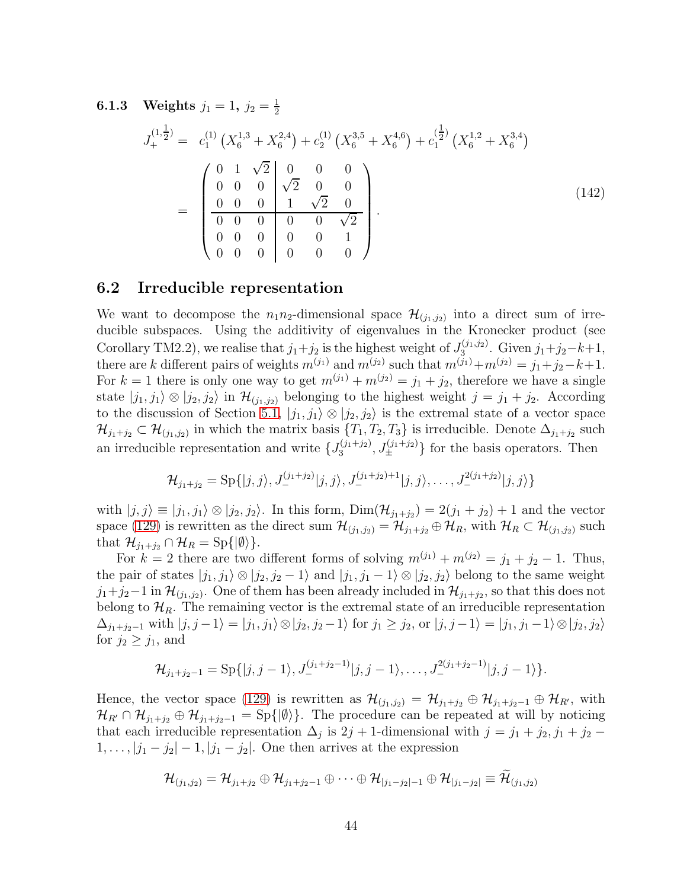### 6.1.3 Weights $j_1 = 1$, $j_2 = \frac{1}{2}$

$$
\begin{aligned}
J_+^{(1,\frac{1}{2})} &= c_1^{(1)}\left(X_6^{1,3} + X_6^{2,4}\right) + c_2^{(1)}\left(X_6^{3,5} + X_6^{4,6}\right) + c_1^{(\frac{1}{2})}\left(X_6^{1,2} + X_6^{3,4}\right) \\
&= \left(\begin{array}{ccc|ccc}
0 & 1 & \sqrt{2} & 0 & 0 & 0 \\
0 & 0 & 0 & \sqrt{2} & 0 & 0 \\
0 & 0 & 0 & 1 & \sqrt{2} & 0 \\
\hline
0 & 0 & 0 & 0 & 0 & \sqrt{2} \\
0 & 0 & 0 & 0 & 0 & 1 \\
0 & 0 & 0 & 0 & 0 & 0
\end{array}\right).
\end{aligned}
\tag{142}
$$

## 6.2 Irreducible representation

We want to decompose the $n_1 n_2$-dimensional space $\mathcal{H}_{(j_1,j_2)}$ into a direct sum of irreducible subspaces. Using the additivity of eigenvalues in the Kronecker product (see Corollary TM2.2), we realise that $j_1+j_2$ is the highest weight of $J_3^{(j_1,j_2)}$. Given $j_1+j_2-k+1$, there are $k$ different pairs of weights $m^{(j_1)}$ and $m^{(j_2)}$ such that $m^{(j_1)}+m^{(j_2)} = j_1+j_2-k+1$. For $k=1$ there is only one way to get $m^{(j_1)}+m^{(j_2)} = j_1+j_2$, therefore we have a single state $|j_1,j_1\rangle \otimes |j_2,j_2\rangle$ in $\mathcal{H}_{(j_1,j_2)}$ belonging to the highest weight $j = j_1+j_2$. According to the discussion of Section 5.1, $|j_1,j_1\rangle \otimes |j_2,j_2\rangle$ is the extremal state of a vector space $\mathcal{H}_{j_1+j_2} \subset \mathcal{H}_{(j_1,j_2)}$ in which the matrix basis $\{T_1, T_2, T_3\}$ is irreducible. Denote $\Delta_{j_1+j_2}$ such an irreducible representation and write $\{J_3^{(j_1+j_2)}, J_\pm^{(j_1+j_2)}\}$ for the basis operators. Then

$$
\mathcal{H}_{j_1+j_2} = \mathrm{Sp}\{|j,j\rangle, J_-^{(j_1+j_2)}|j,j\rangle, J_-^{(j_1+j_2)+1}|j,j\rangle, \ldots, J_-^{2(j_1+j_2)}|j,j\rangle\}
$$

with $|j,j\rangle \equiv |j_1,j_1\rangle \otimes |j_2,j_2\rangle$. In this form, $\mathrm{Dim}(\mathcal{H}_{j_1+j_2}) = 2(j_1+j_2)+1$ and the vector space (129) is rewritten as the direct sum $\mathcal{H}_{(j_1,j_2)} = \mathcal{H}_{j_1+j_2} \oplus \mathcal{H}_R$, with $\mathcal{H}_R \subset \mathcal{H}_{(j_1,j_2)}$ such that $\mathcal{H}_{j_1+j_2} \cap \mathcal{H}_R = \mathrm{Sp}\{|\emptyset\rangle\}$.

For $k=2$ there are two different forms of solving $m^{(j_1)}+m^{(j_2)} = j_1+j_2-1$. Thus, the pair of states $|j_1,j_1\rangle \otimes |j_2,j_2-1\rangle$ and $|j_1,j_1-1\rangle \otimes |j_2,j_2\rangle$ belong to the same weight $j_1+j_2-1$ in $\mathcal{H}_{(j_1,j_2)}$. One of them has been already included in $\mathcal{H}_{j_1+j_2}$, so that this does not belong to $\mathcal{H}_R$. The remaining vector is the extremal state of an irreducible representation $\Delta_{j_1+j_2-1}$ with $|j,j-1\rangle = |j_1,j_1\rangle \otimes |j_2,j_2-1\rangle$ for $j_1 \geq j_2$, or $|j,j-1\rangle = |j_1,j_1-1\rangle \otimes |j_2,j_2\rangle$ for $j_2 \geq j_1$, and

$$
\mathcal{H}_{j_1+j_2-1} = \mathrm{Sp}\{|j,j-1\rangle, J_-^{(j_1+j_2-1)}|j,j-1\rangle, \ldots, J_-^{2(j_1+j_2-1)}|j,j-1\rangle\}.
$$

Hence, the vector space (129) is rewritten as $\mathcal{H}_{(j_1,j_2)} = \mathcal{H}_{j_1+j_2} \oplus \mathcal{H}_{j_1+j_2-1} \oplus \mathcal{H}_{R'}$, with $\mathcal{H}_{R'} \cap \mathcal{H}_{j_1+j_2} \oplus \mathcal{H}_{j_1+j_2-1} = \mathrm{Sp}\{|\emptyset\rangle\}$. The procedure can be repeated at will by noticing that each irreducible representation $\Delta_j$ is $2j+1$-dimensional with $j = j_1+j_2, j_1+j_2-1, \ldots, |j_1-j_2|-1, |j_1-j_2|$. One then arrives at the expression

$$
\mathcal{H}_{(j_1,j_2)} = \mathcal{H}_{j_1+j_2} \oplus \mathcal{H}_{j_1+j_2-1} \oplus \cdots \oplus \mathcal{H}_{|j_1-j_2|-1} \oplus \mathcal{H}_{|j_1-j_2|} \equiv \widetilde{\mathcal{H}}_{(j_1,j_2)}
$$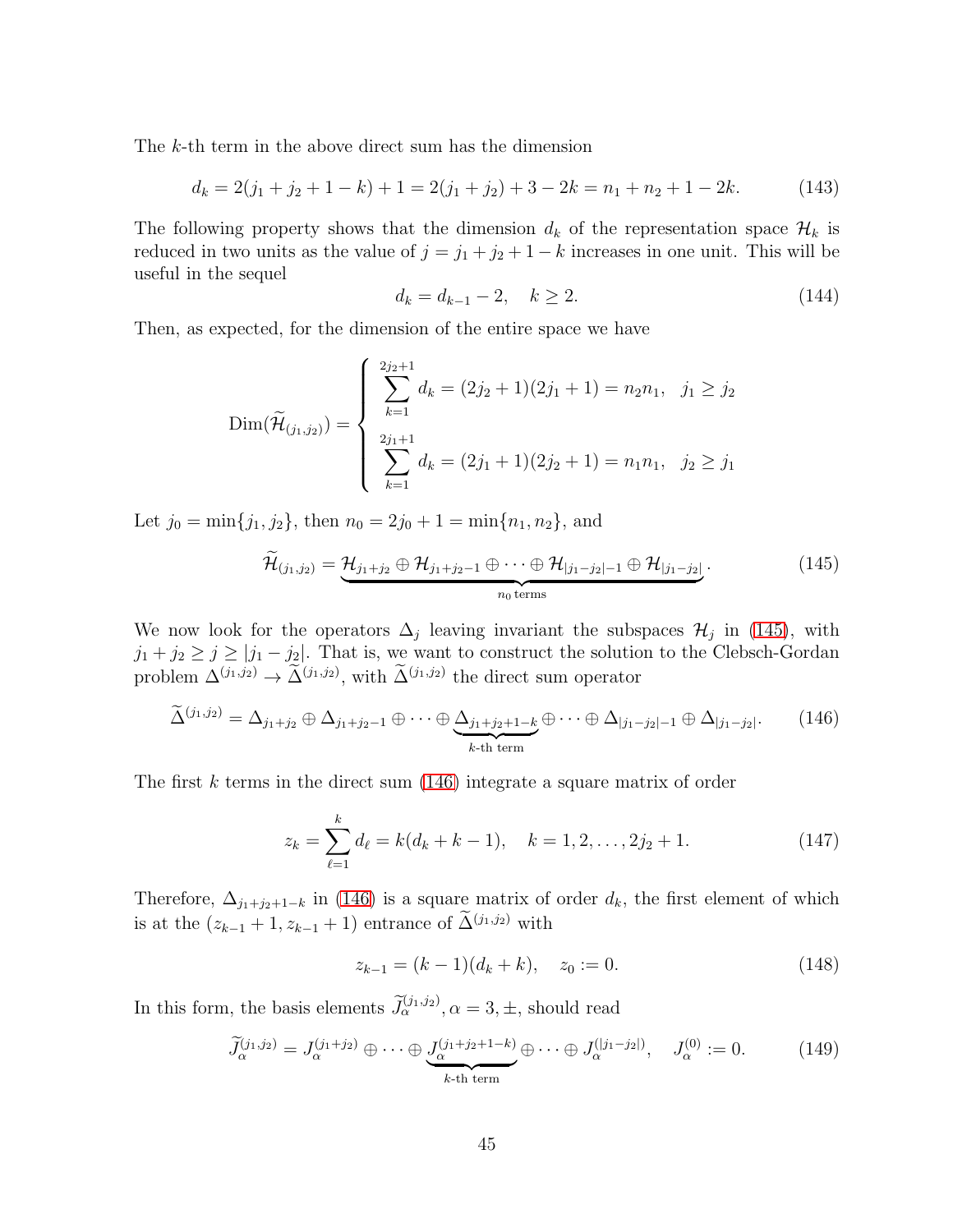The $k$-th term in the above direct sum has the dimension

$$d_k = 2(j_1 + j_2 + 1 - k) + 1 = 2(j_1 + j_2) + 3 - 2k = n_1 + n_2 + 1 - 2k. \tag{143}$$

The following property shows that the dimension $d_k$ of the representation space $\mathcal{H}_k$ is reduced in two units as the value of $j = j_1 + j_2 + 1 - k$ increases in one unit. This will be useful in the sequel

$$d_k = d_{k-1} - 2, \quad k \geq 2. \tag{144}$$

Then, as expected, for the dimension of the entire space we have

$$\text{Dim}(\widetilde{\mathcal{H}}_{(j_1,j_2)}) = \left\{ \begin{array}{l} \displaystyle\sum_{k=1}^{2j_2+1} d_k = (2j_2+1)(2j_1+1) = n_2 n_1, \quad j_1 \geq j_2 \\[2ex] \displaystyle\sum_{k=1}^{2j_1+1} d_k = (2j_1+1)(2j_2+1) = n_1 n_1, \quad j_2 \geq j_1 \end{array} \right.$$

Let $j_0 = \min\{j_1, j_2\}$, then $n_0 = 2j_0 + 1 = \min\{n_1, n_2\}$, and

$$\widetilde{\mathcal{H}}_{(j_1,j_2)} = \underbrace{\mathcal{H}_{j_1+j_2} \oplus \mathcal{H}_{j_1+j_2-1} \oplus \cdots \oplus \mathcal{H}_{|j_1-j_2|-1} \oplus \mathcal{H}_{|j_1-j_2|}}_{n_0 \, \text{terms}}. \tag{145}$$

We now look for the operators $\Delta_j$ leaving invariant the subspaces $\mathcal{H}_j$ in (145), with $j_1 + j_2 \geq j \geq |j_1 - j_2|$. That is, we want to construct the solution to the Clebsch-Gordan problem $\Delta^{(j_1,j_2)} \to \widetilde{\Delta}^{(j_1,j_2)}$, with $\widetilde{\Delta}^{(j_1,j_2)}$ the direct sum operator

$$\widetilde{\Delta}^{(j_1,j_2)} = \Delta_{j_1+j_2} \oplus \Delta_{j_1+j_2-1} \oplus \cdots \oplus \underbrace{\Delta_{j_1+j_2+1-k}}_{k\text{-th term}} \oplus \cdots \oplus \Delta_{|j_1-j_2|-1} \oplus \Delta_{|j_1-j_2|}. \tag{146}$$

The first $k$ terms in the direct sum (146) integrate a square matrix of order

$$z_k = \sum_{\ell=1}^{k} d_\ell = k(d_k + k - 1), \quad k = 1, 2, \ldots, 2j_2 + 1. \tag{147}$$

Therefore, $\Delta_{j_1+j_2+1-k}$ in (146) is a square matrix of order $d_k$, the first element of which is at the $(z_{k-1} + 1, z_{k-1} + 1)$ entrance of $\widetilde{\Delta}^{(j_1,j_2)}$ with

$$z_{k-1} = (k-1)(d_k + k), \quad z_0 := 0. \tag{148}$$

In this form, the basis elements $\widetilde{J}_\alpha^{(j_1,j_2)}, \alpha = 3, \pm$, should read

$$\widetilde{J}_\alpha^{(j_1,j_2)} = J_\alpha^{(j_1+j_2)} \oplus \cdots \oplus \underbrace{J_\alpha^{(j_1+j_2+1-k)}}_{k\text{-th term}} \oplus \cdots \oplus J_\alpha^{(|j_1-j_2|)}, \quad J_\alpha^{(0)} := 0. \tag{149}$$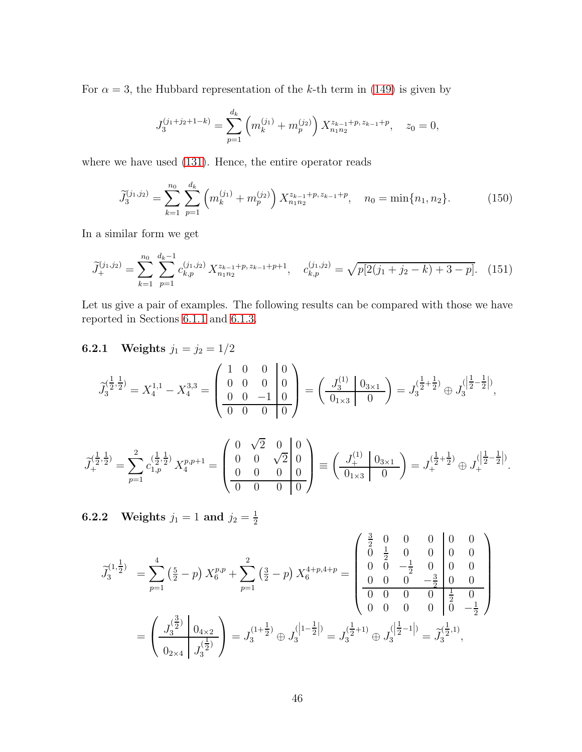For $\alpha = 3$, the Hubbard representation of the $k$-th term in (149) is given by

$$J_3^{(j_1+j_2+1-k)} = \sum_{p=1}^{d_k} \left( m_k^{(j_1)} + m_p^{(j_2)} \right) X_{n_1 n_2}^{z_{k-1}+p,\, z_{k-1}+p}, \quad z_0 = 0,$$

where we have used (131). Hence, the entire operator reads

$$\widetilde{J}_3^{(j_1,j_2)} = \sum_{k=1}^{n_0} \sum_{p=1}^{d_k} \left( m_k^{(j_1)} + m_p^{(j_2)} \right) X_{n_1 n_2}^{z_{k-1}+p,\, z_{k-1}+p}, \quad n_0 = \min\{n_1, n_2\}. \tag{150}$$

In a similar form we get

$$\widetilde{J}_+^{(j_1,j_2)} = \sum_{k=1}^{n_0} \sum_{p=1}^{d_k - 1} c_{k,p}^{(j_1,j_2)} X_{n_1 n_2}^{z_{k-1}+p,\, z_{k-1}+p+1}, \quad c_{k,p}^{(j_1,j_2)} = \sqrt{p[2(j_1+j_2-k)+3-p]}. \tag{151}$$

Let us give a pair of examples. The following results can be compared with those we have reported in Sections 6.1.1 and 6.1.3.

### 6.2.1 Weights $j_1 = j_2 = 1/2$

$$\widetilde{J}_3^{(\frac{1}{2},\frac{1}{2})} = X_4^{1,1} - X_4^{3,3} = \left( \begin{array}{ccc|c} 1 & 0 & 0 & 0 \\ 0 & 0 & 0 & 0 \\ 0 & 0 & -1 & 0 \\ \hline 0 & 0 & 0 & 0 \end{array} \right) = \left( \begin{array}{c|c} J_3^{(1)} & 0_{3\times 1} \\ \hline 0_{1\times 3} & 0 \end{array} \right) = J_3^{(\frac{1}{2}+\frac{1}{2})} \oplus J_3^{(\left|\frac{1}{2}-\frac{1}{2}\right|)},$$

$$\widetilde{J}_+^{(\frac{1}{2},\frac{1}{2})} = \sum_{p=1}^{2} c_{1,p}^{(\frac{1}{2},\frac{1}{2})} X_4^{p,p+1} = \left( \begin{array}{ccc|c} 0 & \sqrt{2} & 0 & 0 \\ 0 & 0 & \sqrt{2} & 0 \\ 0 & 0 & 0 & 0 \\ \hline 0 & 0 & 0 & 0 \end{array} \right) \equiv \left( \begin{array}{c|c} J_+^{(1)} & 0_{3\times 1} \\ \hline 0_{1\times 3} & 0 \end{array} \right) = J_+^{(\frac{1}{2}+\frac{1}{2})} \oplus J_+^{(\left|\frac{1}{2}-\frac{1}{2}\right|)}.$$

### 6.2.2 Weights $j_1 = 1$ and $j_2 = \frac{1}{2}$

$$\begin{aligned} \widetilde{J}_3^{(1,\frac{1}{2})} &= \sum_{p=1}^{4} \left(\tfrac{5}{2} - p\right) X_6^{p,p} + \sum_{p=1}^{2} \left(\tfrac{3}{2} - p\right) X_6^{4+p,4+p} = \left( \begin{array}{cccc|cc} \frac{3}{2} & 0 & 0 & 0 & 0 & 0 \\ 0 & \frac{1}{2} & 0 & 0 & 0 & 0 \\ 0 & 0 & -\frac{1}{2} & 0 & 0 & 0 \\ 0 & 0 & 0 & -\frac{3}{2} & 0 & 0 \\ \hline 0 & 0 & 0 & 0 & \frac{1}{2} & 0 \\ 0 & 0 & 0 & 0 & 0 & -\frac{1}{2} \end{array} \right) \\ &= \left( \begin{array}{c|c} J_3^{(\frac{3}{2})} & 0_{4\times 2} \\ \hline 0_{2\times 4} & J_3^{(\frac{1}{2})} \end{array} \right) = J_3^{(1+\frac{1}{2})} \oplus J_3^{(\left|1-\frac{1}{2}\right|)} = J_3^{(\frac{1}{2}+1)} \oplus J_3^{(\left|\frac{1}{2}-1\right|)} = \widetilde{J}_3^{(\frac{1}{2},1)}, \end{aligned}$$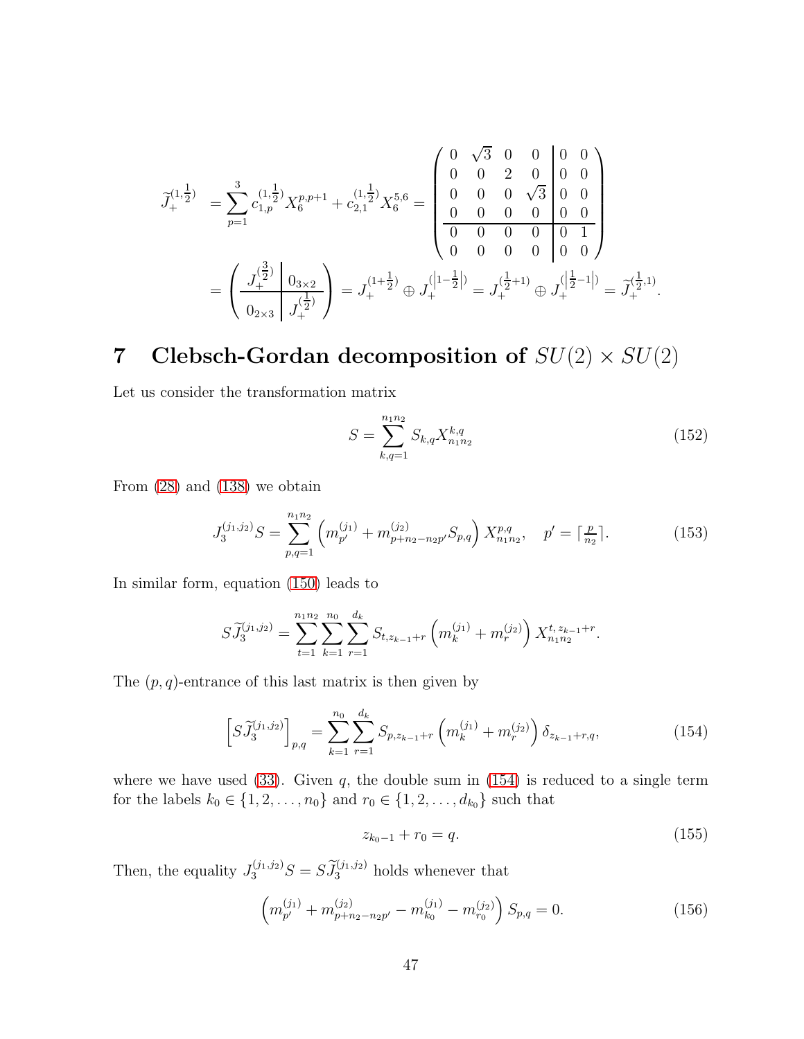$$
\begin{aligned}
\widetilde{J}_+^{(1,\frac{1}{2})} &= \sum_{p=1}^{3} c_{1,p}^{(1,\frac{1}{2})} X_6^{p,p+1} + c_{2,1}^{(1,\frac{1}{2})} X_6^{5,6} = \left( \begin{array}{cccc|cc} 0 & \sqrt{3} & 0 & 0 & 0 & 0 \\ 0 & 0 & 2 & 0 & 0 & 0 \\ 0 & 0 & 0 & \sqrt{3} & 0 & 0 \\ 0 & 0 & 0 & 0 & 0 & 0 \\ \hline 0 & 0 & 0 & 0 & 0 & 1 \\ 0 & 0 & 0 & 0 & 0 & 0 \end{array} \right) \\
&= \left( \begin{array}{c|c} J_+^{(\frac{3}{2})} & 0_{3\times 2} \\ \hline 0_{2\times 3} & J_+^{(\frac{1}{2})} \end{array} \right) = J_+^{(1+\frac{1}{2})} \oplus J_+^{(\left|1-\frac{1}{2}\right|)} = J_+^{(\frac{1}{2}+1)} \oplus J_+^{(\left|\frac{1}{2}-1\right|)} = \widetilde{J}_+^{(\frac{1}{2},1)}.
\end{aligned}
$$

# 7 Clebsch-Gordan decomposition of $SU(2) \times SU(2)$

Let us consider the transformation matrix

$$
S = \sum_{k,q=1}^{n_1 n_2} S_{k,q} X_{n_1 n_2}^{k,q} \tag{152}
$$

From (28) and (138) we obtain

$$
J_3^{(j_1,j_2)} S = \sum_{p,q=1}^{n_1 n_2} \left( m_{p'}^{(j_1)} + m_{p+n_2-n_2 p'}^{(j_2)} S_{p,q} \right) X_{n_1 n_2}^{p,q}, \quad p' = \lceil \tfrac{p}{n_2} \rceil. \tag{153}
$$

In similar form, equation (150) leads to

$$
S \widetilde{J}_3^{(j_1,j_2)} = \sum_{t=1}^{n_1 n_2} \sum_{k=1}^{n_0} \sum_{r=1}^{d_k} S_{t,z_{k-1}+r} \left( m_k^{(j_1)} + m_r^{(j_2)} \right) X_{n_1 n_2}^{t,\, z_{k-1}+r}.
$$

The $(p,q)$-entrance of this last matrix is then given by

$$
\left[ S \widetilde{J}_3^{(j_1,j_2)} \right]_{p,q} = \sum_{k=1}^{n_0} \sum_{r=1}^{d_k} S_{p,z_{k-1}+r} \left( m_k^{(j_1)} + m_r^{(j_2)} \right) \delta_{z_{k-1}+r,q}, \tag{154}
$$

where we have used (33). Given $q$, the double sum in (154) is reduced to a single term for the labels $k_0 \in \{1, 2, \ldots, n_0\}$ and $r_0 \in \{1, 2, \ldots, d_{k_0}\}$ such that

$$
z_{k_0-1} + r_0 = q. \tag{155}
$$

Then, the equality $J_3^{(j_1,j_2)} S = S \widetilde{J}_3^{(j_1,j_2)}$ holds whenever that

$$
\left( m_{p'}^{(j_1)} + m_{p+n_2-n_2 p'}^{(j_2)} - m_{k_0}^{(j_1)} - m_{r_0}^{(j_2)} \right) S_{p,q} = 0. \tag{156}
$$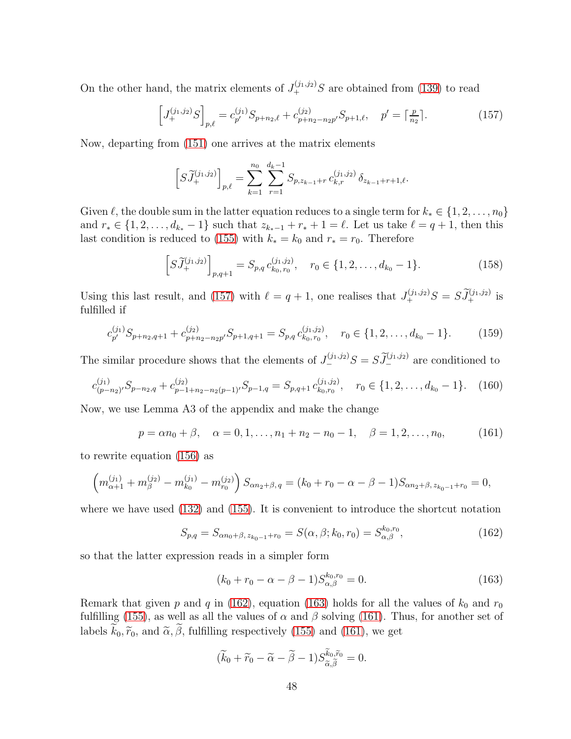On the other hand, the matrix elements of $J_+^{(j_1,j_2)}S$ are obtained from (139) to read

$$\left[J_+^{(j_1,j_2)}S\right]_{p,\ell} = c_{p'}^{(j_1)} S_{p+n_2,\ell} + c_{p+n_2-n_2p'}^{(j_2)} S_{p+1,\ell}, \quad p' = \lceil \tfrac{p}{n_2} \rceil. \tag{157}$$

Now, departing from (151) one arrives at the matrix elements

$$\left[S\widetilde{J}_+^{(j_1,j_2)}\right]_{p,\ell} = \sum_{k=1}^{n_0} \sum_{r=1}^{d_k-1} S_{p,z_{k-1}+r}\, c_{k,r}^{(j_1,j_2)}\, \delta_{z_{k-1}+r+1,\ell}.$$

Given $\ell$, the double sum in the latter equation reduces to a single term for $k_* \in \{1,2,\ldots,n_0\}$ and $r_* \in \{1,2,\ldots,d_{k_*}-1\}$ such that $z_{k_*-1}+r_*+1 = \ell$. Let us take $\ell = q+1$, then this last condition is reduced to (155) with $k_* = k_0$ and $r_* = r_0$. Therefore

$$\left[S\widetilde{J}_+^{(j_1,j_2)}\right]_{p,q+1} = S_{p,q}\, c_{k_0,r_0}^{(j_1,j_2)}, \quad r_0 \in \{1,2,\ldots,d_{k_0}-1\}. \tag{158}$$

Using this last result, and (157) with $\ell = q+1$, one realises that $J_+^{(j_1,j_2)}S = S\widetilde{J}_+^{(j_1,j_2)}$ is fulfilled if

$$c_{p'}^{(j_1)} S_{p+n_2,q+1} + c_{p+n_2-n_2p'}^{(j_2)} S_{p+1,q+1} = S_{p,q}\, c_{k_0,r_0}^{(j_1,j_2)}, \quad r_0 \in \{1,2,\ldots,d_{k_0}-1\}. \tag{159}$$

The similar procedure shows that the elements of $J_-^{(j_1,j_2)}S = S\widetilde{J}_-^{(j_1,j_2)}$ are conditioned to

$$c_{(p-n_2)'}^{(j_1)} S_{p-n_2,q} + c_{p-1+n_2-n_2(p-1)'}^{(j_2)} S_{p-1,q} = S_{p,q+1}\, c_{k_0,r_0}^{(j_1,j_2)}, \quad r_0 \in \{1,2,\ldots,d_{k_0}-1\}. \tag{160}$$

Now, we use Lemma A3 of the appendix and make the change

$$p = \alpha n_0 + \beta, \quad \alpha = 0,1,\ldots,n_1+n_2-n_0-1, \quad \beta = 1,2,\ldots,n_0, \tag{161}$$

to rewrite equation (156) as

$$\left(m_{\alpha+1}^{(j_1)} + m_{\beta}^{(j_2)} - m_{k_0}^{(j_1)} - m_{r_0}^{(j_2)}\right) S_{\alpha n_2+\beta,\,q} = (k_0 + r_0 - \alpha - \beta - 1) S_{\alpha n_2+\beta,\, z_{k_0-1}+r_0} = 0,$$

where we have used (132) and (155). It is convenient to introduce the shortcut notation

$$S_{p,q} = S_{\alpha n_0+\beta,\, z_{k_0-1}+r_0} = S(\alpha,\beta;k_0,r_0) = S_{\alpha,\beta}^{k_0,r_0}, \tag{162}$$

so that the latter expression reads in a simpler form

$$(k_0 + r_0 - \alpha - \beta - 1) S_{\alpha,\beta}^{k_0,r_0} = 0. \tag{163}$$

Remark that given $p$ and $q$ in (162), equation (163) holds for all the values of $k_0$ and $r_0$ fulfilling (155), as well as all the values of $\alpha$ and $\beta$ solving (161). Thus, for another set of labels $\widetilde{k}_0, \widetilde{r}_0$, and $\widetilde{\alpha}, \widetilde{\beta}$, fulfilling respectively (155) and (161), we get

$$(\widetilde{k}_0 + \widetilde{r}_0 - \widetilde{\alpha} - \widetilde{\beta} - 1) S_{\widetilde{\alpha},\widetilde{\beta}}^{\widetilde{k}_0,\widetilde{r}_0} = 0.$$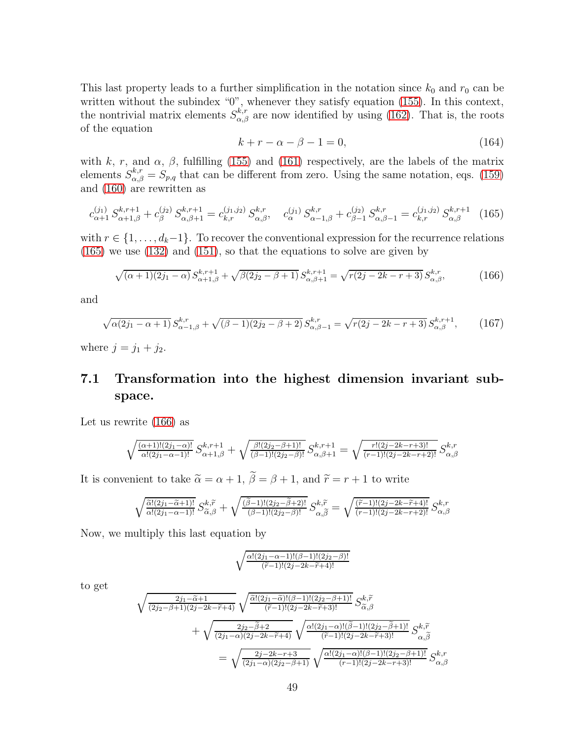This last property leads to a further simplification in the notation since $k_0$ and $r_0$ can be written without the subindex "0", whenever they satisfy equation (155). In this context, the nontrivial matrix elements $S^{k,r}_{\alpha,\beta}$ are now identified by using (162). That is, the roots of the equation

$$k + r - \alpha - \beta - 1 = 0, \tag{164}$$

with $k$, $r$, and $\alpha$, $\beta$, fulfilling (155) and (161) respectively, are the labels of the matrix elements $S^{k,r}_{\alpha,\beta} = S_{p,q}$ that can be different from zero. Using the same notation, eqs. (159) and (160) are rewritten as

$$c^{(j_1)}_{\alpha+1} S^{k,r+1}_{\alpha+1,\beta} + c^{(j_2)}_{\beta} S^{k,r+1}_{\alpha,\beta+1} = c^{(j_1,j_2)}_{k,r} S^{k,r}_{\alpha,\beta}, \quad c^{(j_1)}_{\alpha} S^{k,r}_{\alpha-1,\beta} + c^{(j_2)}_{\beta-1} S^{k,r}_{\alpha,\beta-1} = c^{(j_1,j_2)}_{k,r} S^{k,r+1}_{\alpha,\beta} \tag{165}$$

with $r \in \{1, \ldots, d_k - 1\}$. To recover the conventional expression for the recurrence relations (165) we use (132) and (151), so that the equations to solve are given by

$$\sqrt{(\alpha+1)(2j_1-\alpha)}\, S^{k,r+1}_{\alpha+1,\beta} + \sqrt{\beta(2j_2-\beta+1)}\, S^{k,r+1}_{\alpha,\beta+1} = \sqrt{r(2j-2k-r+3)}\, S^{k,r}_{\alpha,\beta}, \tag{166}$$

and

$$\sqrt{\alpha(2j_1-\alpha+1)}\, S^{k,r}_{\alpha-1,\beta} + \sqrt{(\beta-1)(2j_2-\beta+2)}\, S^{k,r}_{\alpha,\beta-1} = \sqrt{r(2j-2k-r+3)}\, S^{k,r+1}_{\alpha,\beta}, \tag{167}$$

where $j = j_1 + j_2$.

## 7.1 Transformation into the highest dimension invariant subspace.

Let us rewrite (166) as

$$\sqrt{\tfrac{(\alpha+1)!(2j_1-\alpha)!}{\alpha!(2j_1-\alpha-1)!}}\, S^{k,r+1}_{\alpha+1,\beta} + \sqrt{\tfrac{\beta!(2j_2-\beta+1)!}{(\beta-1)!(2j_2-\beta)!}}\, S^{k,r+1}_{\alpha,\beta+1} = \sqrt{\tfrac{r!(2j-2k-r+3)!}{(r-1)!(2j-2k-r+2)!}}\, S^{k,r}_{\alpha,\beta}$$

It is convenient to take $\widetilde{\alpha} = \alpha + 1$, $\widetilde{\beta} = \beta + 1$, and $\widetilde{r} = r + 1$ to write

$$\sqrt{\tfrac{\widetilde{\alpha}!(2j_1-\widetilde{\alpha}+1)!}{\alpha!(2j_1-\alpha-1)!}}\, S^{k,\widetilde{r}}_{\widetilde{\alpha},\beta} + \sqrt{\tfrac{(\widetilde{\beta}-1)!(2j_2-\widetilde{\beta}+2)!}{(\beta-1)!(2j_2-\beta)!}}\, S^{k,\widetilde{r}}_{\alpha,\widetilde{\beta}} = \sqrt{\tfrac{(\widetilde{r}-1)!(2j-2k-\widetilde{r}+4)!}{(r-1)!(2j-2k-r+2)!}}\, S^{k,r}_{\alpha,\beta}$$

Now, we multiply this last equation by

$$\sqrt{\tfrac{\alpha!(2j_1-\alpha-1)!(\beta-1)!(2j_2-\beta)!}{(\widetilde{r}-1)!(2j-2k-\widetilde{r}+4)!}}$$

to get

$$\begin{aligned}
&\sqrt{\tfrac{2j_1-\widetilde{\alpha}+1}{(2j_2-\beta+1)(2j-2k-\widetilde{r}+4)}}\,\sqrt{\tfrac{\widetilde{\alpha}!(2j_1-\widetilde{\alpha})!(\beta-1)!(2j_2-\beta+1)!}{(\widetilde{r}-1)!(2j-2k-\widetilde{r}+3)!}}\, S^{k,\widetilde{r}}_{\widetilde{\alpha},\beta} \\
&\quad + \sqrt{\tfrac{2j_2-\widetilde{\beta}+2}{(2j_1-\alpha)(2j-2k-\widetilde{r}+4)}}\,\sqrt{\tfrac{\alpha!(2j_1-\alpha)!(\widetilde{\beta}-1)!(2j_2-\widetilde{\beta}+1)!}{(\widetilde{r}-1)!(2j-2k-\widetilde{r}+3)!}}\, S^{k,\widetilde{r}}_{\alpha,\widetilde{\beta}} \\
&\quad = \sqrt{\tfrac{2j-2k-r+3}{(2j_1-\alpha)(2j_2-\beta+1)}}\,\sqrt{\tfrac{\alpha!(2j_1-\alpha)!(\beta-1)!(2j_2-\beta+1)!}{(r-1)!(2j-2k-r+3)!}}\, S^{k,r}_{\alpha,\beta}
\end{aligned}$$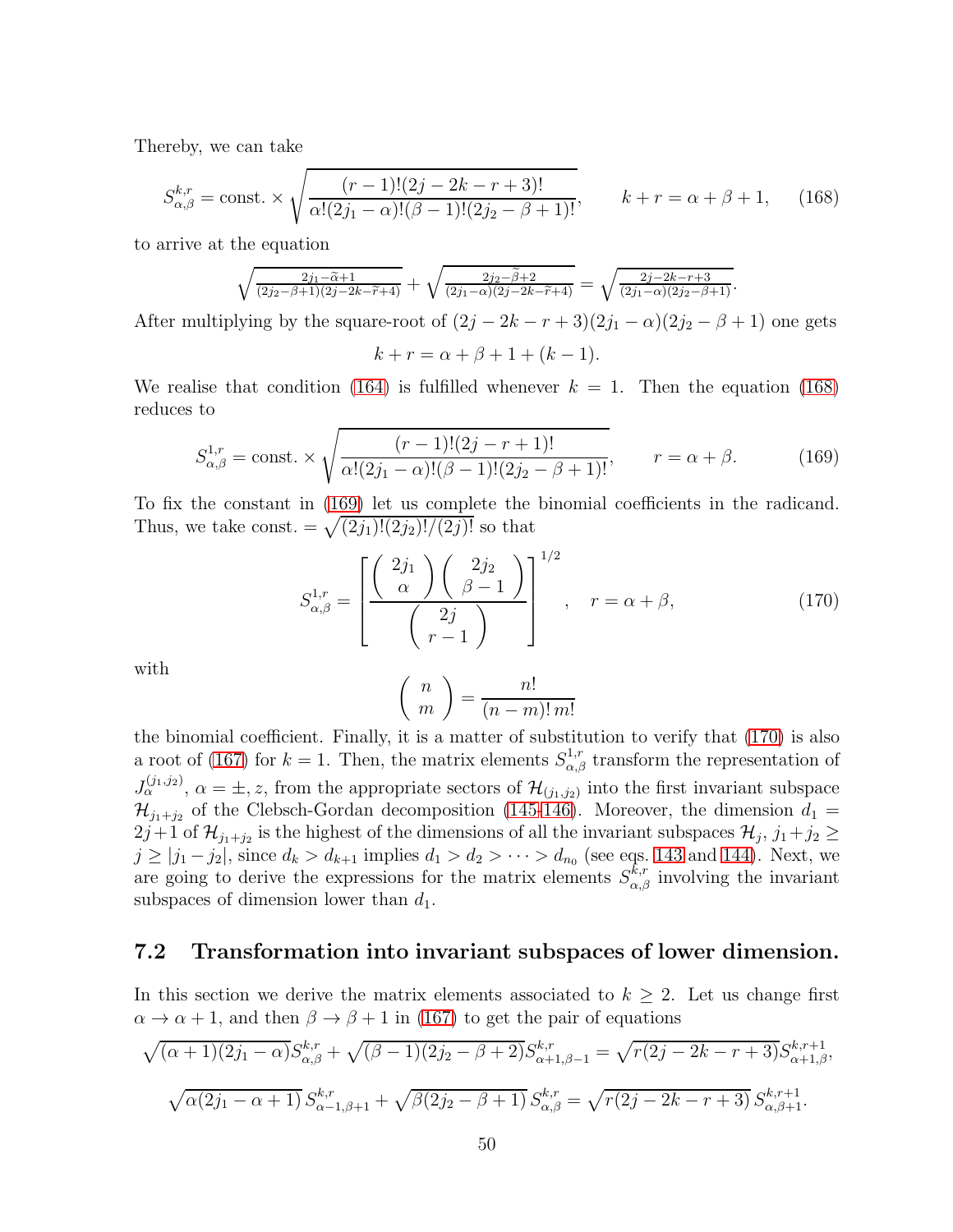Thereby, we can take

$$S^{k,r}_{\alpha,\beta} = \text{const.} \times \sqrt{\frac{(r-1)!(2j-2k-r+3)!}{\alpha!(2j_1-\alpha)!(\beta-1)!(2j_2-\beta+1)!}}, \qquad k+r = \alpha+\beta+1, \tag{168}$$

to arrive at the equation

$$\sqrt{\tfrac{2j_1-\tilde{\alpha}+1}{(2j_2-\beta+1)(2j-2k-\tilde{r}+4)}} + \sqrt{\tfrac{2j_2-\tilde{\beta}+2}{(2j_1-\alpha)(2j-2k-\tilde{r}+4)}} = \sqrt{\tfrac{2j-2k-r+3}{(2j_1-\alpha)(2j_2-\beta+1)}}.$$

After multiplying by the square-root of $(2j-2k-r+3)(2j_1-\alpha)(2j_2-\beta+1)$ one gets

$$k+r = \alpha+\beta+1+(k-1).$$

We realise that condition (164) is fulfilled whenever $k=1$. Then the equation (168) reduces to

$$S^{1,r}_{\alpha,\beta} = \text{const.} \times \sqrt{\frac{(r-1)!(2j-r+1)!}{\alpha!(2j_1-\alpha)!(\beta-1)!(2j_2-\beta+1)!}}, \qquad r = \alpha+\beta. \tag{169}$$

To fix the constant in (169) let us complete the binomial coefficients in the radicand. Thus, we take const. $= \sqrt{(2j_1)!(2j_2)!/(2j)!}$ so that

$$S^{1,r}_{\alpha,\beta} = \left[\frac{\begin{pmatrix} 2j_1 \\ \alpha \end{pmatrix}\begin{pmatrix} 2j_2 \\ \beta-1 \end{pmatrix}}{\begin{pmatrix} 2j \\ r-1 \end{pmatrix}}\right]^{1/2}, \quad r = \alpha+\beta, \tag{170}$$

with

$$\begin{pmatrix} n \\ m \end{pmatrix} = \frac{n!}{(n-m)!\,m!}$$

the binomial coefficient. Finally, it is a matter of substitution to verify that (170) is also a root of (167) for $k=1$. Then, the matrix elements $S^{1,r}_{\alpha,\beta}$ transform the representation of $J^{(j_1,j_2)}_\alpha$, $\alpha = \pm, z$, from the appropriate sectors of $\mathcal{H}_{(j_1,j_2)}$ into the first invariant subspace $\mathcal{H}_{j_1+j_2}$ of the Clebsch-Gordan decomposition (145-146). Moreover, the dimension $d_1 = 2j+1$ of $\mathcal{H}_{j_1+j_2}$ is the highest of the dimensions of all the invariant subspaces $\mathcal{H}_j$, $j_1+j_2 \geq j \geq |j_1-j_2|$, since $d_k > d_{k+1}$ implies $d_1 > d_2 > \cdots > d_{n_0}$ (see eqs. 143 and 144). Next, we are going to derive the expressions for the matrix elements $S^{k,r}_{\alpha,\beta}$ involving the invariant subspaces of dimension lower than $d_1$.

## 7.2 Transformation into invariant subspaces of lower dimension.

In this section we derive the matrix elements associated to $k \geq 2$. Let us change first $\alpha \to \alpha+1$, and then $\beta \to \beta+1$ in (167) to get the pair of equations

$$\sqrt{(\alpha+1)(2j_1-\alpha)}S^{k,r}_{\alpha,\beta} + \sqrt{(\beta-1)(2j_2-\beta+2)}S^{k,r}_{\alpha+1,\beta-1} = \sqrt{r(2j-2k-r+3)}S^{k,r+1}_{\alpha+1,\beta},$$

$$\sqrt{\alpha(2j_1-\alpha+1)}\,S^{k,r}_{\alpha-1,\beta+1} + \sqrt{\beta(2j_2-\beta+1)}\,S^{k,r}_{\alpha,\beta} = \sqrt{r(2j-2k-r+3)}\,S^{k,r+1}_{\alpha,\beta+1}.$$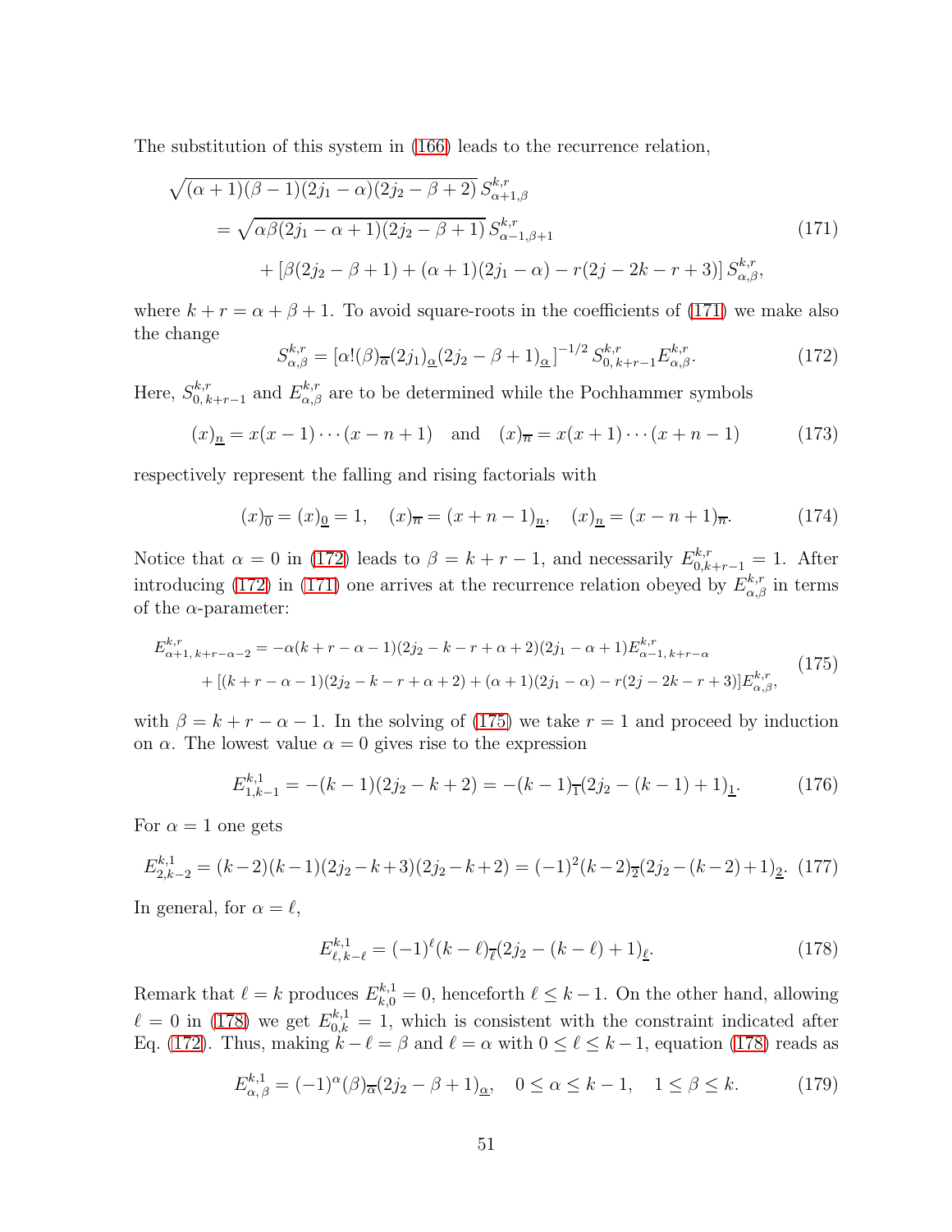The substitution of this system in (166) leads to the recurrence relation,

$$
\begin{aligned}
\sqrt{(\alpha+1)(\beta-1)(2j_1-\alpha)(2j_2-\beta+2)}\, S^{k,r}_{\alpha+1,\beta} \\
= \sqrt{\alpha\beta(2j_1-\alpha+1)(2j_2-\beta+1)}\, S^{k,r}_{\alpha-1,\beta+1} \\
+ \left[\beta(2j_2-\beta+1) + (\alpha+1)(2j_1-\alpha) - r(2j-2k-r+3)\right] S^{k,r}_{\alpha,\beta},
\end{aligned}
\tag{171}
$$

where $k+r = \alpha+\beta+1$. To avoid square-roots in the coefficients of (171) we make also the change

$$
S^{k,r}_{\alpha,\beta} = \left[\alpha!(\beta)_{\overline{\alpha}}(2j_1)_{\underline{\alpha}}(2j_2-\beta+1)_{\underline{\alpha}}\right]^{-1/2} S^{k,r}_{0,\,k+r-1} E^{k,r}_{\alpha,\beta}. \tag{172}
$$

Here, $S^{k,r}_{0,\,k+r-1}$ and $E^{k,r}_{\alpha,\beta}$ are to be determined while the Pochhammer symbols

$$
(x)_{\underline{n}} = x(x-1)\cdots(x-n+1) \quad \text{and} \quad (x)_{\overline{n}} = x(x+1)\cdots(x+n-1) \tag{173}
$$

respectively represent the falling and rising factorials with

$$
(x)_{\overline{0}} = (x)_{\underline{0}} = 1, \quad (x)_{\overline{n}} = (x+n-1)_{\underline{n}}, \quad (x)_{\underline{n}} = (x-n+1)_{\overline{n}}. \tag{174}
$$

Notice that $\alpha=0$ in (172) leads to $\beta = k+r-1$, and necessarily $E^{k,r}_{0,k+r-1} = 1$. After introducing (172) in (171) one arrives at the recurrence relation obeyed by $E^{k,r}_{\alpha,\beta}$ in terms of the $\alpha$-parameter:

$$
\begin{aligned}
E^{k,r}_{\alpha+1,\,k+r-\alpha-2} = -\alpha(k+r-\alpha-1)(2j_2-k-r+\alpha+2)(2j_1-\alpha+1)E^{k,r}_{\alpha-1,\,k+r-\alpha} \\
+ \left[(k+r-\alpha-1)(2j_2-k-r+\alpha+2) + (\alpha+1)(2j_1-\alpha) - r(2j-2k-r+3)\right]E^{k,r}_{\alpha,\beta},
\end{aligned}
\tag{175}
$$

with $\beta = k+r-\alpha-1$. In the solving of (175) we take $r=1$ and proceed by induction on $\alpha$. The lowest value $\alpha=0$ gives rise to the expression

$$
E^{k,1}_{1,k-1} = -(k-1)(2j_2-k+2) = -(k-1)_{\overline{1}}(2j_2-(k-1)+1)_{\underline{1}}. \tag{176}
$$

For $\alpha=1$ one gets

$$
E^{k,1}_{2,k-2} = (k-2)(k-1)(2j_2-k+3)(2j_2-k+2) = (-1)^2(k-2)_{\overline{2}}(2j_2-(k-2)+1)_{\underline{2}}. \tag{177}
$$

In general, for $\alpha = \ell$,

$$
E^{k,1}_{\ell,\,k-\ell} = (-1)^{\ell}(k-\ell)_{\overline{\ell}}(2j_2-(k-\ell)+1)_{\underline{\ell}}. \tag{178}
$$

Remark that $\ell = k$ produces $E^{k,1}_{k,0} = 0$, henceforth $\ell \leq k-1$. On the other hand, allowing $\ell = 0$ in (178) we get $E^{k,1}_{0,k} = 1$, which is consistent with the constraint indicated after Eq. (172). Thus, making $k-\ell = \beta$ and $\ell = \alpha$ with $0 \leq \ell \leq k-1$, equation (178) reads as

$$
E^{k,1}_{\alpha,\,\beta} = (-1)^{\alpha}(\beta)_{\overline{\alpha}}(2j_2-\beta+1)_{\underline{\alpha}}, \quad 0 \leq \alpha \leq k-1, \quad 1 \leq \beta \leq k. \tag{179}
$$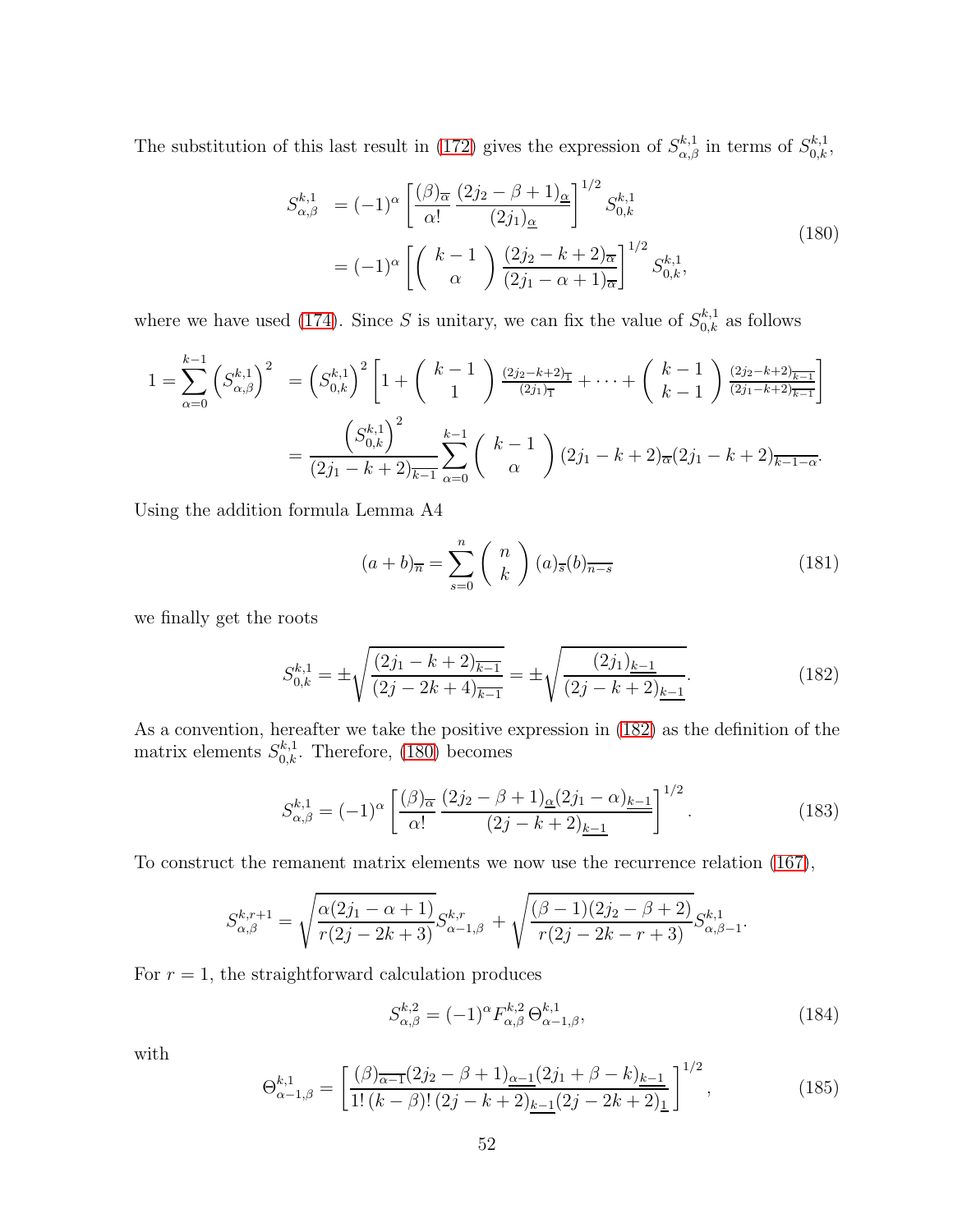The substitution of this last result in (172) gives the expression of $S^{k,1}_{\alpha,\beta}$ in terms of $S^{k,1}_{0,k}$,

$$
\begin{aligned}
S^{k,1}_{\alpha,\beta} &= (-1)^{\alpha}\left[\frac{(\beta)_{\overline{\alpha}}}{\alpha!}\,\frac{(2j_2-\beta+1)_{\underline{\alpha}}}{(2j_1)_{\underline{\alpha}}}\right]^{1/2} S^{k,1}_{0,k} \\
&= (-1)^{\alpha}\left[\left(\begin{array}{c} k-1 \\ \alpha \end{array}\right)\frac{(2j_2-k+2)_{\overline{\alpha}}}{(2j_1-\alpha+1)_{\overline{\alpha}}}\right]^{1/2} S^{k,1}_{0,k},
\end{aligned}
\tag{180}
$$

where we have used (174). Since $S$ is unitary, we can fix the value of $S^{k,1}_{0,k}$ as follows

$$
\begin{aligned}
1=\sum_{\alpha=0}^{k-1}\left(S^{k,1}_{\alpha,\beta}\right)^2 &= \left(S^{k,1}_{0,k}\right)^2\left[1+\left(\begin{array}{c} k-1 \\ 1 \end{array}\right)\tfrac{(2j_2-k+2)_{\overline{1}}}{(2j_1)_{\overline{1}}}+\cdots+\left(\begin{array}{c} k-1 \\ k-1 \end{array}\right)\tfrac{(2j_2-k+2)_{\overline{k-1}}}{(2j_1-k+2)_{\overline{k-1}}}\right] \\
&= \frac{\left(S^{k,1}_{0,k}\right)^2}{(2j_1-k+2)_{\overline{k-1}}}\sum_{\alpha=0}^{k-1}\left(\begin{array}{c} k-1 \\ \alpha \end{array}\right)(2j_1-k+2)_{\overline{\alpha}}(2j_1-k+2)_{\overline{k-1-\alpha}}.
\end{aligned}
$$

Using the addition formula Lemma A4

$$
(a+b)_{\overline{n}}=\sum_{s=0}^{n}\left(\begin{array}{c} n \\ k \end{array}\right)(a)_{\overline{s}}(b)_{\overline{n-s}}
\tag{181}
$$

we finally get the roots

$$
S^{k,1}_{0,k}=\pm\sqrt{\frac{(2j_1-k+2)_{\overline{k-1}}}{(2j-2k+4)_{\overline{k-1}}}}=\pm\sqrt{\frac{(2j_1)_{\underline{k-1}}}{(2j-k+2)_{\underline{k-1}}}}.
\tag{182}
$$

As a convention, hereafter we take the positive expression in (182) as the definition of the matrix elements $S^{k,1}_{0,k}$. Therefore, (180) becomes

$$
S^{k,1}_{\alpha,\beta}=(-1)^{\alpha}\left[\frac{(\beta)_{\overline{\alpha}}}{\alpha!}\,\frac{(2j_2-\beta+1)_{\underline{\alpha}}(2j_1-\alpha)_{\underline{k-1}}}{(2j-k+2)_{\underline{k-1}}}\right]^{1/2}.
\tag{183}
$$

To construct the remanent matrix elements we now use the recurrence relation (167),

$$
S^{k,r+1}_{\alpha,\beta}=\sqrt{\frac{\alpha(2j_1-\alpha+1)}{r(2j-2k+3)}}S^{k,r}_{\alpha-1,\beta}+\sqrt{\frac{(\beta-1)(2j_2-\beta+2)}{r(2j-2k-r+3)}}S^{k,1}_{\alpha,\beta-1}.
$$

For $r=1$, the straightforward calculation produces

$$
S^{k,2}_{\alpha,\beta}=(-1)^{\alpha}F^{k,2}_{\alpha,\beta}\,\Theta^{k,1}_{\alpha-1,\beta},
\tag{184}
$$

with

$$
\Theta^{k,1}_{\alpha-1,\beta}=\left[\frac{(\beta)_{\overline{\alpha-1}}(2j_2-\beta+1)_{\underline{\alpha-1}}(2j_1+\beta-k)_{\underline{k-1}}}{1!\,(k-\beta)!\,(2j-k+2)_{\underline{k-1}}(2j-2k+2)_{\underline{1}}}\right]^{1/2},
\tag{185}
$$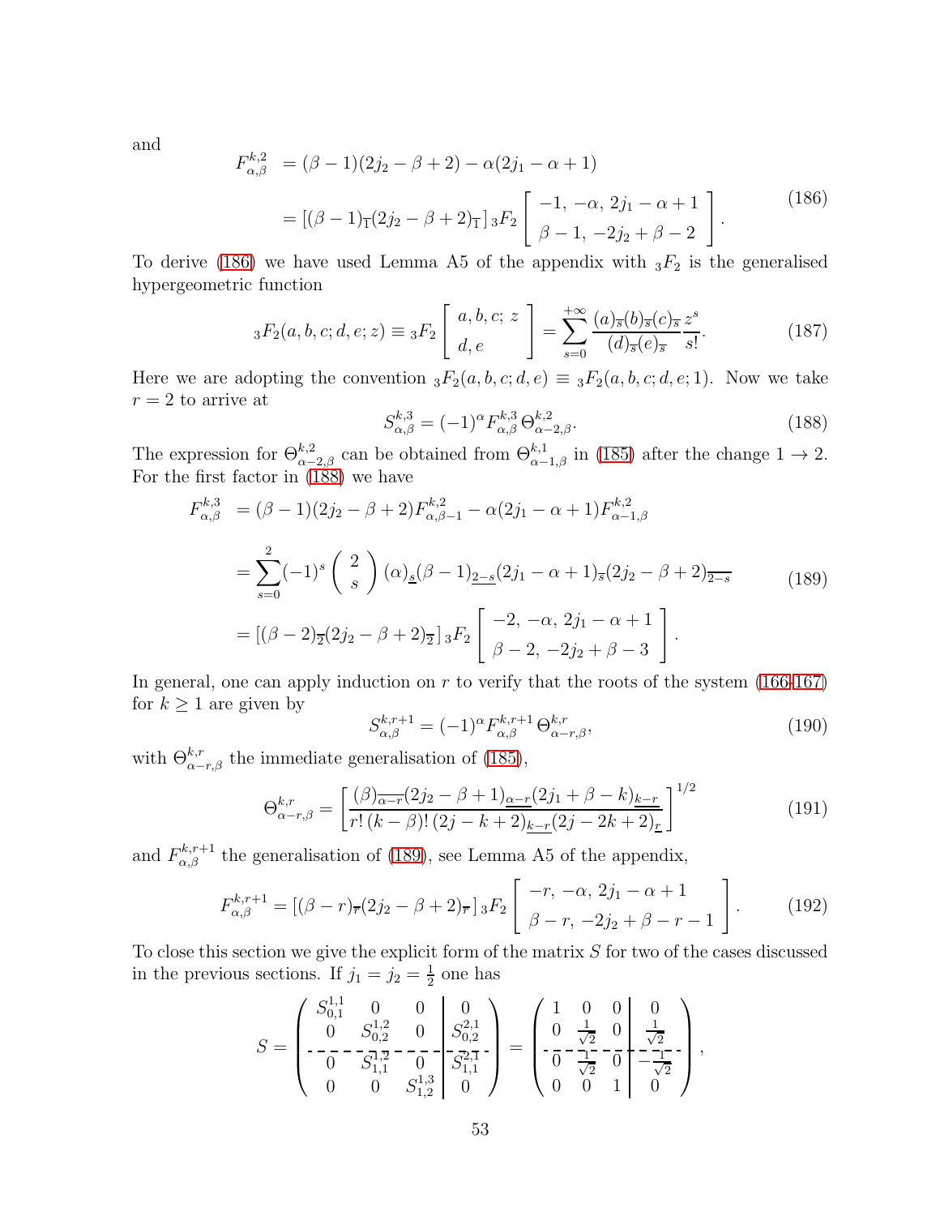and

$$
\begin{aligned}
F^{k,2}_{\alpha,\beta} &= (\beta-1)(2j_2-\beta+2) - \alpha(2j_1-\alpha+1) \\
&= [(\beta-1)_{\overline{1}}(2j_2-\beta+2)_{\overline{1}}]\, {}_3F_2\left[\begin{array}{c} -1,\, -\alpha,\, 2j_1-\alpha+1 \\ \beta-1,\, -2j_2+\beta-2 \end{array}\right].
\end{aligned}
\tag{186}
$$

To derive (186) we have used Lemma A5 of the appendix with ${}_3F_2$ is the generalised hypergeometric function

$$
{}_3F_2(a,b,c;d,e;z) \equiv {}_3F_2\left[\begin{array}{c} a,b,c;\, z \\ d,e \end{array}\right] = \sum_{s=0}^{+\infty} \frac{(a)_{\overline{s}}(b)_{\overline{s}}(c)_{\overline{s}}}{(d)_{\overline{s}}(e)_{\overline{s}}} \frac{z^s}{s!}.
\tag{187}
$$

Here we are adopting the convention ${}_3F_2(a,b,c;d,e) \equiv {}_3F_2(a,b,c;d,e;1)$. Now we take $r=2$ to arrive at

$$
S^{k,3}_{\alpha,\beta} = (-1)^\alpha F^{k,3}_{\alpha,\beta}\, \Theta^{k,2}_{\alpha-2,\beta}.
\tag{188}
$$

The expression for $\Theta^{k,2}_{\alpha-2,\beta}$ can be obtained from $\Theta^{k,1}_{\alpha-1,\beta}$ in (185) after the change $1 \to 2$. For the first factor in (188) we have

$$
\begin{aligned}
F^{k,3}_{\alpha,\beta} &= (\beta-1)(2j_2-\beta+2)F^{k,2}_{\alpha,\beta-1} - \alpha(2j_1-\alpha+1)F^{k,2}_{\alpha-1,\beta} \\
&= \sum_{s=0}^{2} (-1)^s \binom{2}{s} (\alpha)_{\underline{s}} (\beta-1)_{\underline{2-s}} (2j_1-\alpha+1)_{\overline{s}} (2j_2-\beta+2)_{\overline{2-s}} \\
&= [(\beta-2)_{\overline{2}}(2j_2-\beta+2)_{\overline{2}}]\, {}_3F_2\left[\begin{array}{c} -2,\, -\alpha,\, 2j_1-\alpha+1 \\ \beta-2,\, -2j_2+\beta-3 \end{array}\right].
\end{aligned}
\tag{189}
$$

In general, one can apply induction on $r$ to verify that the roots of the system (166-167) for $k \geq 1$ are given by

$$
S^{k,r+1}_{\alpha,\beta} = (-1)^\alpha F^{k,r+1}_{\alpha,\beta}\, \Theta^{k,r}_{\alpha-r,\beta},
\tag{190}
$$

with $\Theta^{k,r}_{\alpha-r,\beta}$ the immediate generalisation of (185),

$$
\Theta^{k,r}_{\alpha-r,\beta} = \left[\frac{(\beta)_{\overline{\alpha-r}}(2j_2-\beta+1)_{\underline{\alpha-r}}(2j_1+\beta-k)_{\underline{k-r}}}{r!\,(k-\beta)!\,(2j-k+2)_{\underline{k-r}}(2j-2k+2)_{\underline{r}}}\right]^{1/2}
\tag{191}
$$

and $F^{k,r+1}_{\alpha,\beta}$ the generalisation of (189), see Lemma A5 of the appendix,

$$
F^{k,r+1}_{\alpha,\beta} = [(\beta-r)_{\overline{r}}(2j_2-\beta+2)_{\overline{r}}]\, {}_3F_2\left[\begin{array}{c} -r,\, -\alpha,\, 2j_1-\alpha+1 \\ \beta-r,\, -2j_2+\beta-r-1 \end{array}\right].
\tag{192}
$$

To close this section we give the explicit form of the matrix $S$ for two of the cases discussed in the previous sections. If $j_1 = j_2 = \frac{1}{2}$ one has

$$
S = \left(\begin{array}{ccc|c} S^{1,1}_{0,1} & 0 & 0 & 0 \\ 0 & S^{1,2}_{0,2} & 0 & S^{2,1}_{0,2} \\ \hline 0 & S^{1,2}_{1,1} & 0 & S^{2,1}_{1,1} \\ 0 & 0 & S^{1,3}_{1,2} & 0 \end{array}\right) = \left(\begin{array}{ccc|c} 1 & 0 & 0 & 0 \\ 0 & \frac{1}{\sqrt{2}} & 0 & \frac{1}{\sqrt{2}} \\ \hline 0 & \frac{1}{\sqrt{2}} & 0 & -\frac{1}{\sqrt{2}} \\ 0 & 0 & 1 & 0 \end{array}\right),
$$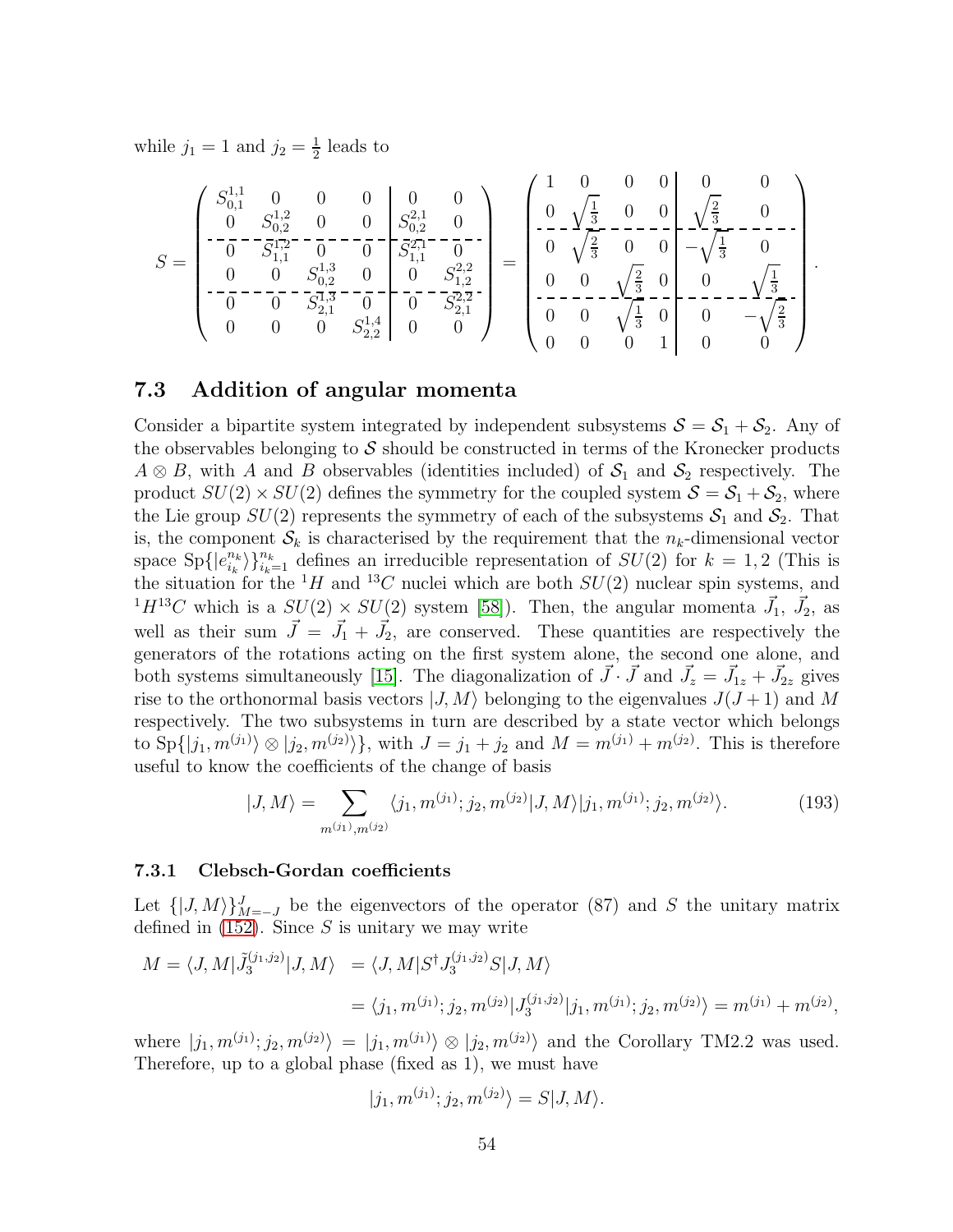while $j_1 = 1$ and $j_2 = \frac{1}{2}$ leads to

$$
S = \left(\begin{array}{cccc|cc}
S^{1,1}_{0,1} & 0 & 0 & 0 & 0 & 0 \\
0 & S^{1,2}_{0,2} & 0 & 0 & S^{2,1}_{0,2} & 0 \\
\hdashline
0 & S^{1,2}_{1,1} & 0 & 0 & S^{2,1}_{1,1} & 0 \\
0 & 0 & S^{1,3}_{0,2} & 0 & 0 & S^{2,2}_{1,2} \\
\hdashline
0 & 0 & S^{1,3}_{2,1} & 0 & 0 & S^{2,2}_{2,1} \\
0 & 0 & 0 & S^{1,4}_{2,2} & 0 & 0
\end{array}\right) = \left(\begin{array}{cccc|cc}
1 & 0 & 0 & 0 & 0 & 0 \\
0 & \sqrt{\frac{1}{3}} & 0 & 0 & \sqrt{\frac{2}{3}} & 0 \\
\hdashline
0 & \sqrt{\frac{2}{3}} & 0 & 0 & -\sqrt{\frac{1}{3}} & 0 \\
0 & 0 & \sqrt{\frac{2}{3}} & 0 & 0 & \sqrt{\frac{1}{3}} \\
\hdashline
0 & 0 & \sqrt{\frac{1}{3}} & 0 & 0 & -\sqrt{\frac{2}{3}} \\
0 & 0 & 0 & 1 & 0 & 0
\end{array}\right).
$$

## 7.3 Addition of angular momenta

Consider a bipartite system integrated by independent subsystems $\mathcal{S} = \mathcal{S}_1 + \mathcal{S}_2$. Any of the observables belonging to $\mathcal{S}$ should be constructed in terms of the Kronecker products $A \otimes B$, with $A$ and $B$ observables (identities included) of $\mathcal{S}_1$ and $\mathcal{S}_2$ respectively. The product $SU(2) \times SU(2)$ defines the symmetry for the coupled system $\mathcal{S} = \mathcal{S}_1 + \mathcal{S}_2$, where the Lie group $SU(2)$ represents the symmetry of each of the subsystems $\mathcal{S}_1$ and $\mathcal{S}_2$. That is, the component $\mathcal{S}_k$ is characterised by the requirement that the $n_k$-dimensional vector space $\mathrm{Sp}\{|e^{n_k}_{i_k}\rangle\}^{n_k}_{i_k=1}$ defines an irreducible representation of $SU(2)$ for $k = 1, 2$ (This is the situation for the $^1H$ and $^{13}C$ nuclei which are both $SU(2)$ nuclear spin systems, and $^1H^{13}C$ which is a $SU(2) \times SU(2)$ system [58]). Then, the angular momenta $\vec{J_1}$, $\vec{J_2}$, as well as their sum $\vec{J} = \vec{J_1} + \vec{J_2}$, are conserved. These quantities are respectively the generators of the rotations acting on the first system alone, the second one alone, and both systems simultaneously [15]. The diagonalization of $\vec{J} \cdot \vec{J}$ and $\vec{J}_z = \vec{J}_{1z} + \vec{J}_{2z}$ gives rise to the orthonormal basis vectors $|J, M\rangle$ belonging to the eigenvalues $J(J+1)$ and $M$ respectively. The two subsystems in turn are described by a state vector which belongs to $\mathrm{Sp}\{|j_1, m^{(j_1)}\rangle \otimes |j_2, m^{(j_2)}\rangle\}$, with $J = j_1 + j_2$ and $M = m^{(j_1)} + m^{(j_2)}$. This is therefore useful to know the coefficients of the change of basis

$$
|J, M\rangle = \sum_{m^{(j_1)}, m^{(j_2)}} \langle j_1, m^{(j_1)}; j_2, m^{(j_2)} | J, M\rangle |j_1, m^{(j_1)}; j_2, m^{(j_2)}\rangle. \tag{193}
$$

### 7.3.1 Clebsch-Gordan coefficients

Let $\{|J, M\rangle\}^J_{M=-J}$ be the eigenvectors of the operator (87) and $S$ the unitary matrix defined in (152). Since $S$ is unitary we may write

$$
\begin{aligned}
M = \langle J, M | \tilde{J}^{(j_1,j_2)}_3 | J, M\rangle &= \langle J, M | S^\dagger J^{(j_1,j_2)}_3 S | J, M\rangle \\
&= \langle j_1, m^{(j_1)}; j_2, m^{(j_2)} | J^{(j_1,j_2)}_3 | j_1, m^{(j_1)}; j_2, m^{(j_2)}\rangle = m^{(j_1)} + m^{(j_2)},
\end{aligned}
$$

where $|j_1, m^{(j_1)}; j_2, m^{(j_2)}\rangle = |j_1, m^{(j_1)}\rangle \otimes |j_2, m^{(j_2)}\rangle$ and the Corollary TM2.2 was used. Therefore, up to a global phase (fixed as 1), we must have

$$
|j_1, m^{(j_1)}; j_2, m^{(j_2)}\rangle = S|J, M\rangle.
$$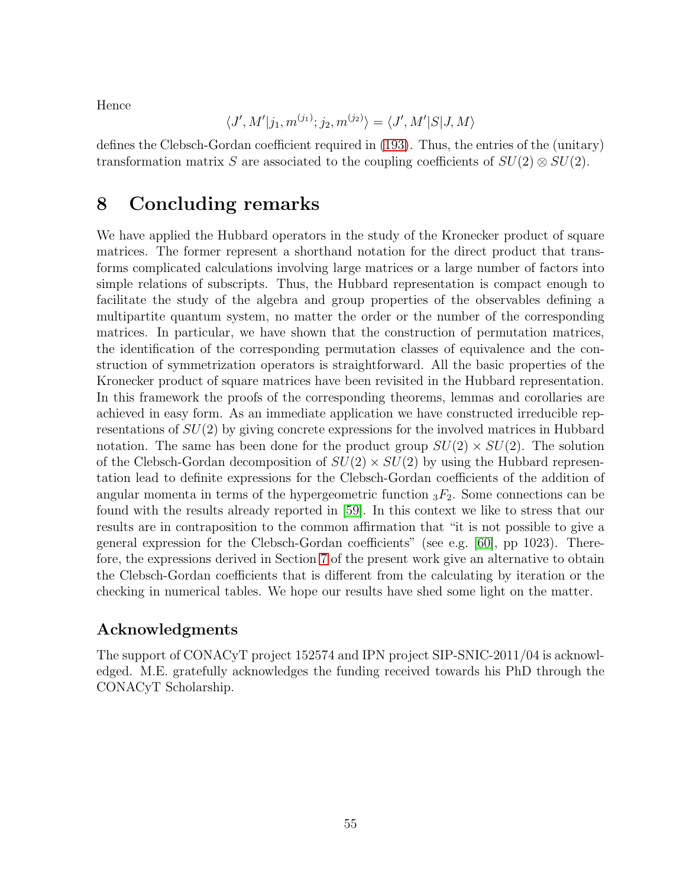Hence

$$\langle J', M' | j_1, m^{(j_1)}; j_2, m^{(j_2)} \rangle = \langle J', M' | S | J, M \rangle$$

defines the Clebsch-Gordan coefficient required in (193). Thus, the entries of the (unitary) transformation matrix $S$ are associated to the coupling coefficients of $SU(2) \otimes SU(2)$.

# 8 Concluding remarks

We have applied the Hubbard operators in the study of the Kronecker product of square matrices. The former represent a shorthand notation for the direct product that transforms complicated calculations involving large matrices or a large number of factors into simple relations of subscripts. Thus, the Hubbard representation is compact enough to facilitate the study of the algebra and group properties of the observables defining a multipartite quantum system, no matter the order or the number of the corresponding matrices. In particular, we have shown that the construction of permutation matrices, the identification of the corresponding permutation classes of equivalence and the construction of symmetrization operators is straightforward. All the basic properties of the Kronecker product of square matrices have been revisited in the Hubbard representation. In this framework the proofs of the corresponding theorems, lemmas and corollaries are achieved in easy form. As an immediate application we have constructed irreducible representations of $SU(2)$ by giving concrete expressions for the involved matrices in Hubbard notation. The same has been done for the product group $SU(2) \times SU(2)$. The solution of the Clebsch-Gordan decomposition of $SU(2) \times SU(2)$ by using the Hubbard representation lead to definite expressions for the Clebsch-Gordan coefficients of the addition of angular momenta in terms of the hypergeometric function ${}_3F_2$. Some connections can be found with the results already reported in [59]. In this context we like to stress that our results are in contraposition to the common affirmation that "it is not possible to give a general expression for the Clebsch-Gordan coefficients" (see e.g. [60], pp 1023). Therefore, the expressions derived in Section 7 of the present work give an alternative to obtain the Clebsch-Gordan coefficients that is different from the calculating by iteration or the checking in numerical tables. We hope our results have shed some light on the matter.

## Acknowledgments

The support of CONACyT project 152574 and IPN project SIP-SNIC-2011/04 is acknowledged. M.E. gratefully acknowledges the funding received towards his PhD through the CONACyT Scholarship.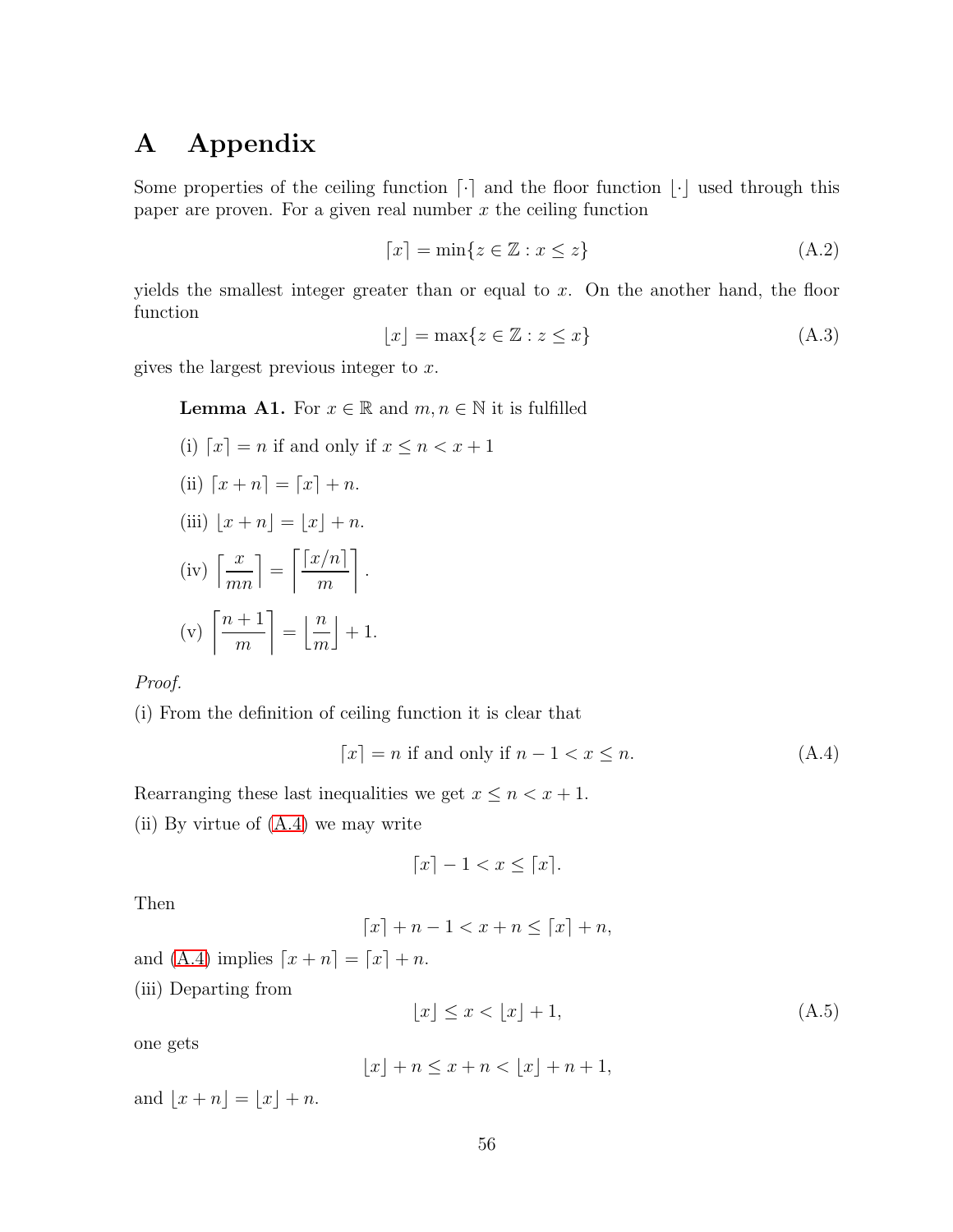# A Appendix

Some properties of the ceiling function $\lceil \cdot \rceil$ and the floor function $\lfloor \cdot \rfloor$ used through this paper are proven. For a given real number $x$ the ceiling function

$$\lceil x \rceil = \min\{z \in \mathbb{Z} : x \leq z\} \tag{A.2}$$

yields the smallest integer greater than or equal to $x$. On the another hand, the floor function

$$\lfloor x \rfloor = \max\{z \in \mathbb{Z} : z \leq x\} \tag{A.3}$$

gives the largest previous integer to $x$.

**Lemma A1.** For $x \in \mathbb{R}$ and $m, n \in \mathbb{N}$ it is fulfilled

(i) $\lceil x \rceil = n$ if and only if $x \leq n < x + 1$

(ii) $\lceil x + n \rceil = \lceil x \rceil + n$.

(iii) $\lfloor x + n \rfloor = \lfloor x \rfloor + n$.

(iv) $\left\lceil \dfrac{x}{mn} \right\rceil = \left\lceil \dfrac{\lceil x/n \rceil}{m} \right\rceil$.

(v) $\left\lceil \dfrac{n+1}{m} \right\rceil = \left\lfloor \dfrac{n}{m} \right\rfloor + 1$.

*Proof.*
(i) From the definition of ceiling function it is clear that

$$\lceil x \rceil = n \text{ if and only if } n - 1 < x \leq n. \tag{A.4}$$

Rearranging these last inequalities we get $x \leq n < x + 1$.
(ii) By virtue of (A.4) we may write

$$\lceil x \rceil - 1 < x \leq \lceil x \rceil.$$

Then

$$\lceil x \rceil + n - 1 < x + n \leq \lceil x \rceil + n,$$

and (A.4) implies $\lceil x + n \rceil = \lceil x \rceil + n$.
(iii) Departing from

$$\lfloor x \rfloor \leq x < \lfloor x \rfloor + 1, \tag{A.5}$$

one gets

$$\lfloor x \rfloor + n \leq x + n < \lfloor x \rfloor + n + 1,$$

and $\lfloor x + n \rfloor = \lfloor x \rfloor + n$.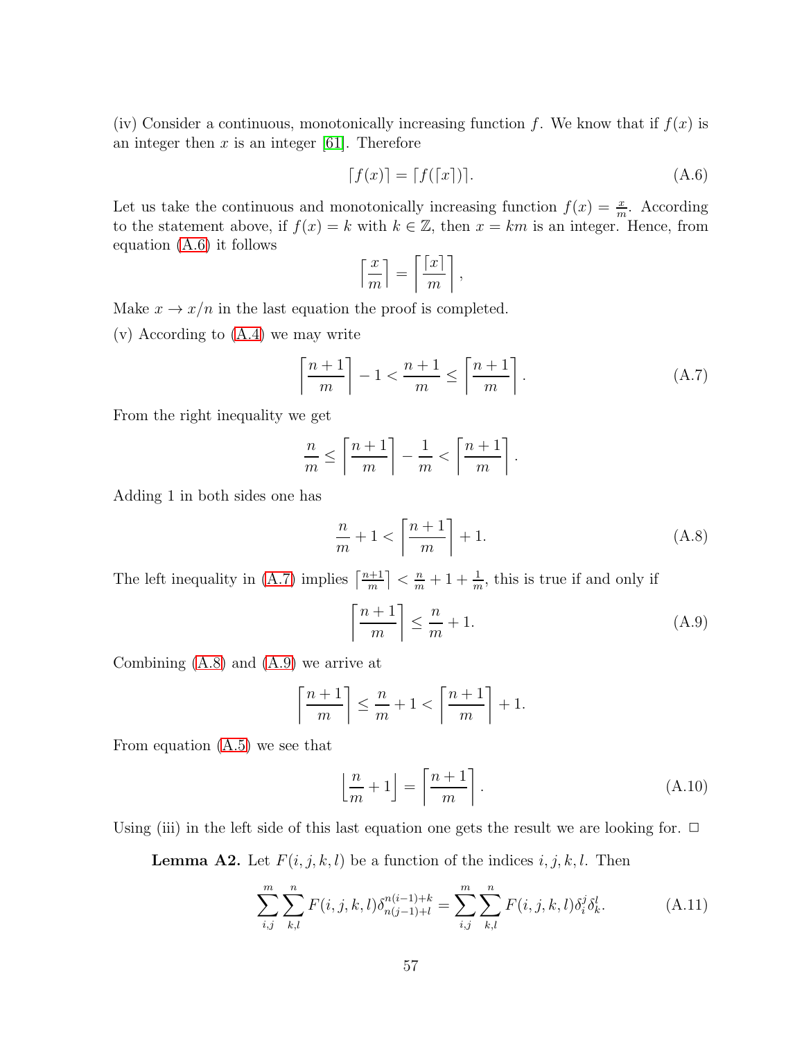(iv) Consider a continuous, monotonically increasing function $f$. We know that if $f(x)$ is an integer then $x$ is an integer [61]. Therefore

$$\lceil f(x) \rceil = \lceil f(\lceil x \rceil) \rceil. \tag{A.6}$$

Let us take the continuous and monotonically increasing function $f(x) = \frac{x}{m}$. According to the statement above, if $f(x) = k$ with $k \in \mathbb{Z}$, then $x = km$ is an integer. Hence, from equation (A.6) it follows

$$\left\lceil \frac{x}{m} \right\rceil = \left\lceil \frac{\lceil x \rceil}{m} \right\rceil,$$

Make $x \to x/n$ in the last equation the proof is completed.

(v) According to (A.4) we may write

$$\left\lceil \frac{n+1}{m} \right\rceil - 1 < \frac{n+1}{m} \leq \left\lceil \frac{n+1}{m} \right\rceil. \tag{A.7}$$

From the right inequality we get

$$\frac{n}{m} \leq \left\lceil \frac{n+1}{m} \right\rceil - \frac{1}{m} < \left\lceil \frac{n+1}{m} \right\rceil.$$

Adding 1 in both sides one has

$$\frac{n}{m} + 1 < \left\lceil \frac{n+1}{m} \right\rceil + 1. \tag{A.8}$$

The left inequality in (A.7) implies $\left\lceil \frac{n+1}{m} \right\rceil < \frac{n}{m} + 1 + \frac{1}{m}$, this is true if and only if

$$\left\lceil \frac{n+1}{m} \right\rceil \leq \frac{n}{m} + 1. \tag{A.9}$$

Combining (A.8) and (A.9) we arrive at

$$\left\lceil \frac{n+1}{m} \right\rceil \leq \frac{n}{m} + 1 < \left\lceil \frac{n+1}{m} \right\rceil + 1.$$

From equation (A.5) we see that

$$\left\lfloor \frac{n}{m} + 1 \right\rfloor = \left\lceil \frac{n+1}{m} \right\rceil. \tag{A.10}$$

Using (iii) in the left side of this last equation one gets the result we are looking for. □

**Lemma A2.** Let $F(i, j, k, l)$ be a function of the indices $i, j, k, l$. Then

$$\sum_{i,j}^{m} \sum_{k,l}^{n} F(i, j, k, l) \delta_{n(j-1)+l}^{n(i-1)+k} = \sum_{i,j}^{m} \sum_{k,l}^{n} F(i, j, k, l) \delta_i^j \delta_k^l. \tag{A.11}$$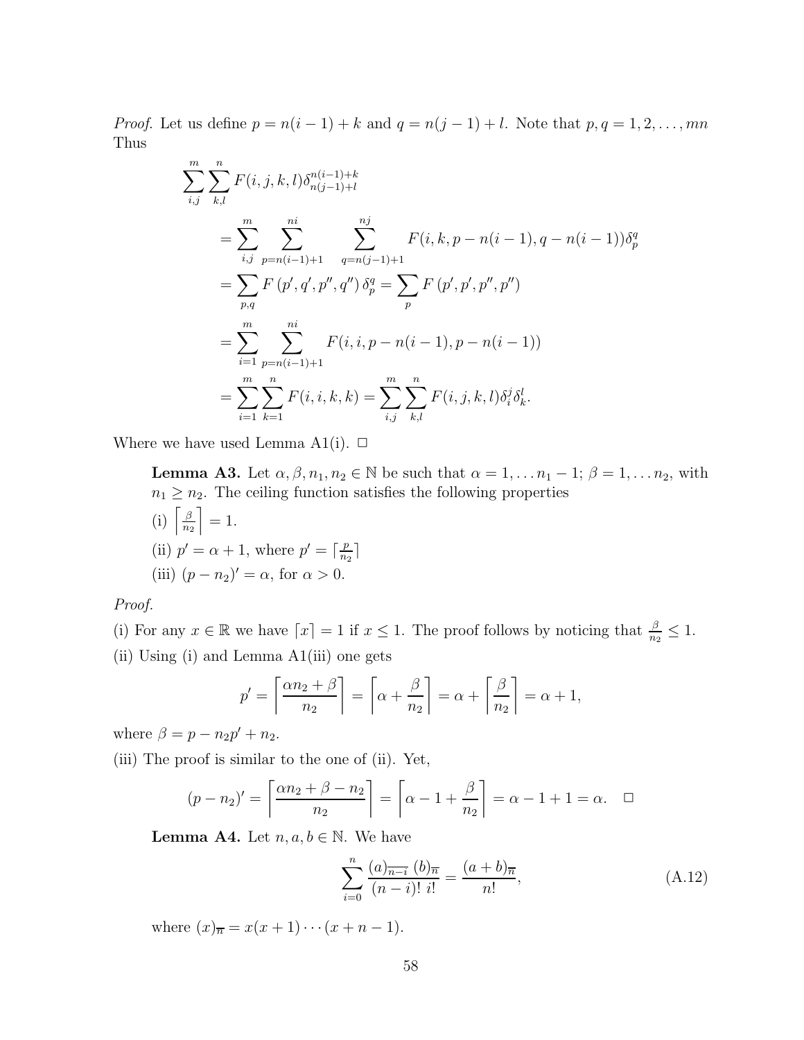*Proof.* Let us define $p = n(i-1)+k$ and $q = n(j-1)+l$. Note that $p, q = 1, 2, \ldots, mn$ Thus

$$
\begin{aligned}
\sum_{i,j}^{m}\sum_{k,l}^{n} & F(i,j,k,l)\delta_{n(j-1)+l}^{n(i-1)+k} \\
&= \sum_{i,j}^{m} \sum_{p=n(i-1)+1}^{ni} \sum_{q=n(j-1)+1}^{nj} F(i,k,p-n(i-1),q-n(i-1))\delta_p^q \\
&= \sum_{p,q} F\left(p', q', p'', q''\right)\delta_p^q = \sum_{p} F\left(p', p', p'', p''\right) \\
&= \sum_{i=1}^{m} \sum_{p=n(i-1)+1}^{ni} F(i,i,p-n(i-1),p-n(i-1)) \\
&= \sum_{i=1}^{m}\sum_{k=1}^{n} F(i,i,k,k) = \sum_{i,j}^{m}\sum_{k,l}^{n} F(i,j,k,l)\delta_i^j\delta_k^l.
\end{aligned}
$$

Where we have used Lemma A1(i). □

**Lemma A3.** Let $\alpha, \beta, n_1, n_2 \in \mathbb{N}$ be such that $\alpha = 1, \ldots n_1 - 1$; $\beta = 1, \ldots n_2$, with $n_1 \geq n_2$. The ceiling function satisfies the following properties

(i) $\left\lceil \frac{\beta}{n_2} \right\rceil = 1$.

(ii) $p' = \alpha + 1$, where $p' = \lceil \frac{p}{n_2} \rceil$

(iii) $(p - n_2)' = \alpha$, for $\alpha > 0$.

*Proof.*

(i) For any $x \in \mathbb{R}$ we have $\lceil x \rceil = 1$ if $x \leq 1$. The proof follows by noticing that $\frac{\beta}{n_2} \leq 1$.

(ii) Using (i) and Lemma A1(iii) one gets

$$
p' = \left\lceil \frac{\alpha n_2 + \beta}{n_2} \right\rceil = \left\lceil \alpha + \frac{\beta}{n_2} \right\rceil = \alpha + \left\lceil \frac{\beta}{n_2} \right\rceil = \alpha + 1,
$$

where $\beta = p - n_2 p' + n_2$.

(iii) The proof is similar to the one of (ii). Yet,

$$
(p - n_2)' = \left\lceil \frac{\alpha n_2 + \beta - n_2}{n_2} \right\rceil = \left\lceil \alpha - 1 + \frac{\beta}{n_2} \right\rceil = \alpha - 1 + 1 = \alpha. \quad \square
$$

**Lemma A4.** Let $n, a, b \in \mathbb{N}$. We have

$$
\sum_{i=0}^{n} \frac{(a)_{\overline{n-i}}\,(b)_{\overline{n}}}{(n-i)!\; i!} = \frac{(a+b)_{\overline{n}}}{n!}, \tag{A.12}
$$

where $(x)_{\overline{n}} = x(x+1)\cdots(x+n-1)$.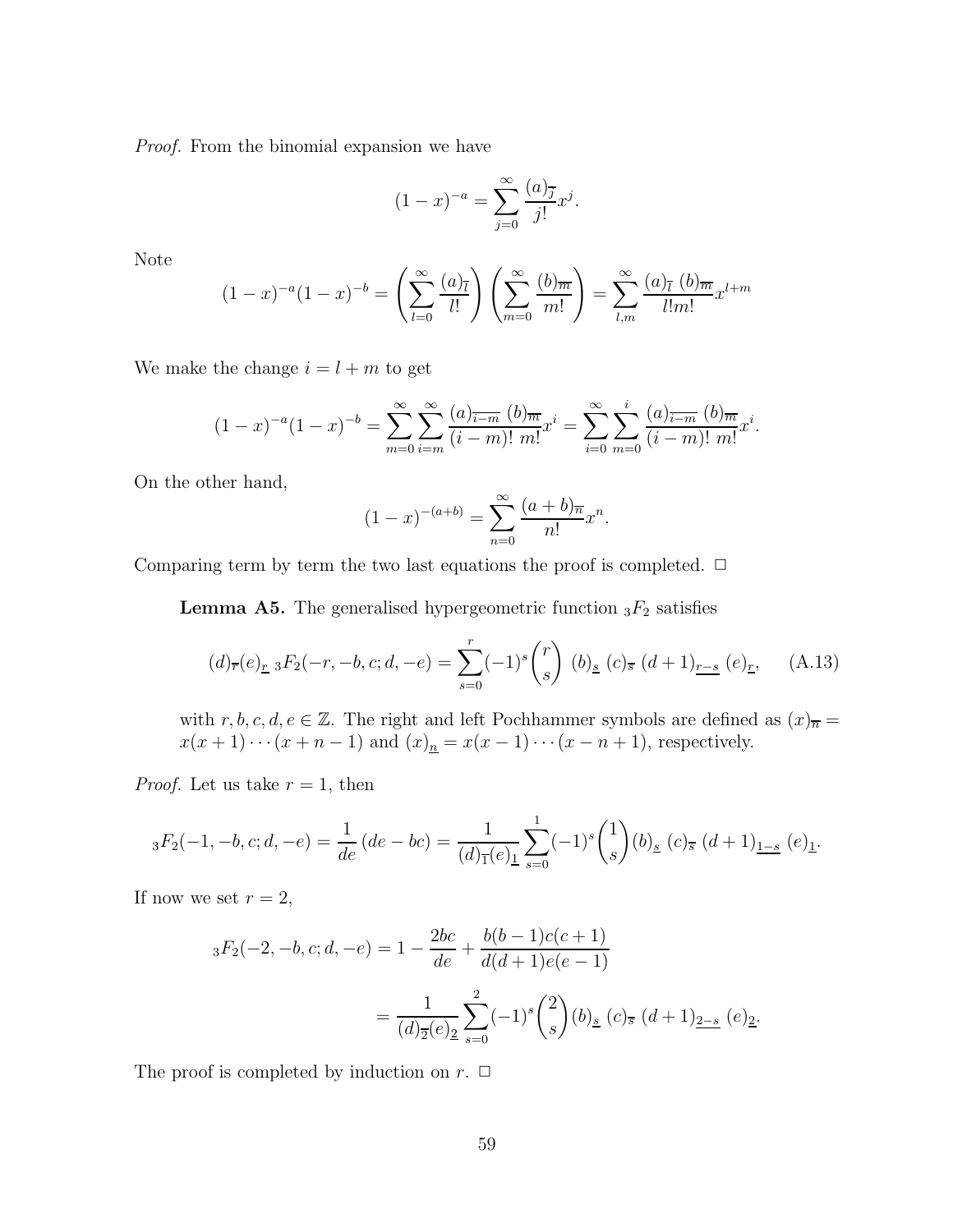*Proof.* From the binomial expansion we have

$$(1-x)^{-a} = \sum_{j=0}^{\infty} \frac{(a)_{\overline{j}}}{j!} x^j.$$

Note

$$(1-x)^{-a}(1-x)^{-b} = \left(\sum_{l=0}^{\infty} \frac{(a)_{\overline{l}}}{l!}\right)\left(\sum_{m=0}^{\infty} \frac{(b)_{\overline{m}}}{m!}\right) = \sum_{l,m}^{\infty} \frac{(a)_{\overline{l}}\ (b)_{\overline{m}}}{l!m!} x^{l+m}$$

We make the change $i = l + m$ to get

$$(1-x)^{-a}(1-x)^{-b} = \sum_{m=0}^{\infty}\sum_{i=m}^{\infty} \frac{(a)_{\overline{i-m}}\ (b)_{\overline{m}}}{(i-m)!\ m!} x^i = \sum_{i=0}^{\infty}\sum_{m=0}^{i} \frac{(a)_{\overline{i-m}}\ (b)_{\overline{m}}}{(i-m)!\ m!} x^i.$$

On the other hand,

$$(1-x)^{-(a+b)} = \sum_{n=0}^{\infty} \frac{(a+b)_{\overline{n}}}{n!} x^n.$$

Comparing term by term the two last equations the proof is completed. □

**Lemma A5.** The generalised hypergeometric function ${}_3F_2$ satisfies

$$(d)_{\overline{r}}(e)_{\underline{r}}\ {}_3F_2(-r,-b,c;d,-e) = \sum_{s=0}^{r}(-1)^s \binom{r}{s}\ (b)_{\underline{s}}\ (c)_{\overline{s}}\ (d+1)_{\underline{r-s}}\ (e)_{\underline{r}}, \qquad \text{(A.13)}$$

with $r, b, c, d, e \in \mathbb{Z}$. The right and left Pochhammer symbols are defined as $(x)_{\overline{n}} = x(x+1)\cdots(x+n-1)$ and $(x)_{\underline{n}} = x(x-1)\cdots(x-n+1)$, respectively.

*Proof.* Let us take $r = 1$, then

$${}_3F_2(-1,-b,c;d,-e) = \frac{1}{de}\,(de - bc) = \frac{1}{(d)_{\overline{1}}(e)_{\underline{1}}} \sum_{s=0}^{1}(-1)^s \binom{1}{s} (b)_{\underline{s}}\ (c)_{\overline{s}}\ (d+1)_{\underline{1-s}}\ (e)_{\underline{1}}.$$

If now we set $r = 2$,

$${}_3F_2(-2,-b,c;d,-e) = 1 - \frac{2bc}{de} + \frac{b(b-1)c(c+1)}{d(d+1)e(e-1)}$$

$$= \frac{1}{(d)_{\overline{2}}(e)_{\underline{2}}} \sum_{s=0}^{2}(-1)^s \binom{2}{s} (b)_{\underline{s}}\ (c)_{\overline{s}}\ (d+1)_{\underline{2-s}}\ (e)_{\underline{2}}.$$

The proof is completed by induction on $r$. □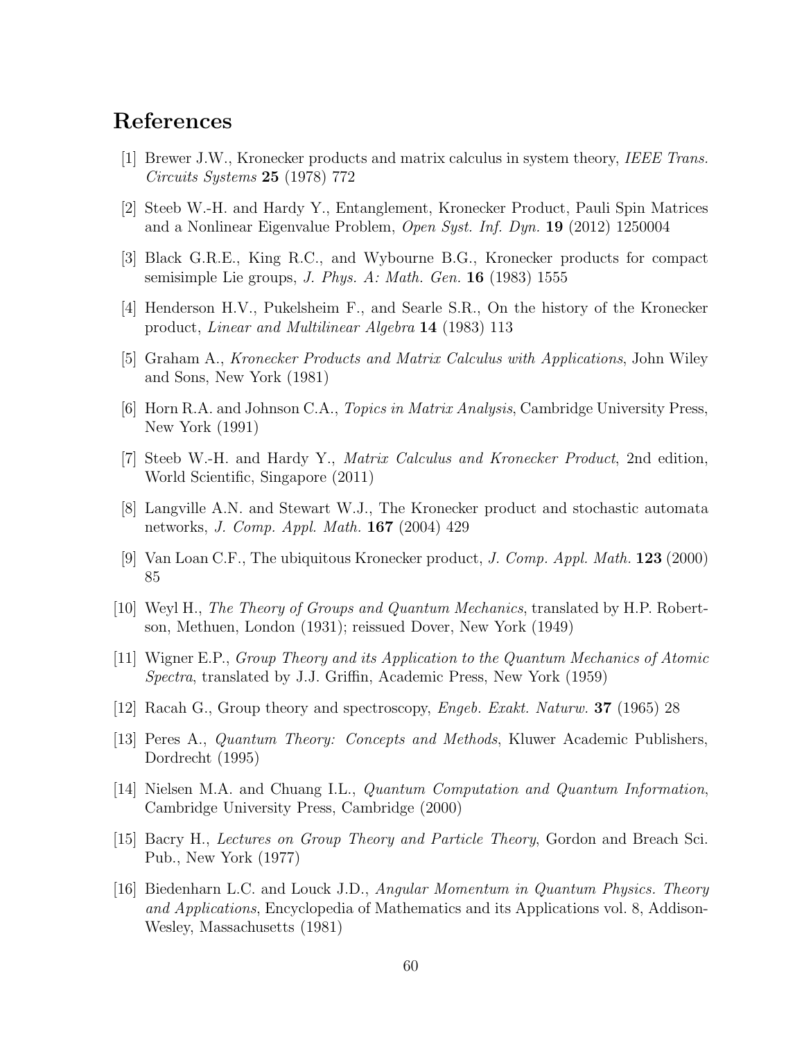# References

[1] Brewer J.W., Kronecker products and matrix calculus in system theory, *IEEE Trans. Circuits Systems* **25** (1978) 772

[2] Steeb W.-H. and Hardy Y., Entanglement, Kronecker Product, Pauli Spin Matrices and a Nonlinear Eigenvalue Problem, *Open Syst. Inf. Dyn.* **19** (2012) 1250004

[3] Black G.R.E., King R.C., and Wybourne B.G., Kronecker products for compact semisimple Lie groups, *J. Phys. A: Math. Gen.* **16** (1983) 1555

[4] Henderson H.V., Pukelsheim F., and Searle S.R., On the history of the Kronecker product, *Linear and Multilinear Algebra* **14** (1983) 113

[5] Graham A., *Kronecker Products and Matrix Calculus with Applications*, John Wiley and Sons, New York (1981)

[6] Horn R.A. and Johnson C.A., *Topics in Matrix Analysis*, Cambridge University Press, New York (1991)

[7] Steeb W.-H. and Hardy Y., *Matrix Calculus and Kronecker Product*, 2nd edition, World Scientific, Singapore (2011)

[8] Langville A.N. and Stewart W.J., The Kronecker product and stochastic automata networks, *J. Comp. Appl. Math.* **167** (2004) 429

[9] Van Loan C.F., The ubiquitous Kronecker product, *J. Comp. Appl. Math.* **123** (2000) 85

[10] Weyl H., *The Theory of Groups and Quantum Mechanics*, translated by H.P. Robertson, Methuen, London (1931); reissued Dover, New York (1949)

[11] Wigner E.P., *Group Theory and its Application to the Quantum Mechanics of Atomic Spectra*, translated by J.J. Griffin, Academic Press, New York (1959)

[12] Racah G., Group theory and spectroscopy, *Engeb. Exakt. Naturw.* **37** (1965) 28

[13] Peres A., *Quantum Theory: Concepts and Methods*, Kluwer Academic Publishers, Dordrecht (1995)

[14] Nielsen M.A. and Chuang I.L., *Quantum Computation and Quantum Information*, Cambridge University Press, Cambridge (2000)

[15] Bacry H., *Lectures on Group Theory and Particle Theory*, Gordon and Breach Sci. Pub., New York (1977)

[16] Biedenharn L.C. and Louck J.D., *Angular Momentum in Quantum Physics. Theory and Applications*, Encyclopedia of Mathematics and its Applications vol. 8, Addison-Wesley, Massachusetts (1981)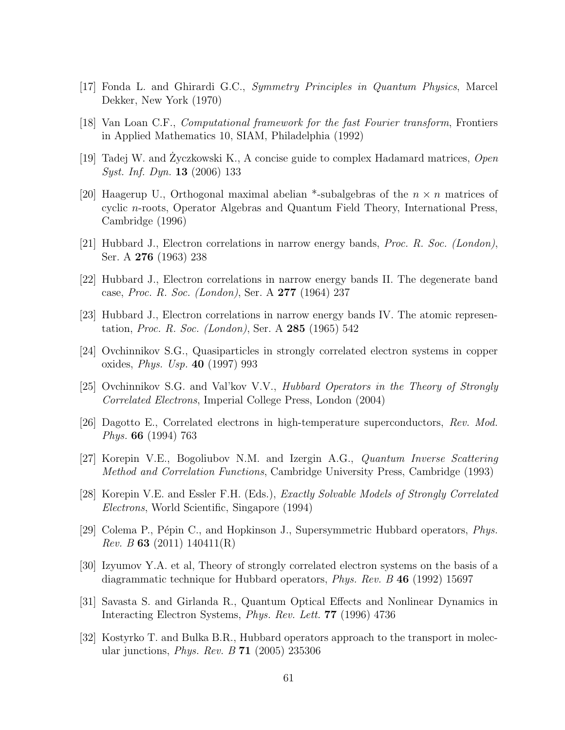[17] Fonda L. and Ghirardi G.C., *Symmetry Principles in Quantum Physics*, Marcel Dekker, New York (1970)

[18] Van Loan C.F., *Computational framework for the fast Fourier transform*, Frontiers in Applied Mathematics 10, SIAM, Philadelphia (1992)

[19] Tadej W. and Życzkowski K., A concise guide to complex Hadamard matrices, *Open Syst. Inf. Dyn.* **13** (2006) 133

[20] Haagerup U., Orthogonal maximal abelian *-subalgebras of the $n \times n$ matrices of cyclic $n$-roots, Operator Algebras and Quantum Field Theory, International Press, Cambridge (1996)

[21] Hubbard J., Electron correlations in narrow energy bands, *Proc. R. Soc. (London)*, Ser. A **276** (1963) 238

[22] Hubbard J., Electron correlations in narrow energy bands II. The degenerate band case, *Proc. R. Soc. (London)*, Ser. A **277** (1964) 237

[23] Hubbard J., Electron correlations in narrow energy bands IV. The atomic representation, *Proc. R. Soc. (London)*, Ser. A **285** (1965) 542

[24] Ovchinnikov S.G., Quasiparticles in strongly correlated electron systems in copper oxides, *Phys. Usp.* **40** (1997) 993

[25] Ovchinnikov S.G. and Val'kov V.V., *Hubbard Operators in the Theory of Strongly Correlated Electrons*, Imperial College Press, London (2004)

[26] Dagotto E., Correlated electrons in high-temperature superconductors, *Rev. Mod. Phys.* **66** (1994) 763

[27] Korepin V.E., Bogoliubov N.M. and Izergin A.G., *Quantum Inverse Scattering Method and Correlation Functions*, Cambridge University Press, Cambridge (1993)

[28] Korepin V.E. and Essler F.H. (Eds.), *Exactly Solvable Models of Strongly Correlated Electrons*, World Scientific, Singapore (1994)

[29] Colema P., Pépin C., and Hopkinson J., Supersymmetric Hubbard operators, *Phys. Rev. B* **63** (2011) 140411(R)

[30] Izyumov Y.A. et al, Theory of strongly correlated electron systems on the basis of a diagrammatic technique for Hubbard operators, *Phys. Rev. B* **46** (1992) 15697

[31] Savasta S. and Girlanda R., Quantum Optical Effects and Nonlinear Dynamics in Interacting Electron Systems, *Phys. Rev. Lett.* **77** (1996) 4736

[32] Kostyrko T. and Bulka B.R., Hubbard operators approach to the transport in molecular junctions, *Phys. Rev. B* **71** (2005) 235306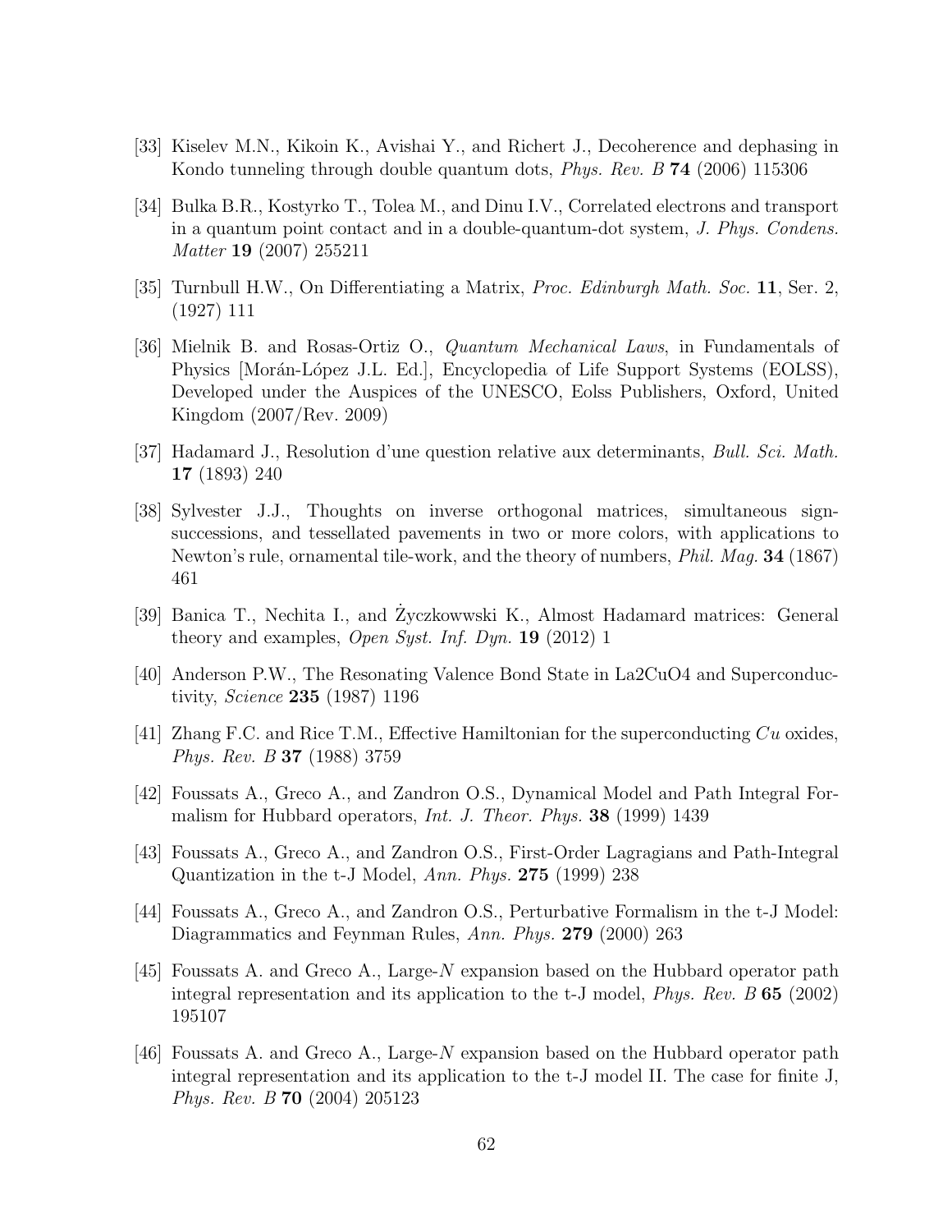[33] Kiselev M.N., Kikoin K., Avishai Y., and Richert J., Decoherence and dephasing in Kondo tunneling through double quantum dots, *Phys. Rev. B* **74** (2006) 115306

[34] Bulka B.R., Kostyrko T., Tolea M., and Dinu I.V., Correlated electrons and transport in a quantum point contact and in a double-quantum-dot system, *J. Phys. Condens. Matter* **19** (2007) 255211

[35] Turnbull H.W., On Differentiating a Matrix, *Proc. Edinburgh Math. Soc.* **11**, Ser. 2, (1927) 111

[36] Mielnik B. and Rosas-Ortiz O., *Quantum Mechanical Laws*, in Fundamentals of Physics [Morán-López J.L. Ed.], Encyclopedia of Life Support Systems (EOLSS), Developed under the Auspices of the UNESCO, Eolss Publishers, Oxford, United Kingdom (2007/Rev. 2009)

[37] Hadamard J., Resolution d'une question relative aux determinants, *Bull. Sci. Math.* **17** (1893) 240

[38] Sylvester J.J., Thoughts on inverse orthogonal matrices, simultaneous sign-successions, and tessellated pavements in two or more colors, with applications to Newton's rule, ornamental tile-work, and the theory of numbers, *Phil. Mag.* **34** (1867) 461

[39] Banica T., Nechita I., and Życzkowwski K., Almost Hadamard matrices: General theory and examples, *Open Syst. Inf. Dyn.* **19** (2012) 1

[40] Anderson P.W., The Resonating Valence Bond State in La2CuO4 and Superconductivity, *Science* **235** (1987) 1196

[41] Zhang F.C. and Rice T.M., Effective Hamiltonian for the superconducting $Cu$ oxides, *Phys. Rev. B* **37** (1988) 3759

[42] Foussats A., Greco A., and Zandron O.S., Dynamical Model and Path Integral Formalism for Hubbard operators, *Int. J. Theor. Phys.* **38** (1999) 1439

[43] Foussats A., Greco A., and Zandron O.S., First-Order Lagragians and Path-Integral Quantization in the t-J Model, *Ann. Phys.* **275** (1999) 238

[44] Foussats A., Greco A., and Zandron O.S., Perturbative Formalism in the t-J Model: Diagrammatics and Feynman Rules, *Ann. Phys.* **279** (2000) 263

[45] Foussats A. and Greco A., Large-$N$ expansion based on the Hubbard operator path integral representation and its application to the t-J model, *Phys. Rev. B* **65** (2002) 195107

[46] Foussats A. and Greco A., Large-$N$ expansion based on the Hubbard operator path integral representation and its application to the t-J model II. The case for finite J, *Phys. Rev. B* **70** (2004) 205123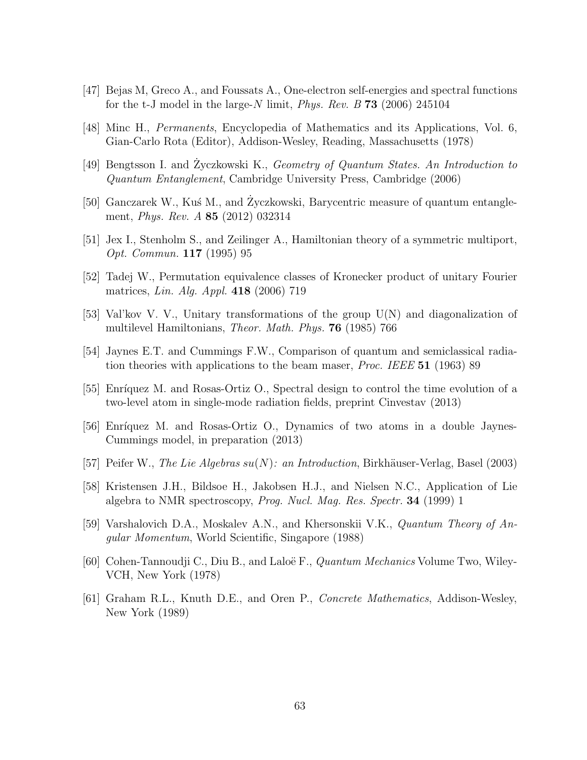[47] Bejas M, Greco A., and Foussats A., One-electron self-energies and spectral functions for the t-J model in the large-$N$ limit, *Phys. Rev. B* **73** (2006) 245104

[48] Minc H., *Permanents*, Encyclopedia of Mathematics and its Applications, Vol. 6, Gian-Carlo Rota (Editor), Addison-Wesley, Reading, Massachusetts (1978)

[49] Bengtsson I. and Życzkowski K., *Geometry of Quantum States. An Introduction to Quantum Entanglement*, Cambridge University Press, Cambridge (2006)

[50] Ganczarek W., Kuś M., and Życzkowski, Barycentric measure of quantum entanglement, *Phys. Rev. A* **85** (2012) 032314

[51] Jex I., Stenholm S., and Zeilinger A., Hamiltonian theory of a symmetric multiport, *Opt. Commun.* **117** (1995) 95

[52] Tadej W., Permutation equivalence classes of Kronecker product of unitary Fourier matrices, *Lin. Alg. Appl.* **418** (2006) 719

[53] Val'kov V. V., Unitary transformations of the group U(N) and diagonalization of multilevel Hamiltonians, *Theor. Math. Phys.* **76** (1985) 766

[54] Jaynes E.T. and Cummings F.W., Comparison of quantum and semiclassical radiation theories with applications to the beam maser, *Proc. IEEE* **51** (1963) 89

[55] Enríquez M. and Rosas-Ortiz O., Spectral design to control the time evolution of a two-level atom in single-mode radiation fields, preprint Cinvestav (2013)

[56] Enríquez M. and Rosas-Ortiz O., Dynamics of two atoms in a double Jaynes-Cummings model, in preparation (2013)

[57] Peifer W., *The Lie Algebras su($N$): an Introduction*, Birkhäuser-Verlag, Basel (2003)

[58] Kristensen J.H., Bildsoe H., Jakobsen H.J., and Nielsen N.C., Application of Lie algebra to NMR spectroscopy, *Prog. Nucl. Mag. Res. Spectr.* **34** (1999) 1

[59] Varshalovich D.A., Moskalev A.N., and Khersonskii V.K., *Quantum Theory of Angular Momentum*, World Scientific, Singapore (1988)

[60] Cohen-Tannoudji C., Diu B., and Laloë F., *Quantum Mechanics* Volume Two, Wiley-VCH, New York (1978)

[61] Graham R.L., Knuth D.E., and Oren P., *Concrete Mathematics*, Addison-Wesley, New York (1989)